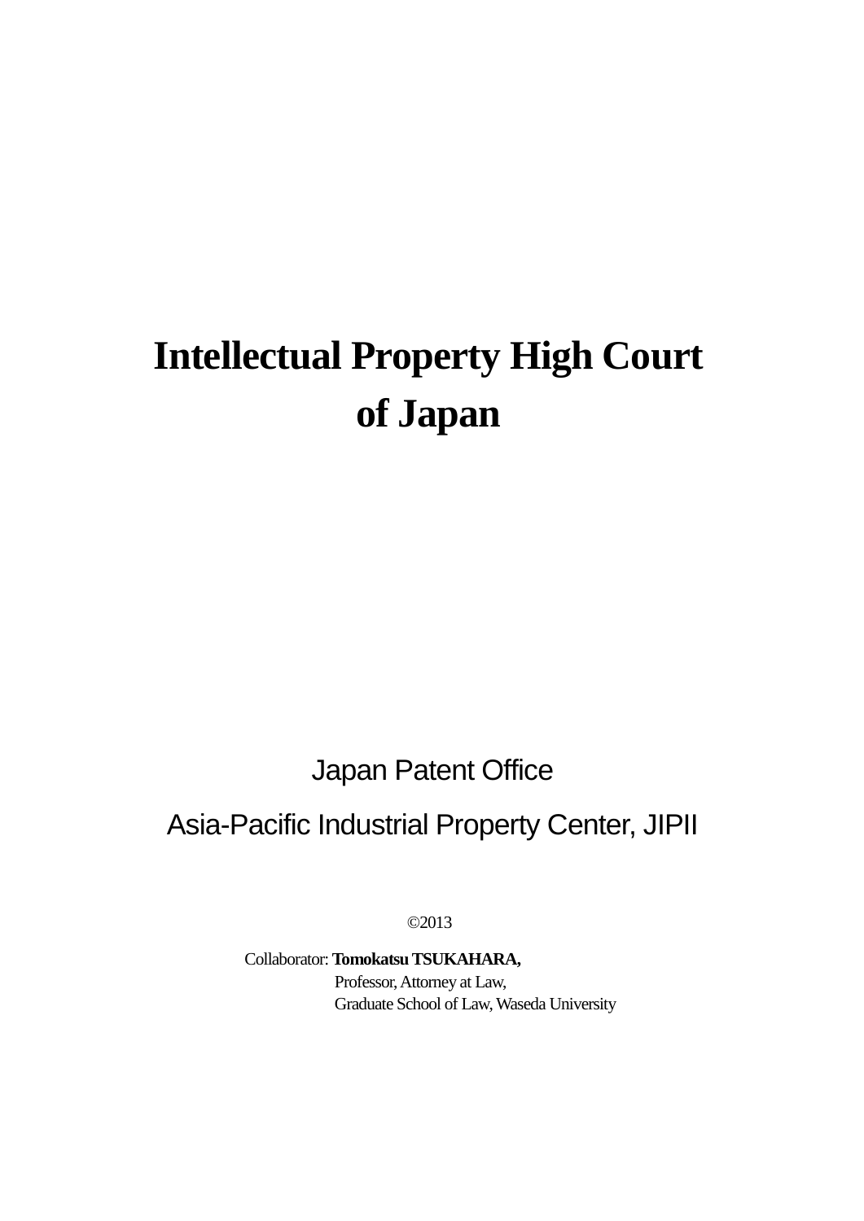# Intellectual Property High Court of Japan

Japan Patent Office

Asia-Pacific Industrial Property Center, JIPII

©2013

Collaborator: **Tomokatsu TSUKAHARA,**
Professor, Attorney at Law,
Graduate School of Law, Waseda University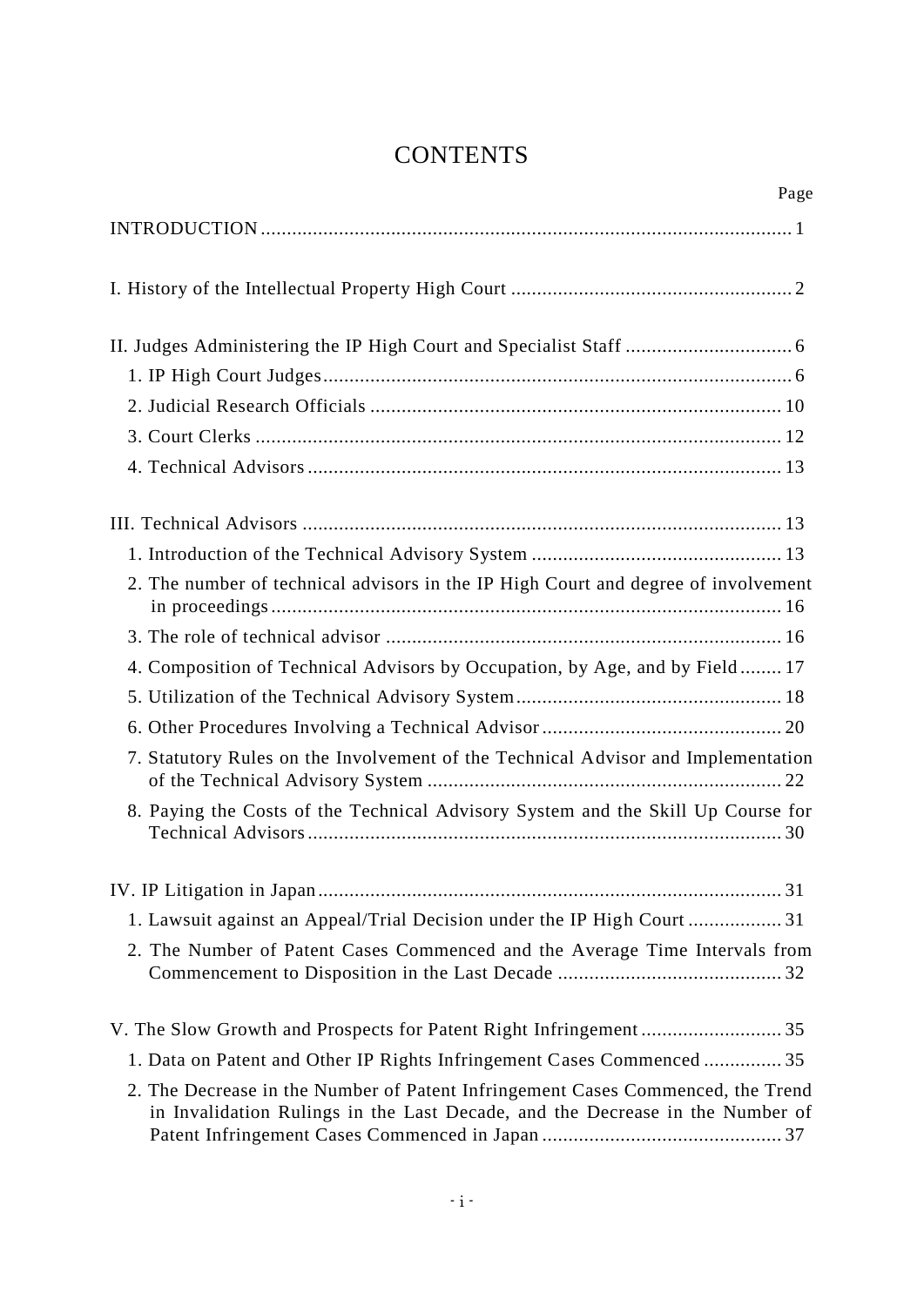# CONTENTS

Page

INTRODUCTION ..................................................................................................... 1

I. History of the Intellectual Property High Court ...................................................... 2

II. Judges Administering the IP High Court and Specialist Staff ................................ 6

1. IP High Court Judges......................................................................................... 6
2. Judicial Research Officials ............................................................................... 10
3. Court Clerks ..................................................................................................... 12
4. Technical Advisors ........................................................................................... 13

III. Technical Advisors ............................................................................................ 13

1. Introduction of the Technical Advisory System ................................................ 13
2. The number of technical advisors in the IP High Court and degree of involvement in proceedings .................................................................................................. 16
3. The role of technical advisor ............................................................................ 16
4. Composition of Technical Advisors by Occupation, by Age, and by Field ........ 17
5. Utilization of the Technical Advisory System ................................................... 18
6. Other Procedures Involving a Technical Advisor .............................................. 20
7. Statutory Rules on the Involvement of the Technical Advisor and Implementation of the Technical Advisory System .................................................................... 22
8. Paying the Costs of the Technical Advisory System and the Skill Up Course for Technical Advisors ........................................................................................... 30

IV. IP Litigation in Japan......................................................................................... 31

1. Lawsuit against an Appeal/Trial Decision under the IP High Court .................. 31
2. The Number of Patent Cases Commenced and the Average Time Intervals from Commencement to Disposition in the Last Decade ........................................... 32

V. The Slow Growth and Prospects for Patent Right Infringement ........................... 35

1. Data on Patent and Other IP Rights Infringement Cases Commenced ............... 35
2. The Decrease in the Number of Patent Infringement Cases Commenced, the Trend in Invalidation Rulings in the Last Decade, and the Decrease in the Number of Patent Infringement Cases Commenced in Japan .............................................. 37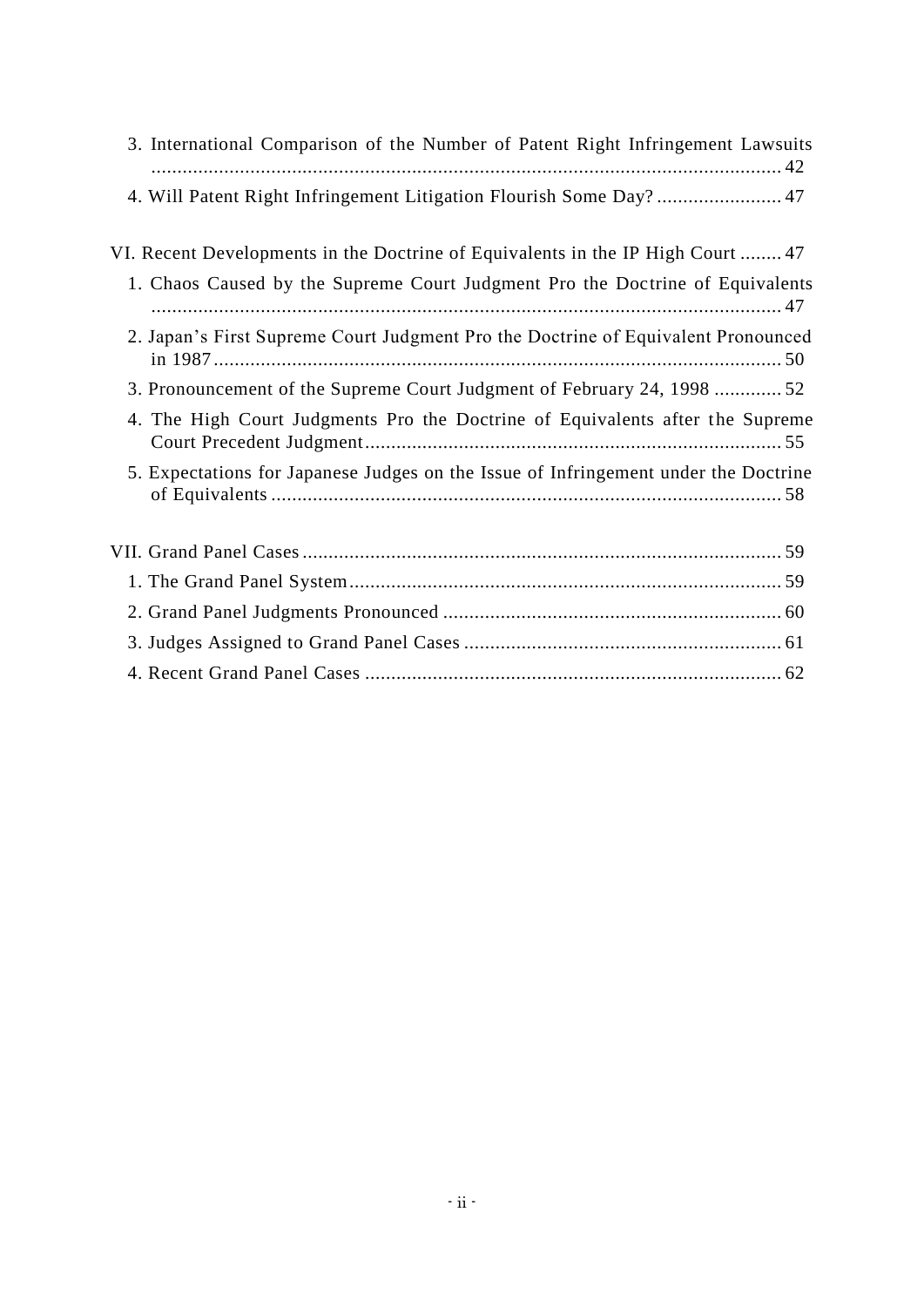3. International Comparison of the Number of Patent Right Infringement Lawsuits ........................................................................................................................ 42

4. Will Patent Right Infringement Litigation Flourish Some Day? ........................ 47

VI. Recent Developments in the Doctrine of Equivalents in the IP High Court ........ 47

1. Chaos Caused by the Supreme Court Judgment Pro the Doctrine of Equivalents ........................................................................................................................ 47

2. Japan's First Supreme Court Judgment Pro the Doctrine of Equivalent Pronounced in 1987 ............................................................................................................. 50

3. Pronouncement of the Supreme Court Judgment of February 24, 1998 ............. 52

4. The High Court Judgments Pro the Doctrine of Equivalents after the Supreme Court Precedent Judgment ................................................................................ 55

5. Expectations for Japanese Judges on the Issue of Infringement under the Doctrine of Equivalents .................................................................................................. 58

VII. Grand Panel Cases ............................................................................................ 59

1. The Grand Panel System ................................................................................... 59

2. Grand Panel Judgments Pronounced ................................................................. 60

3. Judges Assigned to Grand Panel Cases ............................................................. 61

4. Recent Grand Panel Cases ................................................................................ 62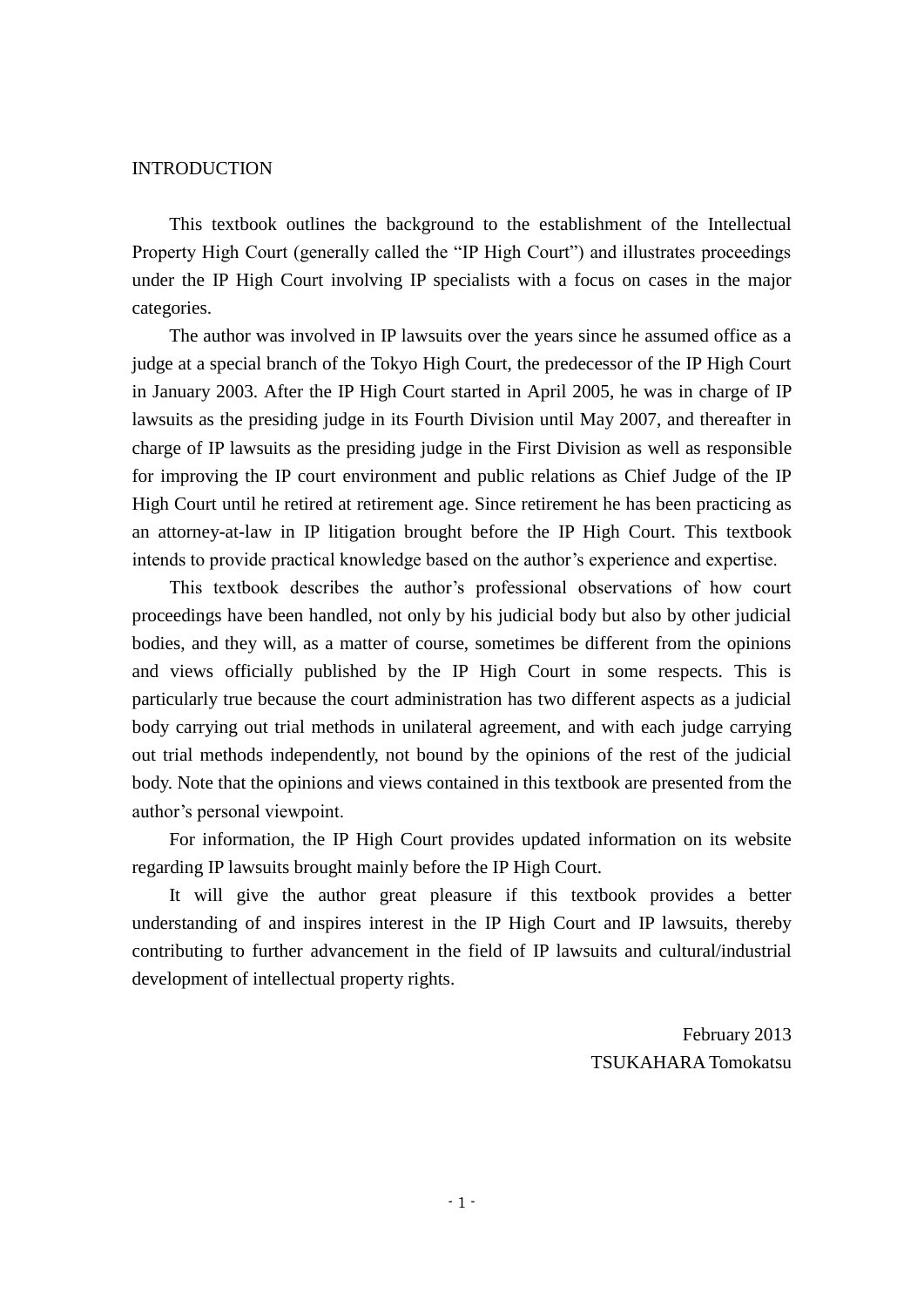# INTRODUCTION

This textbook outlines the background to the establishment of the Intellectual Property High Court (generally called the "IP High Court") and illustrates proceedings under the IP High Court involving IP specialists with a focus on cases in the major categories.

The author was involved in IP lawsuits over the years since he assumed office as a judge at a special branch of the Tokyo High Court, the predecessor of the IP High Court in January 2003. After the IP High Court started in April 2005, he was in charge of IP lawsuits as the presiding judge in its Fourth Division until May 2007, and thereafter in charge of IP lawsuits as the presiding judge in the First Division as well as responsible for improving the IP court environment and public relations as Chief Judge of the IP High Court until he retired at retirement age. Since retirement he has been practicing as an attorney-at-law in IP litigation brought before the IP High Court. This textbook intends to provide practical knowledge based on the author's experience and expertise.

This textbook describes the author's professional observations of how court proceedings have been handled, not only by his judicial body but also by other judicial bodies, and they will, as a matter of course, sometimes be different from the opinions and views officially published by the IP High Court in some respects. This is particularly true because the court administration has two different aspects as a judicial body carrying out trial methods in unilateral agreement, and with each judge carrying out trial methods independently, not bound by the opinions of the rest of the judicial body. Note that the opinions and views contained in this textbook are presented from the author's personal viewpoint.

For information, the IP High Court provides updated information on its website regarding IP lawsuits brought mainly before the IP High Court.

It will give the author great pleasure if this textbook provides a better understanding of and inspires interest in the IP High Court and IP lawsuits, thereby contributing to further advancement in the field of IP lawsuits and cultural/industrial development of intellectual property rights.

February 2013
TSUKAHARA Tomokatsu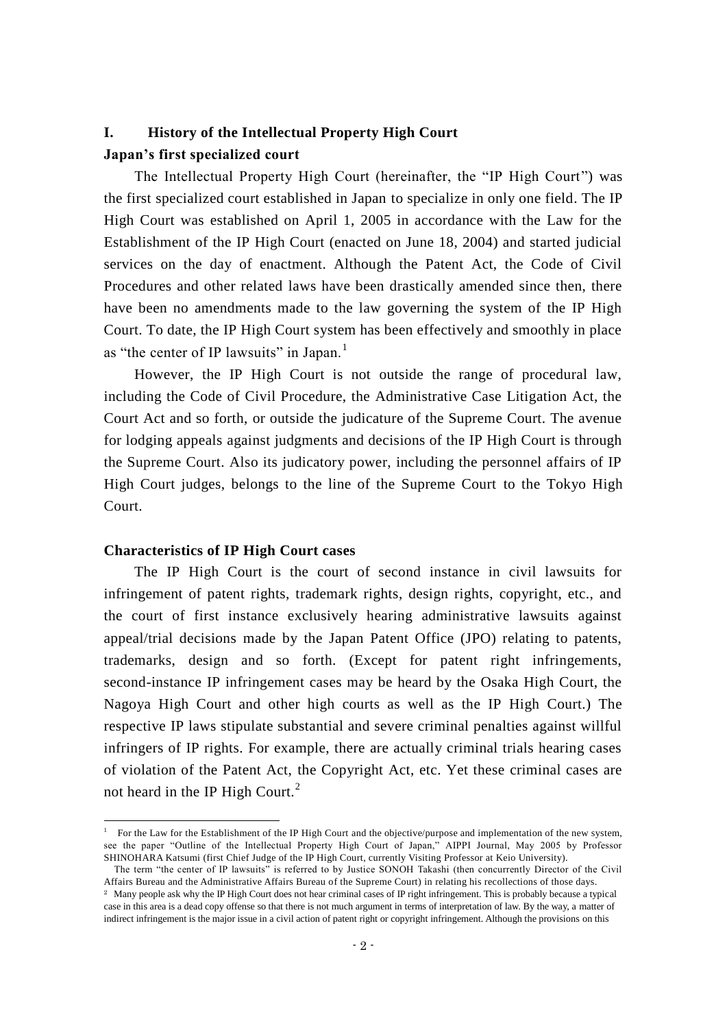## I. History of the Intellectual Property High Court

### Japan's first specialized court

The Intellectual Property High Court (hereinafter, the "IP High Court") was the first specialized court established in Japan to specialize in only one field. The IP High Court was established on April 1, 2005 in accordance with the Law for the Establishment of the IP High Court (enacted on June 18, 2004) and started judicial services on the day of enactment. Although the Patent Act, the Code of Civil Procedures and other related laws have been drastically amended since then, there have been no amendments made to the law governing the system of the IP High Court. To date, the IP High Court system has been effectively and smoothly in place as "the center of IP lawsuits" in Japan.[1]

However, the IP High Court is not outside the range of procedural law, including the Code of Civil Procedure, the Administrative Case Litigation Act, the Court Act and so forth, or outside the judicature of the Supreme Court. The avenue for lodging appeals against judgments and decisions of the IP High Court is through the Supreme Court. Also its judicatory power, including the personnel affairs of IP High Court judges, belongs to the line of the Supreme Court to the Tokyo High Court.

### Characteristics of IP High Court cases

The IP High Court is the court of second instance in civil lawsuits for infringement of patent rights, trademark rights, design rights, copyright, etc., and the court of first instance exclusively hearing administrative lawsuits against appeal/trial decisions made by the Japan Patent Office (JPO) relating to patents, trademarks, design and so forth. (Except for patent right infringements, second-instance IP infringement cases may be heard by the Osaka High Court, the Nagoya High Court and other high courts as well as the IP High Court.) The respective IP laws stipulate substantial and severe criminal penalties against willful infringers of IP rights. For example, there are actually criminal trials hearing cases of violation of the Patent Act, the Copyright Act, etc. Yet these criminal cases are not heard in the IP High Court.[2]

---

[1] For the Law for the Establishment of the IP High Court and the objective/purpose and implementation of the new system, see the paper "Outline of the Intellectual Property High Court of Japan," AIPPI Journal, May 2005 by Professor SHINOHARA Katsumi (first Chief Judge of the IP High Court, currently Visiting Professor at Keio University).

The term "the center of IP lawsuits" is referred to by Justice SONOH Takashi (then concurrently Director of the Civil Affairs Bureau and the Administrative Affairs Bureau of the Supreme Court) in relating his recollections of those days.

[2] Many people ask why the IP High Court does not hear criminal cases of IP right infringement. This is probably because a typical case in this area is a dead copy offense so that there is not much argument in terms of interpretation of law. By the way, a matter of indirect infringement is the major issue in a civil action of patent right or copyright infringement. Although the provisions on this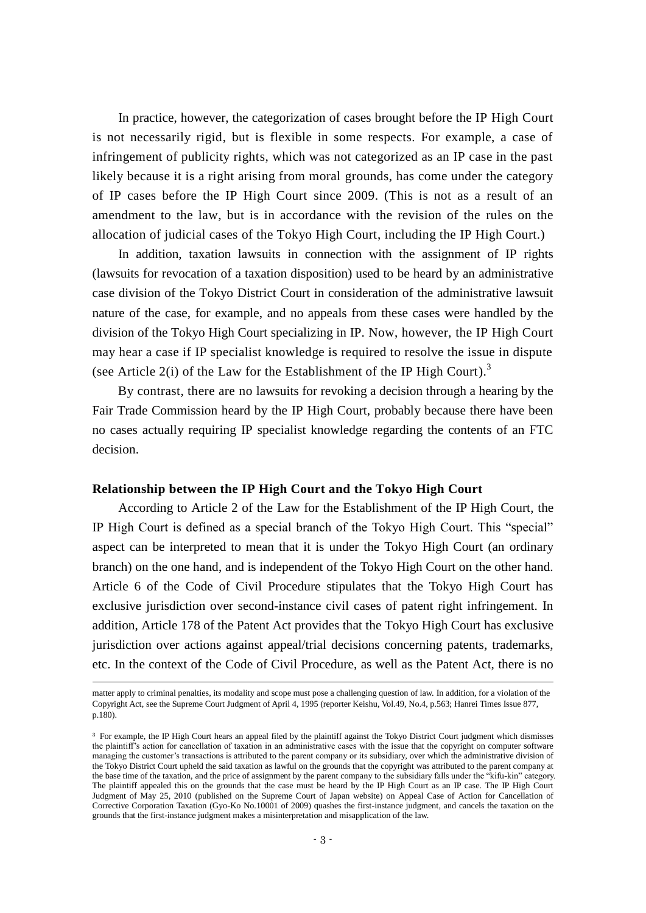In practice, however, the categorization of cases brought before the IP High Court is not necessarily rigid, but is flexible in some respects. For example, a case of infringement of publicity rights, which was not categorized as an IP case in the past likely because it is a right arising from moral grounds, has come under the category of IP cases before the IP High Court since 2009. (This is not as a result of an amendment to the law, but is in accordance with the revision of the rules on the allocation of judicial cases of the Tokyo High Court, including the IP High Court.)

In addition, taxation lawsuits in connection with the assignment of IP rights (lawsuits for revocation of a taxation disposition) used to be heard by an administrative case division of the Tokyo District Court in consideration of the administrative lawsuit nature of the case, for example, and no appeals from these cases were handled by the division of the Tokyo High Court specializing in IP. Now, however, the IP High Court may hear a case if IP specialist knowledge is required to resolve the issue in dispute (see Article 2(i) of the Law for the Establishment of the IP High Court).[3]

By contrast, there are no lawsuits for revoking a decision through a hearing by the Fair Trade Commission heard by the IP High Court, probably because there have been no cases actually requiring IP specialist knowledge regarding the contents of an FTC decision.

**Relationship between the IP High Court and the Tokyo High Court**

According to Article 2 of the Law for the Establishment of the IP High Court, the IP High Court is defined as a special branch of the Tokyo High Court. This "special" aspect can be interpreted to mean that it is under the Tokyo High Court (an ordinary branch) on the one hand, and is independent of the Tokyo High Court on the other hand. Article 6 of the Code of Civil Procedure stipulates that the Tokyo High Court has exclusive jurisdiction over second-instance civil cases of patent right infringement. In addition, Article 178 of the Patent Act provides that the Tokyo High Court has exclusive jurisdiction over actions against appeal/trial decisions concerning patents, trademarks, etc. In the context of the Code of Civil Procedure, as well as the Patent Act, there is no

---

matter apply to criminal penalties, its modality and scope must pose a challenging question of law. In addition, for a violation of the Copyright Act, see the Supreme Court Judgment of April 4, 1995 (reporter Keishu, Vol.49, No.4, p.563; Hanrei Times Issue 877, p.180).

[3] For example, the IP High Court hears an appeal filed by the plaintiff against the Tokyo District Court judgment which dismisses the plaintiff's action for cancellation of taxation in an administrative cases with the issue that the copyright on computer software managing the customer's transactions is attributed to the parent company or its subsidiary, over which the administrative division of the Tokyo District Court upheld the said taxation as lawful on the grounds that the copyright was attributed to the parent company at the base time of the taxation, and the price of assignment by the parent company to the subsidiary falls under the "kifu-kin" category. The plaintiff appealed this on the grounds that the case must be heard by the IP High Court as an IP case. The IP High Court Judgment of May 25, 2010 (published on the Supreme Court of Japan website) on Appeal Case of Action for Cancellation of Corrective Corporation Taxation (Gyo-Ko No.10001 of 2009) quashes the first-instance judgment, and cancels the taxation on the grounds that the first-instance judgment makes a misinterpretation and misapplication of the law.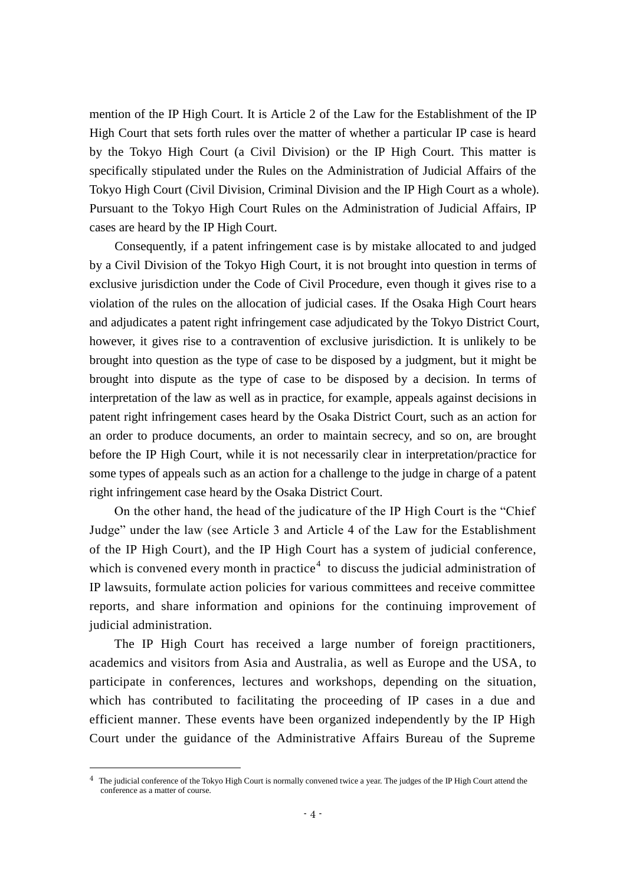mention of the IP High Court. It is Article 2 of the Law for the Establishment of the IP High Court that sets forth rules over the matter of whether a particular IP case is heard by the Tokyo High Court (a Civil Division) or the IP High Court. This matter is specifically stipulated under the Rules on the Administration of Judicial Affairs of the Tokyo High Court (Civil Division, Criminal Division and the IP High Court as a whole). Pursuant to the Tokyo High Court Rules on the Administration of Judicial Affairs, IP cases are heard by the IP High Court.

Consequently, if a patent infringement case is by mistake allocated to and judged by a Civil Division of the Tokyo High Court, it is not brought into question in terms of exclusive jurisdiction under the Code of Civil Procedure, even though it gives rise to a violation of the rules on the allocation of judicial cases. If the Osaka High Court hears and adjudicates a patent right infringement case adjudicated by the Tokyo District Court, however, it gives rise to a contravention of exclusive jurisdiction. It is unlikely to be brought into question as the type of case to be disposed by a judgment, but it might be brought into dispute as the type of case to be disposed by a decision. In terms of interpretation of the law as well as in practice, for example, appeals against decisions in patent right infringement cases heard by the Osaka District Court, such as an action for an order to produce documents, an order to maintain secrecy, and so on, are brought before the IP High Court, while it is not necessarily clear in interpretation/practice for some types of appeals such as an action for a challenge to the judge in charge of a patent right infringement case heard by the Osaka District Court.

On the other hand, the head of the judicature of the IP High Court is the "Chief Judge" under the law (see Article 3 and Article 4 of the Law for the Establishment of the IP High Court), and the IP High Court has a system of judicial conference, which is convened every month in practice[4] to discuss the judicial administration of IP lawsuits, formulate action policies for various committees and receive committee reports, and share information and opinions for the continuing improvement of judicial administration.

The IP High Court has received a large number of foreign practitioners, academics and visitors from Asia and Australia, as well as Europe and the USA, to participate in conferences, lectures and workshops, depending on the situation, which has contributed to facilitating the proceeding of IP cases in a due and efficient manner. These events have been organized independently by the IP High Court under the guidance of the Administrative Affairs Bureau of the Supreme

---

[4] The judicial conference of the Tokyo High Court is normally convened twice a year. The judges of the IP High Court attend the conference as a matter of course.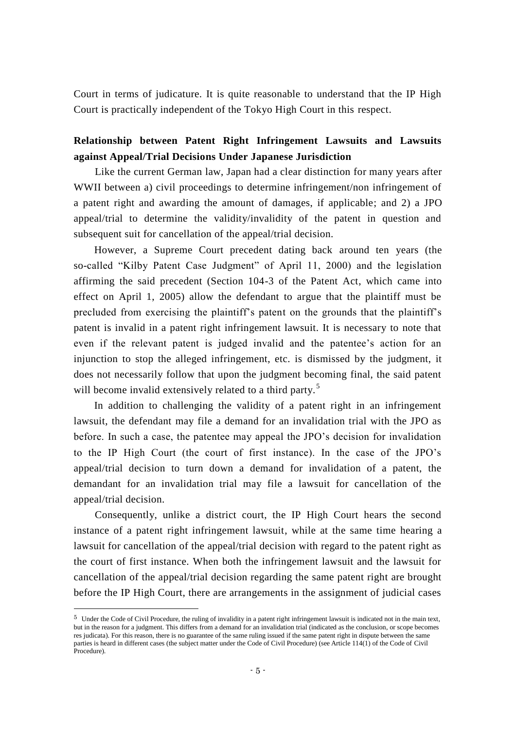Court in terms of judicature. It is quite reasonable to understand that the IP High Court is practically independent of the Tokyo High Court in this respect.

## Relationship between Patent Right Infringement Lawsuits and Lawsuits against Appeal/Trial Decisions Under Japanese Jurisdiction

Like the current German law, Japan had a clear distinction for many years after WWII between a) civil proceedings to determine infringement/non infringement of a patent right and awarding the amount of damages, if applicable; and 2) a JPO appeal/trial to determine the validity/invalidity of the patent in question and subsequent suit for cancellation of the appeal/trial decision.

However, a Supreme Court precedent dating back around ten years (the so-called "Kilby Patent Case Judgment" of April 11, 2000) and the legislation affirming the said precedent (Section 104-3 of the Patent Act, which came into effect on April 1, 2005) allow the defendant to argue that the plaintiff must be precluded from exercising the plaintiff's patent on the grounds that the plaintiff's patent is invalid in a patent right infringement lawsuit. It is necessary to note that even if the relevant patent is judged invalid and the patentee's action for an injunction to stop the alleged infringement, etc. is dismissed by the judgment, it does not necessarily follow that upon the judgment becoming final, the said patent will become invalid extensively related to a third party.[5]

In addition to challenging the validity of a patent right in an infringement lawsuit, the defendant may file a demand for an invalidation trial with the JPO as before. In such a case, the patentee may appeal the JPO's decision for invalidation to the IP High Court (the court of first instance). In the case of the JPO's appeal/trial decision to turn down a demand for invalidation of a patent, the demandant for an invalidation trial may file a lawsuit for cancellation of the appeal/trial decision.

Consequently, unlike a district court, the IP High Court hears the second instance of a patent right infringement lawsuit, while at the same time hearing a lawsuit for cancellation of the appeal/trial decision with regard to the patent right as the court of first instance. When both the infringement lawsuit and the lawsuit for cancellation of the appeal/trial decision regarding the same patent right are brought before the IP High Court, there are arrangements in the assignment of judicial cases

---

[5] Under the Code of Civil Procedure, the ruling of invalidity in a patent right infringement lawsuit is indicated not in the main text, but in the reason for a judgment. This differs from a demand for an invalidation trial (indicated as the conclusion, or scope becomes res judicata). For this reason, there is no guarantee of the same ruling issued if the same patent right in dispute between the same parties is heard in different cases (the subject matter under the Code of Civil Procedure) (see Article 114(1) of the Code of Civil Procedure).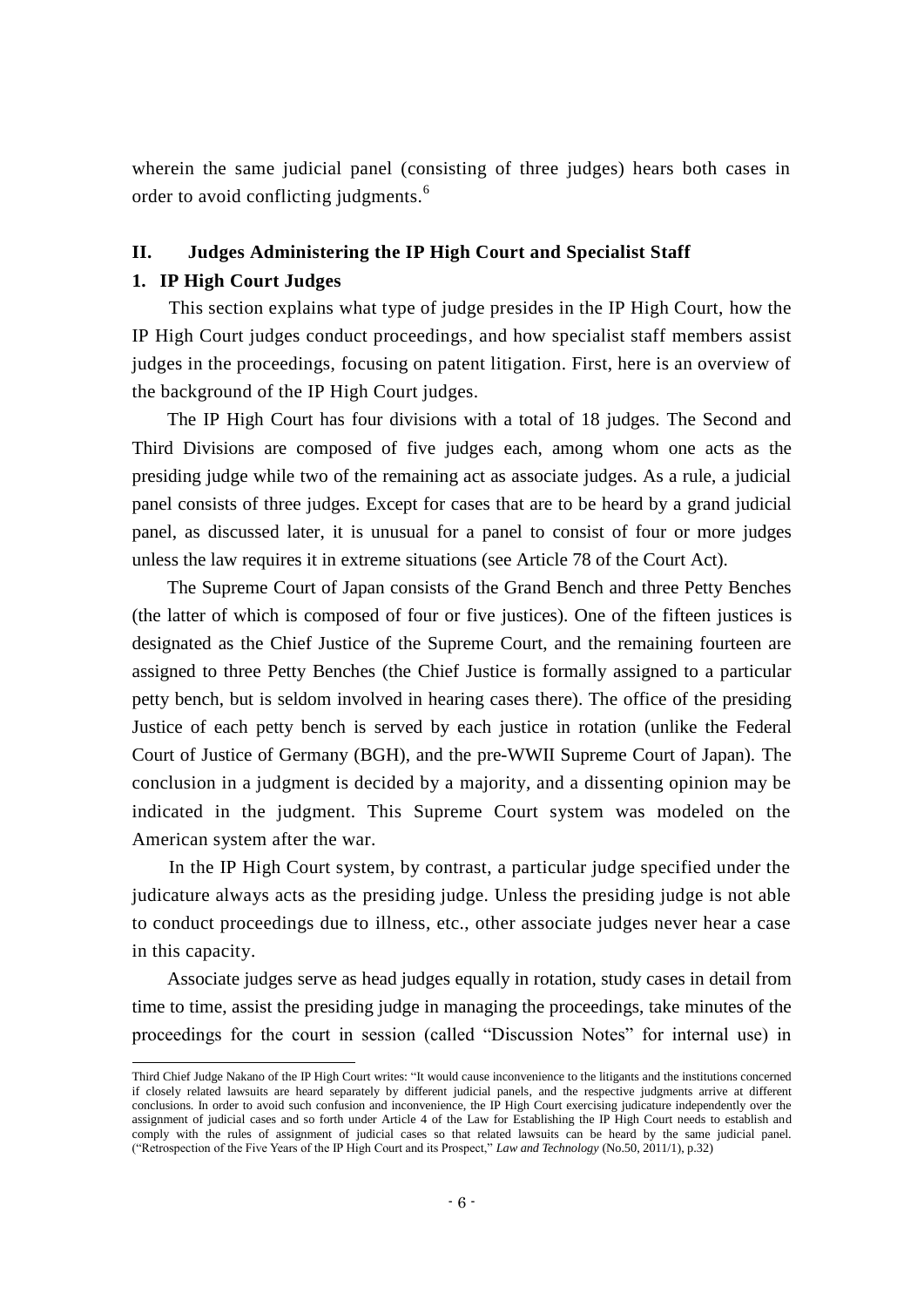wherein the same judicial panel (consisting of three judges) hears both cases in order to avoid conflicting judgments.[6]

## II. Judges Administering the IP High Court and Specialist Staff

### 1. IP High Court Judges

This section explains what type of judge presides in the IP High Court, how the IP High Court judges conduct proceedings, and how specialist staff members assist judges in the proceedings, focusing on patent litigation. First, here is an overview of the background of the IP High Court judges.

The IP High Court has four divisions with a total of 18 judges. The Second and Third Divisions are composed of five judges each, among whom one acts as the presiding judge while two of the remaining act as associate judges. As a rule, a judicial panel consists of three judges. Except for cases that are to be heard by a grand judicial panel, as discussed later, it is unusual for a panel to consist of four or more judges unless the law requires it in extreme situations (see Article 78 of the Court Act).

The Supreme Court of Japan consists of the Grand Bench and three Petty Benches (the latter of which is composed of four or five justices). One of the fifteen justices is designated as the Chief Justice of the Supreme Court, and the remaining fourteen are assigned to three Petty Benches (the Chief Justice is formally assigned to a particular petty bench, but is seldom involved in hearing cases there). The office of the presiding Justice of each petty bench is served by each justice in rotation (unlike the Federal Court of Justice of Germany (BGH), and the pre-WWII Supreme Court of Japan). The conclusion in a judgment is decided by a majority, and a dissenting opinion may be indicated in the judgment. This Supreme Court system was modeled on the American system after the war.

In the IP High Court system, by contrast, a particular judge specified under the judicature always acts as the presiding judge. Unless the presiding judge is not able to conduct proceedings due to illness, etc., other associate judges never hear a case in this capacity.

Associate judges serve as head judges equally in rotation, study cases in detail from time to time, assist the presiding judge in managing the proceedings, take minutes of the proceedings for the court in session (called "Discussion Notes" for internal use) in

---

Third Chief Judge Nakano of the IP High Court writes: "It would cause inconvenience to the litigants and the institutions concerned if closely related lawsuits are heard separately by different judicial panels, and the respective judgments arrive at different conclusions. In order to avoid such confusion and inconvenience, the IP High Court exercising judicature independently over the assignment of judicial cases and so forth under Article 4 of the Law for Establishing the IP High Court needs to establish and comply with the rules of assignment of judicial cases so that related lawsuits can be heard by the same judicial panel. ("Retrospection of the Five Years of the IP High Court and its Prospect," *Law and Technology* (No.50, 2011/1), p.32)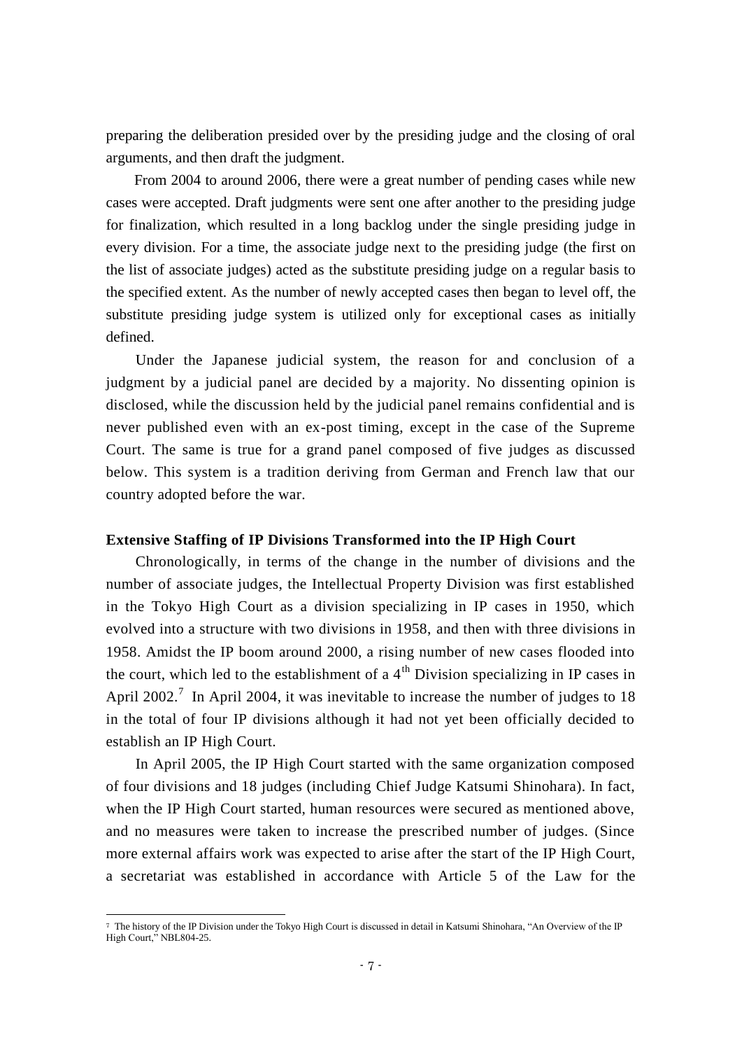preparing the deliberation presided over by the presiding judge and the closing of oral arguments, and then draft the judgment.

From 2004 to around 2006, there were a great number of pending cases while new cases were accepted. Draft judgments were sent one after another to the presiding judge for finalization, which resulted in a long backlog under the single presiding judge in every division. For a time, the associate judge next to the presiding judge (the first on the list of associate judges) acted as the substitute presiding judge on a regular basis to the specified extent. As the number of newly accepted cases then began to level off, the substitute presiding judge system is utilized only for exceptional cases as initially defined.

Under the Japanese judicial system, the reason for and conclusion of a judgment by a judicial panel are decided by a majority. No dissenting opinion is disclosed, while the discussion held by the judicial panel remains confidential and is never published even with an ex-post timing, except in the case of the Supreme Court. The same is true for a grand panel composed of five judges as discussed below. This system is a tradition deriving from German and French law that our country adopted before the war.

**Extensive Staffing of IP Divisions Transformed into the IP High Court**

Chronologically, in terms of the change in the number of divisions and the number of associate judges, the Intellectual Property Division was first established in the Tokyo High Court as a division specializing in IP cases in 1950, which evolved into a structure with two divisions in 1958, and then with three divisions in 1958. Amidst the IP boom around 2000, a rising number of new cases flooded into the court, which led to the establishment of a 4th Division specializing in IP cases in April 2002.[7] In April 2004, it was inevitable to increase the number of judges to 18 in the total of four IP divisions although it had not yet been officially decided to establish an IP High Court.

In April 2005, the IP High Court started with the same organization composed of four divisions and 18 judges (including Chief Judge Katsumi Shinohara). In fact, when the IP High Court started, human resources were secured as mentioned above, and no measures were taken to increase the prescribed number of judges. (Since more external affairs work was expected to arise after the start of the IP High Court, a secretariat was established in accordance with Article 5 of the Law for the

---

[7] The history of the IP Division under the Tokyo High Court is discussed in detail in Katsumi Shinohara, "An Overview of the IP High Court," NBL804-25.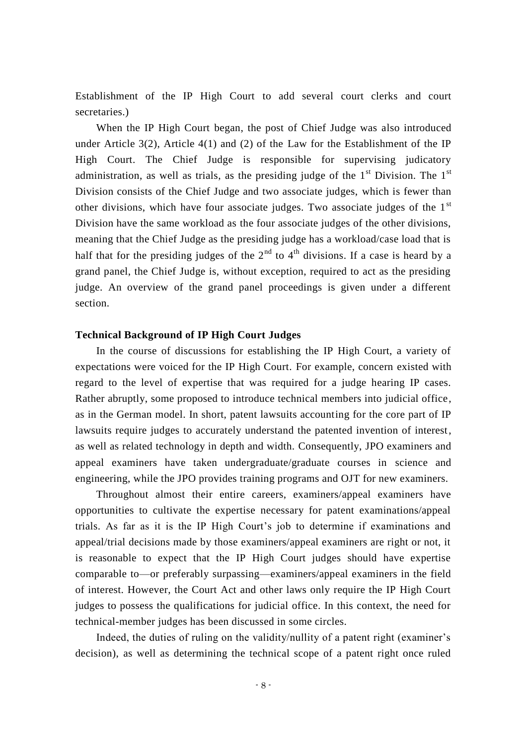Establishment of the IP High Court to add several court clerks and court secretaries.)

When the IP High Court began, the post of Chief Judge was also introduced under Article 3(2), Article 4(1) and (2) of the Law for the Establishment of the IP High Court. The Chief Judge is responsible for supervising judicatory administration, as well as trials, as the presiding judge of the 1st Division. The 1st Division consists of the Chief Judge and two associate judges, which is fewer than other divisions, which have four associate judges. Two associate judges of the 1st Division have the same workload as the four associate judges of the other divisions, meaning that the Chief Judge as the presiding judge has a workload/case load that is half that for the presiding judges of the 2nd to 4th divisions. If a case is heard by a grand panel, the Chief Judge is, without exception, required to act as the presiding judge. An overview of the grand panel proceedings is given under a different section.

**Technical Background of IP High Court Judges**

In the course of discussions for establishing the IP High Court, a variety of expectations were voiced for the IP High Court. For example, concern existed with regard to the level of expertise that was required for a judge hearing IP cases. Rather abruptly, some proposed to introduce technical members into judicial office, as in the German model. In short, patent lawsuits accounting for the core part of IP lawsuits require judges to accurately understand the patented invention of interest, as well as related technology in depth and width. Consequently, JPO examiners and appeal examiners have taken undergraduate/graduate courses in science and engineering, while the JPO provides training programs and OJT for new examiners.

Throughout almost their entire careers, examiners/appeal examiners have opportunities to cultivate the expertise necessary for patent examinations/appeal trials. As far as it is the IP High Court's job to determine if examinations and appeal/trial decisions made by those examiners/appeal examiners are right or not, it is reasonable to expect that the IP High Court judges should have expertise comparable to—or preferably surpassing—examiners/appeal examiners in the field of interest. However, the Court Act and other laws only require the IP High Court judges to possess the qualifications for judicial office. In this context, the need for technical-member judges has been discussed in some circles.

Indeed, the duties of ruling on the validity/nullity of a patent right (examiner's decision), as well as determining the technical scope of a patent right once ruled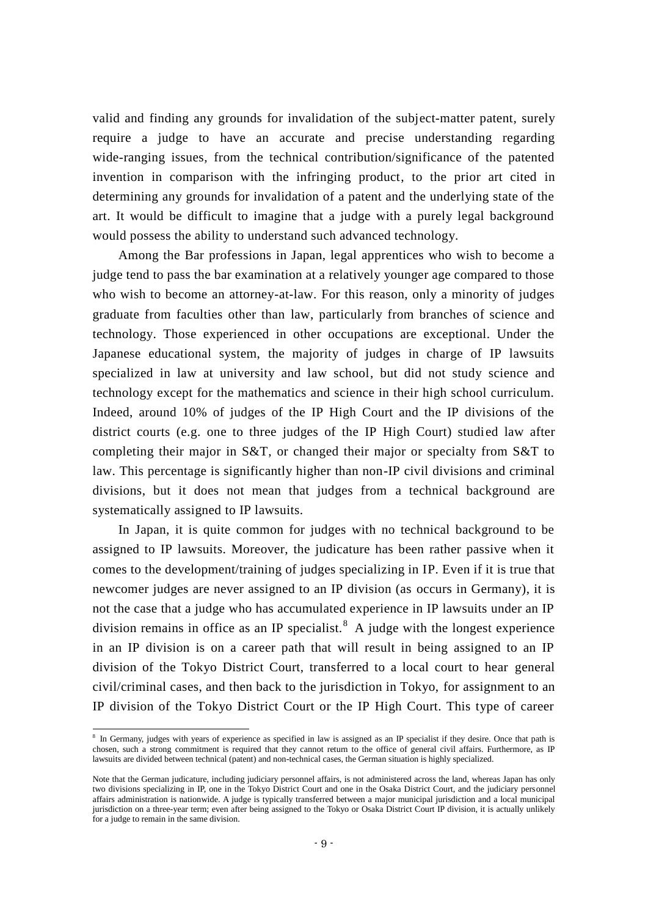valid and finding any grounds for invalidation of the subject-matter patent, surely require a judge to have an accurate and precise understanding regarding wide-ranging issues, from the technical contribution/significance of the patented invention in comparison with the infringing product, to the prior art cited in determining any grounds for invalidation of a patent and the underlying state of the art. It would be difficult to imagine that a judge with a purely legal background would possess the ability to understand such advanced technology.

Among the Bar professions in Japan, legal apprentices who wish to become a judge tend to pass the bar examination at a relatively younger age compared to those who wish to become an attorney-at-law. For this reason, only a minority of judges graduate from faculties other than law, particularly from branches of science and technology. Those experienced in other occupations are exceptional. Under the Japanese educational system, the majority of judges in charge of IP lawsuits specialized in law at university and law school, but did not study science and technology except for the mathematics and science in their high school curriculum. Indeed, around 10% of judges of the IP High Court and the IP divisions of the district courts (e.g. one to three judges of the IP High Court) studied law after completing their major in S&T, or changed their major or specialty from S&T to law. This percentage is significantly higher than non-IP civil divisions and criminal divisions, but it does not mean that judges from a technical background are systematically assigned to IP lawsuits.

In Japan, it is quite common for judges with no technical background to be assigned to IP lawsuits. Moreover, the judicature has been rather passive when it comes to the development/training of judges specializing in IP. Even if it is true that newcomer judges are never assigned to an IP division (as occurs in Germany), it is not the case that a judge who has accumulated experience in IP lawsuits under an IP division remains in office as an IP specialist.[8] A judge with the longest experience in an IP division is on a career path that will result in being assigned to an IP division of the Tokyo District Court, transferred to a local court to hear general civil/criminal cases, and then back to the jurisdiction in Tokyo, for assignment to an IP division of the Tokyo District Court or the IP High Court. This type of career

---

[8] In Germany, judges with years of experience as specified in law is assigned as an IP specialist if they desire. Once that path is chosen, such a strong commitment is required that they cannot return to the office of general civil affairs. Furthermore, as IP lawsuits are divided between technical (patent) and non-technical cases, the German situation is highly specialized.

Note that the German judicature, including judiciary personnel affairs, is not administered across the land, whereas Japan has only two divisions specializing in IP, one in the Tokyo District Court and one in the Osaka District Court, and the judiciary personnel affairs administration is nationwide. A judge is typically transferred between a major municipal jurisdiction and a local municipal jurisdiction on a three-year term; even after being assigned to the Tokyo or Osaka District Court IP division, it is actually unlikely for a judge to remain in the same division.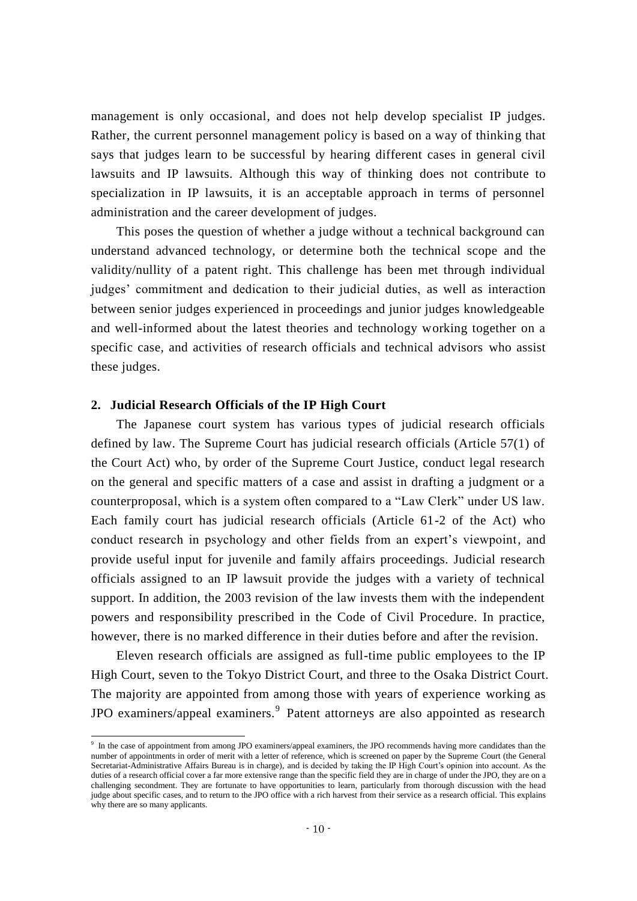management is only occasional, and does not help develop specialist IP judges. Rather, the current personnel management policy is based on a way of thinking that says that judges learn to be successful by hearing different cases in general civil lawsuits and IP lawsuits. Although this way of thinking does not contribute to specialization in IP lawsuits, it is an acceptable approach in terms of personnel administration and the career development of judges.

This poses the question of whether a judge without a technical background can understand advanced technology, or determine both the technical scope and the validity/nullity of a patent right. This challenge has been met through individual judges' commitment and dedication to their judicial duties, as well as interaction between senior judges experienced in proceedings and junior judges knowledgeable and well-informed about the latest theories and technology working together on a specific case, and activities of research officials and technical advisors who assist these judges.

## 2. Judicial Research Officials of the IP High Court

The Japanese court system has various types of judicial research officials defined by law. The Supreme Court has judicial research officials (Article 57(1) of the Court Act) who, by order of the Supreme Court Justice, conduct legal research on the general and specific matters of a case and assist in drafting a judgment or a counterproposal, which is a system often compared to a "Law Clerk" under US law. Each family court has judicial research officials (Article 61-2 of the Act) who conduct research in psychology and other fields from an expert's viewpoint, and provide useful input for juvenile and family affairs proceedings. Judicial research officials assigned to an IP lawsuit provide the judges with a variety of technical support. In addition, the 2003 revision of the law invests them with the independent powers and responsibility prescribed in the Code of Civil Procedure. In practice, however, there is no marked difference in their duties before and after the revision.

Eleven research officials are assigned as full-time public employees to the IP High Court, seven to the Tokyo District Court, and three to the Osaka District Court. The majority are appointed from among those with years of experience working as JPO examiners/appeal examiners.[9] Patent attorneys are also appointed as research

[9] In the case of appointment from among JPO examiners/appeal examiners, the JPO recommends having more candidates than the number of appointments in order of merit with a letter of reference, which is screened on paper by the Supreme Court (the General Secretariat-Administrative Affairs Bureau is in charge), and is decided by taking the IP High Court's opinion into account. As the duties of a research official cover a far more extensive range than the specific field they are in charge of under the JPO, they are on a challenging secondment. They are fortunate to have opportunities to learn, particularly from thorough discussion with the head judge about specific cases, and to return to the JPO office with a rich harvest from their service as a research official. This explains why there are so many applicants.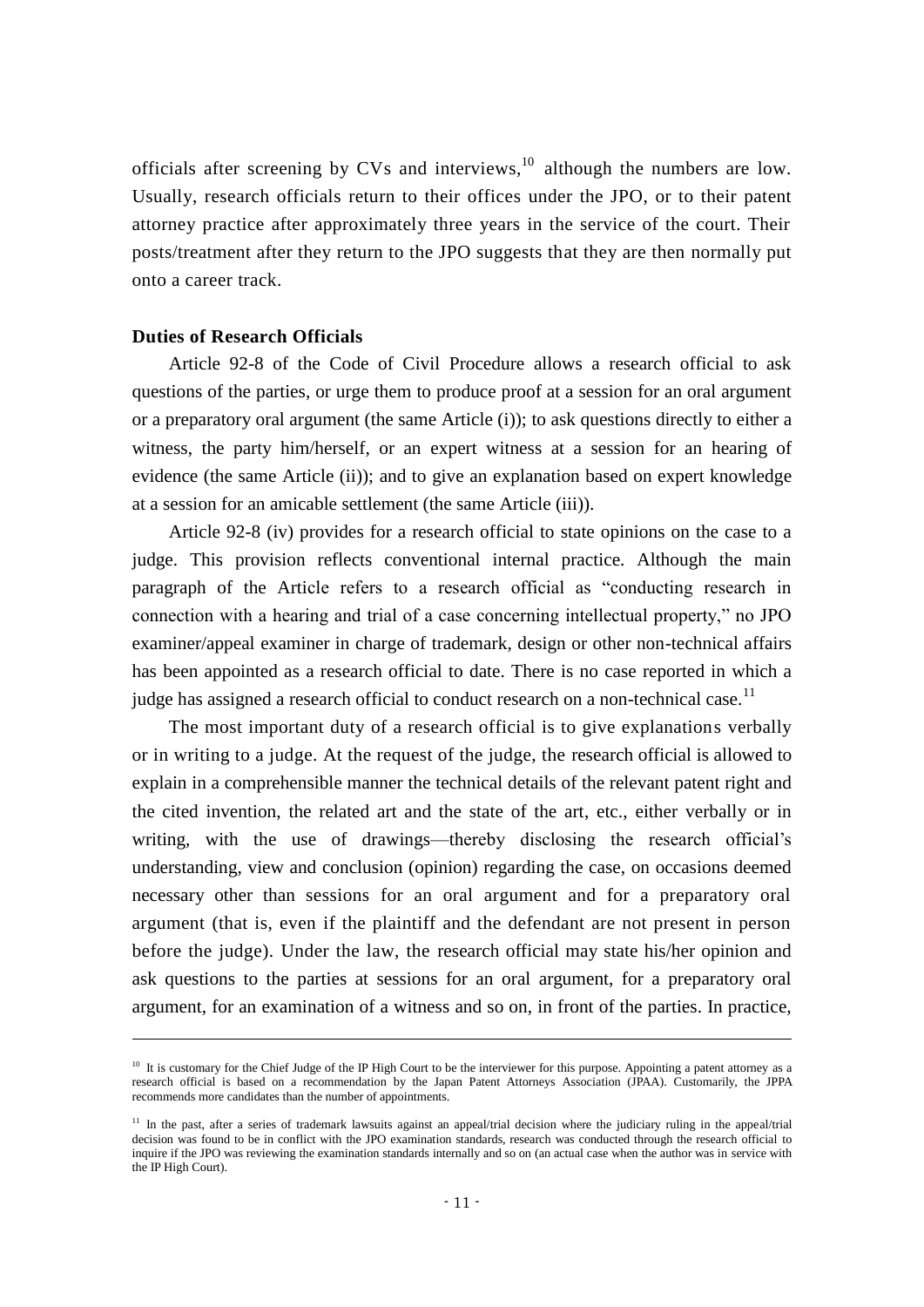officials after screening by CVs and interviews,[10] although the numbers are low. Usually, research officials return to their offices under the JPO, or to their patent attorney practice after approximately three years in the service of the court. Their posts/treatment after they return to the JPO suggests that they are then normally put onto a career track.

**Duties of Research Officials**

Article 92-8 of the Code of Civil Procedure allows a research official to ask questions of the parties, or urge them to produce proof at a session for an oral argument or a preparatory oral argument (the same Article (i)); to ask questions directly to either a witness, the party him/herself, or an expert witness at a session for an hearing of evidence (the same Article (ii)); and to give an explanation based on expert knowledge at a session for an amicable settlement (the same Article (iii)).

Article 92-8 (iv) provides for a research official to state opinions on the case to a judge. This provision reflects conventional internal practice. Although the main paragraph of the Article refers to a research official as "conducting research in connection with a hearing and trial of a case concerning intellectual property," no JPO examiner/appeal examiner in charge of trademark, design or other non-technical affairs has been appointed as a research official to date. There is no case reported in which a judge has assigned a research official to conduct research on a non-technical case.[11]

The most important duty of a research official is to give explanations verbally or in writing to a judge. At the request of the judge, the research official is allowed to explain in a comprehensible manner the technical details of the relevant patent right and the cited invention, the related art and the state of the art, etc., either verbally or in writing, with the use of drawings—thereby disclosing the research official's understanding, view and conclusion (opinion) regarding the case, on occasions deemed necessary other than sessions for an oral argument and for a preparatory oral argument (that is, even if the plaintiff and the defendant are not present in person before the judge). Under the law, the research official may state his/her opinion and ask questions to the parties at sessions for an oral argument, for a preparatory oral argument, for an examination of a witness and so on, in front of the parties. In practice,

---

[10] It is customary for the Chief Judge of the IP High Court to be the interviewer for this purpose. Appointing a patent attorney as a research official is based on a recommendation by the Japan Patent Attorneys Association (JPAA). Customarily, the JPPA recommends more candidates than the number of appointments.

[11] In the past, after a series of trademark lawsuits against an appeal/trial decision where the judiciary ruling in the appeal/trial decision was found to be in conflict with the JPO examination standards, research was conducted through the research official to inquire if the JPO was reviewing the examination standards internally and so on (an actual case when the author was in service with the IP High Court).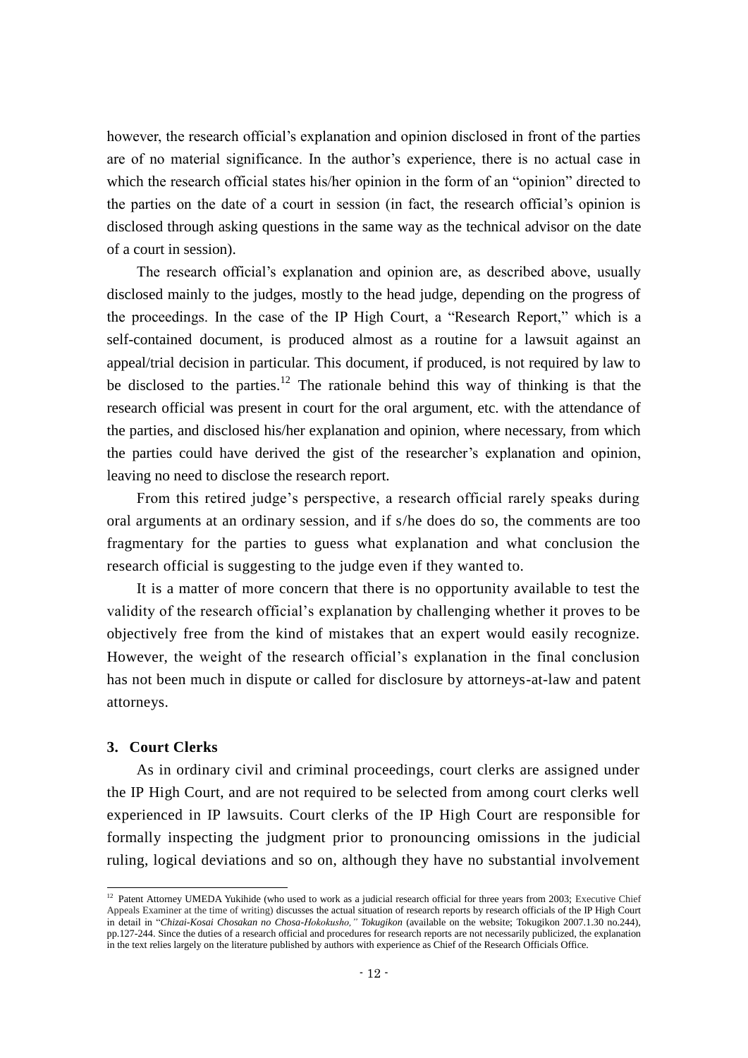however, the research official's explanation and opinion disclosed in front of the parties are of no material significance. In the author's experience, there is no actual case in which the research official states his/her opinion in the form of an "opinion" directed to the parties on the date of a court in session (in fact, the research official's opinion is disclosed through asking questions in the same way as the technical advisor on the date of a court in session).

The research official's explanation and opinion are, as described above, usually disclosed mainly to the judges, mostly to the head judge, depending on the progress of the proceedings. In the case of the IP High Court, a "Research Report," which is a self-contained document, is produced almost as a routine for a lawsuit against an appeal/trial decision in particular. This document, if produced, is not required by law to be disclosed to the parties.[12] The rationale behind this way of thinking is that the research official was present in court for the oral argument, etc. with the attendance of the parties, and disclosed his/her explanation and opinion, where necessary, from which the parties could have derived the gist of the researcher's explanation and opinion, leaving no need to disclose the research report.

From this retired judge's perspective, a research official rarely speaks during oral arguments at an ordinary session, and if s/he does do so, the comments are too fragmentary for the parties to guess what explanation and what conclusion the research official is suggesting to the judge even if they wanted to.

It is a matter of more concern that there is no opportunity available to test the validity of the research official's explanation by challenging whether it proves to be objectively free from the kind of mistakes that an expert would easily recognize. However, the weight of the research official's explanation in the final conclusion has not been much in dispute or called for disclosure by attorneys-at-law and patent attorneys.

### 3. Court Clerks

As in ordinary civil and criminal proceedings, court clerks are assigned under the IP High Court, and are not required to be selected from among court clerks well experienced in IP lawsuits. Court clerks of the IP High Court are responsible for formally inspecting the judgment prior to pronouncing omissions in the judicial ruling, logical deviations and so on, although they have no substantial involvement

---

[12] Patent Attorney UMEDA Yukihide (who used to work as a judicial research official for three years from 2003; Executive Chief Appeals Examiner at the time of writing) discusses the actual situation of research reports by research officials of the IP High Court in detail in "*Chizai-Kosai Chosakan no Chosa-Hokokusho," Tokugikon* (available on the website; Tokugikon 2007.1.30 no.244), pp.127-244. Since the duties of a research official and procedures for research reports are not necessarily publicized, the explanation in the text relies largely on the literature published by authors with experience as Chief of the Research Officials Office.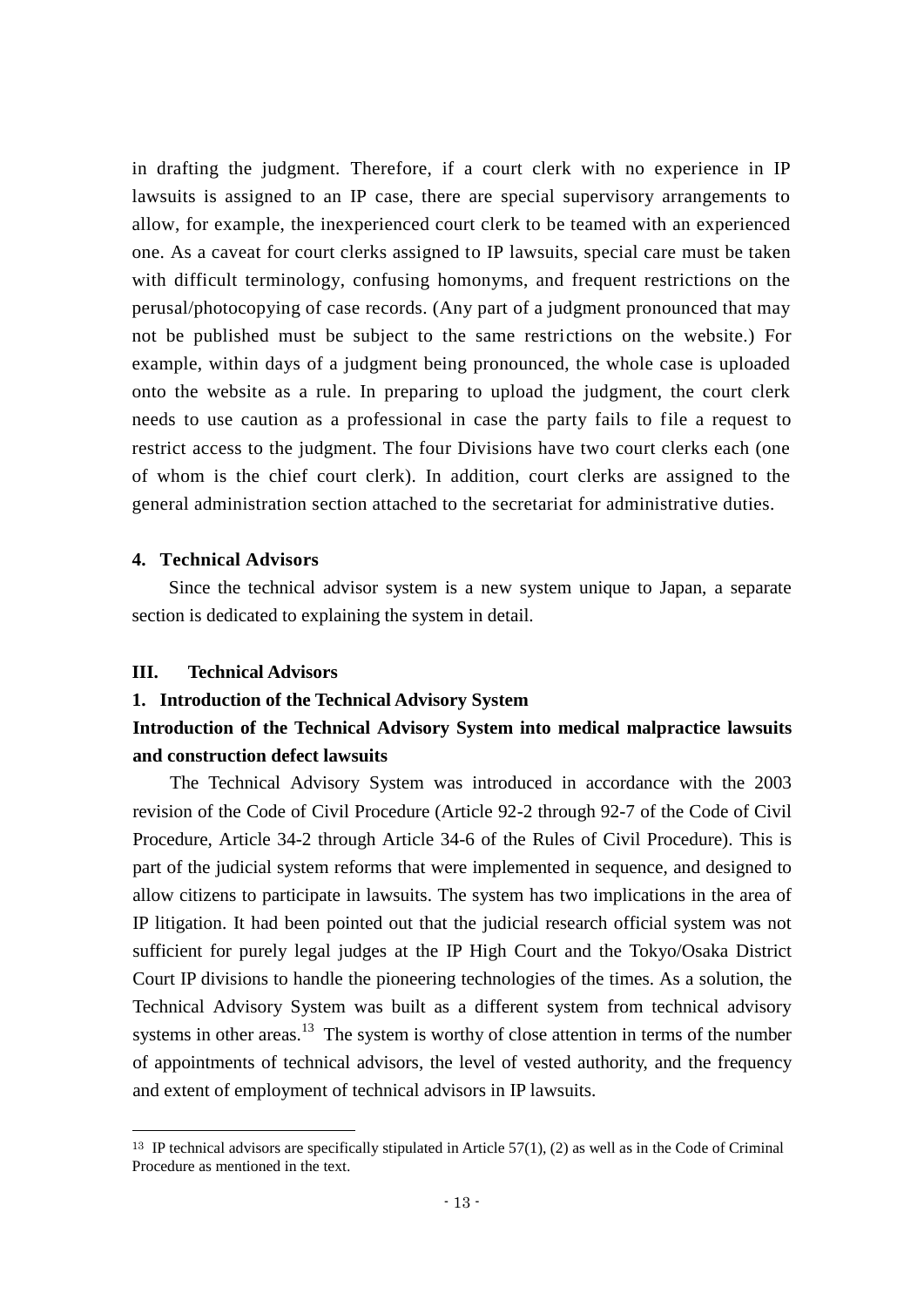in drafting the judgment. Therefore, if a court clerk with no experience in IP lawsuits is assigned to an IP case, there are special supervisory arrangements to allow, for example, the inexperienced court clerk to be teamed with an experienced one. As a caveat for court clerks assigned to IP lawsuits, special care must be taken with difficult terminology, confusing homonyms, and frequent restrictions on the perusal/photocopying of case records. (Any part of a judgment pronounced that may not be published must be subject to the same restrictions on the website.) For example, within days of a judgment being pronounced, the whole case is uploaded onto the website as a rule. In preparing to upload the judgment, the court clerk needs to use caution as a professional in case the party fails to file a request to restrict access to the judgment. The four Divisions have two court clerks each (one of whom is the chief court clerk). In addition, court clerks are assigned to the general administration section attached to the secretariat for administrative duties.

#### 4. Technical Advisors

Since the technical advisor system is a new system unique to Japan, a separate section is dedicated to explaining the system in detail.

## III. Technical Advisors

### 1. Introduction of the Technical Advisory System

**Introduction of the Technical Advisory System into medical malpractice lawsuits and construction defect lawsuits**

The Technical Advisory System was introduced in accordance with the 2003 revision of the Code of Civil Procedure (Article 92-2 through 92-7 of the Code of Civil Procedure, Article 34-2 through Article 34-6 of the Rules of Civil Procedure). This is part of the judicial system reforms that were implemented in sequence, and designed to allow citizens to participate in lawsuits. The system has two implications in the area of IP litigation. It had been pointed out that the judicial research official system was not sufficient for purely legal judges at the IP High Court and the Tokyo/Osaka District Court IP divisions to handle the pioneering technologies of the times. As a solution, the Technical Advisory System was built as a different system from technical advisory systems in other areas.[13] The system is worthy of close attention in terms of the number of appointments of technical advisors, the level of vested authority, and the frequency and extent of employment of technical advisors in IP lawsuits.

---

[13] IP technical advisors are specifically stipulated in Article 57(1), (2) as well as in the Code of Criminal Procedure as mentioned in the text.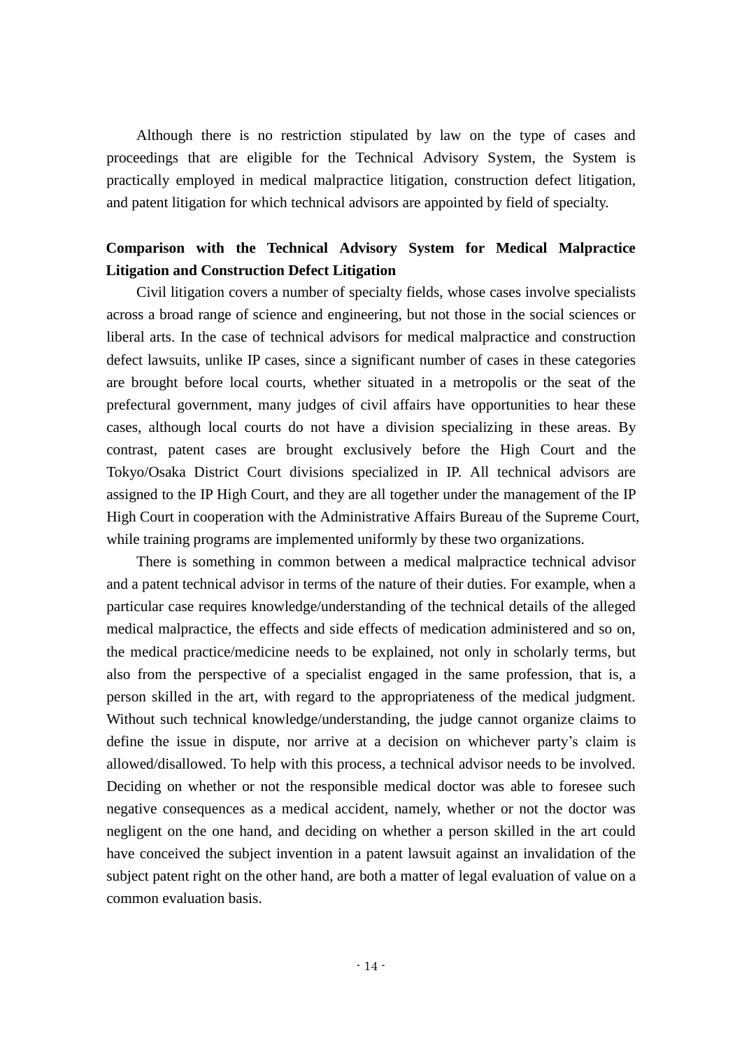Although there is no restriction stipulated by law on the type of cases and proceedings that are eligible for the Technical Advisory System, the System is practically employed in medical malpractice litigation, construction defect litigation, and patent litigation for which technical advisors are appointed by field of specialty.

**Comparison with the Technical Advisory System for Medical Malpractice Litigation and Construction Defect Litigation**

Civil litigation covers a number of specialty fields, whose cases involve specialists across a broad range of science and engineering, but not those in the social sciences or liberal arts. In the case of technical advisors for medical malpractice and construction defect lawsuits, unlike IP cases, since a significant number of cases in these categories are brought before local courts, whether situated in a metropolis or the seat of the prefectural government, many judges of civil affairs have opportunities to hear these cases, although local courts do not have a division specializing in these areas. By contrast, patent cases are brought exclusively before the High Court and the Tokyo/Osaka District Court divisions specialized in IP. All technical advisors are assigned to the IP High Court, and they are all together under the management of the IP High Court in cooperation with the Administrative Affairs Bureau of the Supreme Court, while training programs are implemented uniformly by these two organizations.

There is something in common between a medical malpractice technical advisor and a patent technical advisor in terms of the nature of their duties. For example, when a particular case requires knowledge/understanding of the technical details of the alleged medical malpractice, the effects and side effects of medication administered and so on, the medical practice/medicine needs to be explained, not only in scholarly terms, but also from the perspective of a specialist engaged in the same profession, that is, a person skilled in the art, with regard to the appropriateness of the medical judgment. Without such technical knowledge/understanding, the judge cannot organize claims to define the issue in dispute, nor arrive at a decision on whichever party's claim is allowed/disallowed. To help with this process, a technical advisor needs to be involved. Deciding on whether or not the responsible medical doctor was able to foresee such negative consequences as a medical accident, namely, whether or not the doctor was negligent on the one hand, and deciding on whether a person skilled in the art could have conceived the subject invention in a patent lawsuit against an invalidation of the subject patent right on the other hand, are both a matter of legal evaluation of value on a common evaluation basis.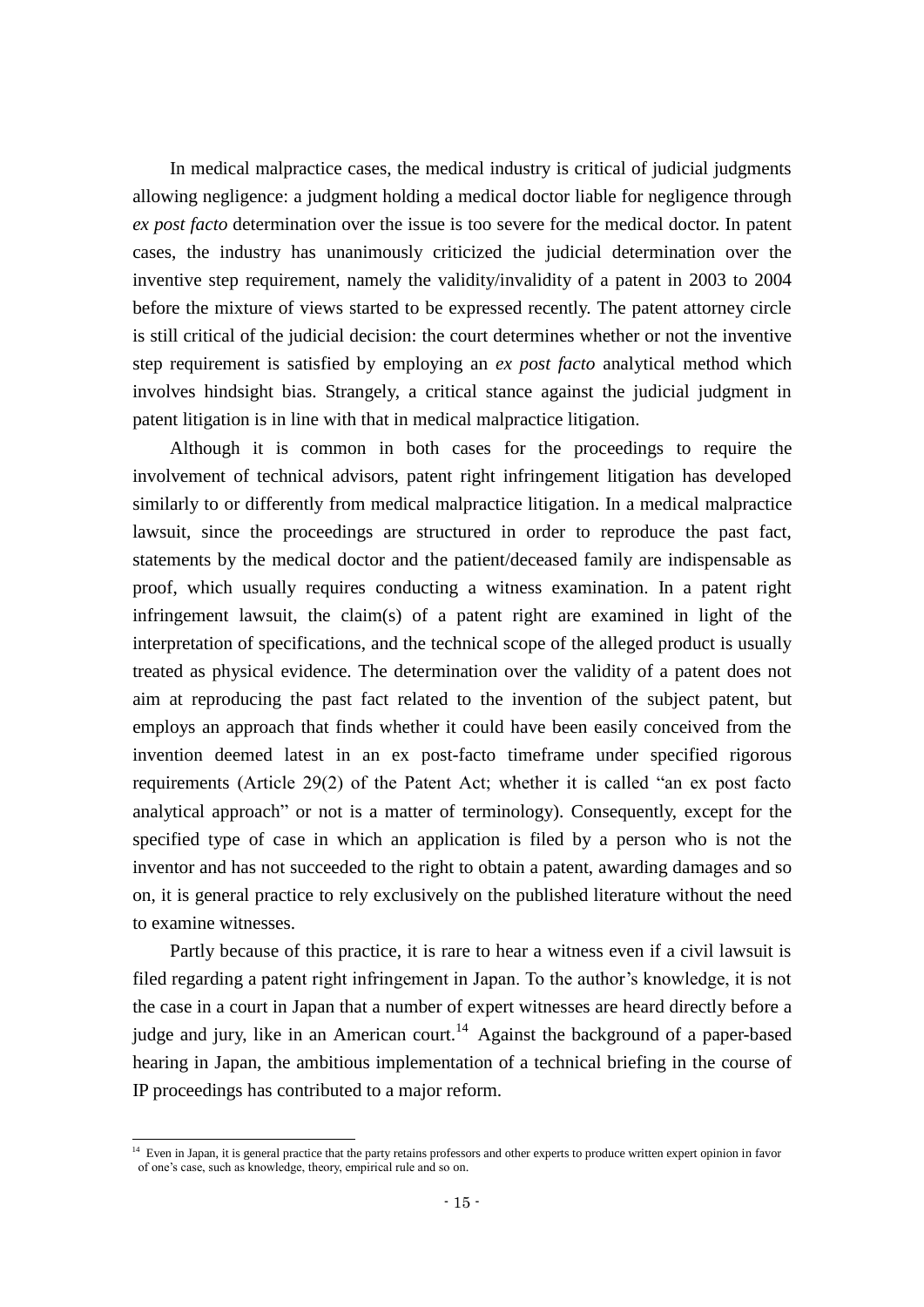In medical malpractice cases, the medical industry is critical of judicial judgments allowing negligence: a judgment holding a medical doctor liable for negligence through *ex post facto* determination over the issue is too severe for the medical doctor. In patent cases, the industry has unanimously criticized the judicial determination over the inventive step requirement, namely the validity/invalidity of a patent in 2003 to 2004 before the mixture of views started to be expressed recently. The patent attorney circle is still critical of the judicial decision: the court determines whether or not the inventive step requirement is satisfied by employing an *ex post facto* analytical method which involves hindsight bias. Strangely, a critical stance against the judicial judgment in patent litigation is in line with that in medical malpractice litigation.

Although it is common in both cases for the proceedings to require the involvement of technical advisors, patent right infringement litigation has developed similarly to or differently from medical malpractice litigation. In a medical malpractice lawsuit, since the proceedings are structured in order to reproduce the past fact, statements by the medical doctor and the patient/deceased family are indispensable as proof, which usually requires conducting a witness examination. In a patent right infringement lawsuit, the claim(s) of a patent right are examined in light of the interpretation of specifications, and the technical scope of the alleged product is usually treated as physical evidence. The determination over the validity of a patent does not aim at reproducing the past fact related to the invention of the subject patent, but employs an approach that finds whether it could have been easily conceived from the invention deemed latest in an ex post-facto timeframe under specified rigorous requirements (Article 29(2) of the Patent Act; whether it is called "an ex post facto analytical approach" or not is a matter of terminology). Consequently, except for the specified type of case in which an application is filed by a person who is not the inventor and has not succeeded to the right to obtain a patent, awarding damages and so on, it is general practice to rely exclusively on the published literature without the need to examine witnesses.

Partly because of this practice, it is rare to hear a witness even if a civil lawsuit is filed regarding a patent right infringement in Japan. To the author's knowledge, it is not the case in a court in Japan that a number of expert witnesses are heard directly before a judge and jury, like in an American court.[14] Against the background of a paper-based hearing in Japan, the ambitious implementation of a technical briefing in the course of IP proceedings has contributed to a major reform.

---

[14] Even in Japan, it is general practice that the party retains professors and other experts to produce written expert opinion in favor of one's case, such as knowledge, theory, empirical rule and so on.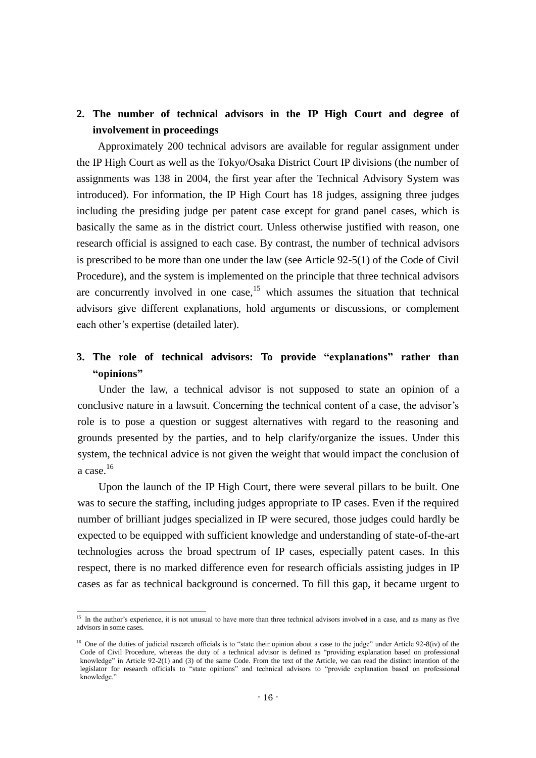## 2. The number of technical advisors in the IP High Court and degree of involvement in proceedings

Approximately 200 technical advisors are available for regular assignment under the IP High Court as well as the Tokyo/Osaka District Court IP divisions (the number of assignments was 138 in 2004, the first year after the Technical Advisory System was introduced). For information, the IP High Court has 18 judges, assigning three judges including the presiding judge per patent case except for grand panel cases, which is basically the same as in the district court. Unless otherwise justified with reason, one research official is assigned to each case. By contrast, the number of technical advisors is prescribed to be more than one under the law (see Article 92-5(1) of the Code of Civil Procedure), and the system is implemented on the principle that three technical advisors are concurrently involved in one case,[15] which assumes the situation that technical advisors give different explanations, hold arguments or discussions, or complement each other's expertise (detailed later).

## 3. The role of technical advisors: To provide "explanations" rather than "opinions"

Under the law, a technical advisor is not supposed to state an opinion of a conclusive nature in a lawsuit. Concerning the technical content of a case, the advisor's role is to pose a question or suggest alternatives with regard to the reasoning and grounds presented by the parties, and to help clarify/organize the issues. Under this system, the technical advice is not given the weight that would impact the conclusion of a case.[16]

Upon the launch of the IP High Court, there were several pillars to be built. One was to secure the staffing, including judges appropriate to IP cases. Even if the required number of brilliant judges specialized in IP were secured, those judges could hardly be expected to be equipped with sufficient knowledge and understanding of state-of-the-art technologies across the broad spectrum of IP cases, especially patent cases. In this respect, there is no marked difference even for research officials assisting judges in IP cases as far as technical background is concerned. To fill this gap, it became urgent to

---

[15] In the author's experience, it is not unusual to have more than three technical advisors involved in a case, and as many as five advisors in some cases.

[16] One of the duties of judicial research officials is to "state their opinion about a case to the judge" under Article 92-8(iv) of the Code of Civil Procedure, whereas the duty of a technical advisor is defined as "providing explanation based on professional knowledge" in Article 92-2(1) and (3) of the same Code. From the text of the Article, we can read the distinct intention of the legislator for research officials to "state opinions" and technical advisors to "provide explanation based on professional knowledge."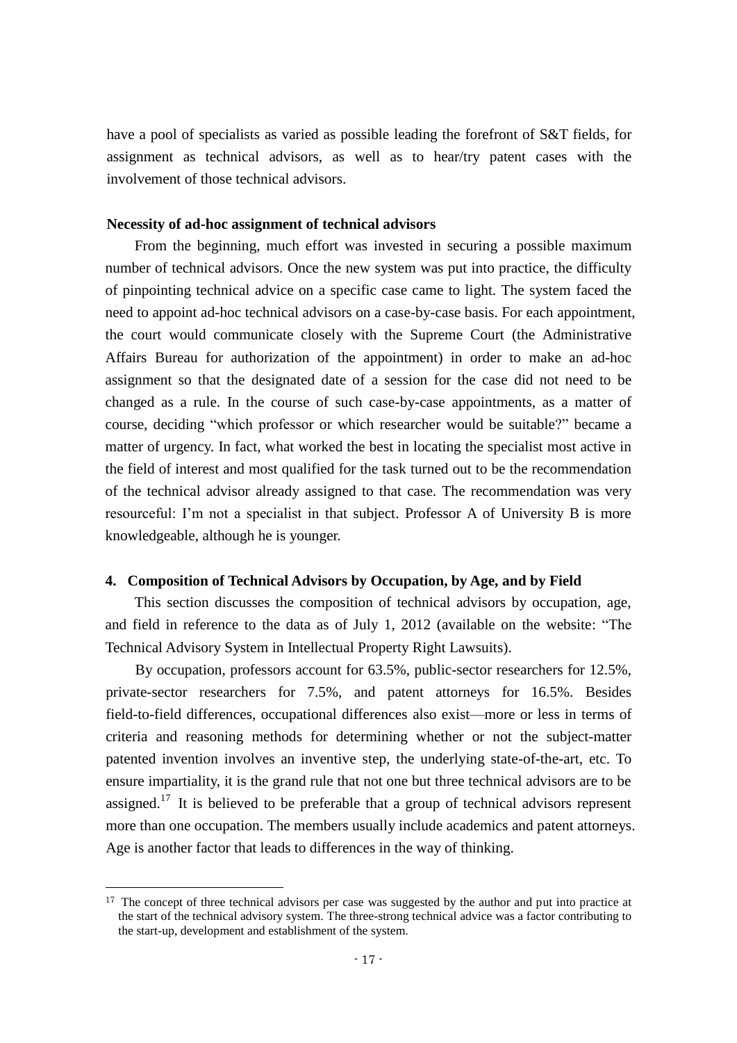have a pool of specialists as varied as possible leading the forefront of S&T fields, for assignment as technical advisors, as well as to hear/try patent cases with the involvement of those technical advisors.

**Necessity of ad-hoc assignment of technical advisors**

From the beginning, much effort was invested in securing a possible maximum number of technical advisors. Once the new system was put into practice, the difficulty of pinpointing technical advice on a specific case came to light. The system faced the need to appoint ad-hoc technical advisors on a case-by-case basis. For each appointment, the court would communicate closely with the Supreme Court (the Administrative Affairs Bureau for authorization of the appointment) in order to make an ad-hoc assignment so that the designated date of a session for the case did not need to be changed as a rule. In the course of such case-by-case appointments, as a matter of course, deciding "which professor or which researcher would be suitable?" became a matter of urgency. In fact, what worked the best in locating the specialist most active in the field of interest and most qualified for the task turned out to be the recommendation of the technical advisor already assigned to that case. The recommendation was very resourceful: I'm not a specialist in that subject. Professor A of University B is more knowledgeable, although he is younger.

## 4. Composition of Technical Advisors by Occupation, by Age, and by Field

This section discusses the composition of technical advisors by occupation, age, and field in reference to the data as of July 1, 2012 (available on the website: "The Technical Advisory System in Intellectual Property Right Lawsuits).

By occupation, professors account for 63.5%, public-sector researchers for 12.5%, private-sector researchers for 7.5%, and patent attorneys for 16.5%. Besides field-to-field differences, occupational differences also exist—more or less in terms of criteria and reasoning methods for determining whether or not the subject-matter patented invention involves an inventive step, the underlying state-of-the-art, etc. To ensure impartiality, it is the grand rule that not one but three technical advisors are to be assigned.[17] It is believed to be preferable that a group of technical advisors represent more than one occupation. The members usually include academics and patent attorneys. Age is another factor that leads to differences in the way of thinking.

---

[17] The concept of three technical advisors per case was suggested by the author and put into practice at the start of the technical advisory system. The three-strong technical advice was a factor contributing to the start-up, development and establishment of the system.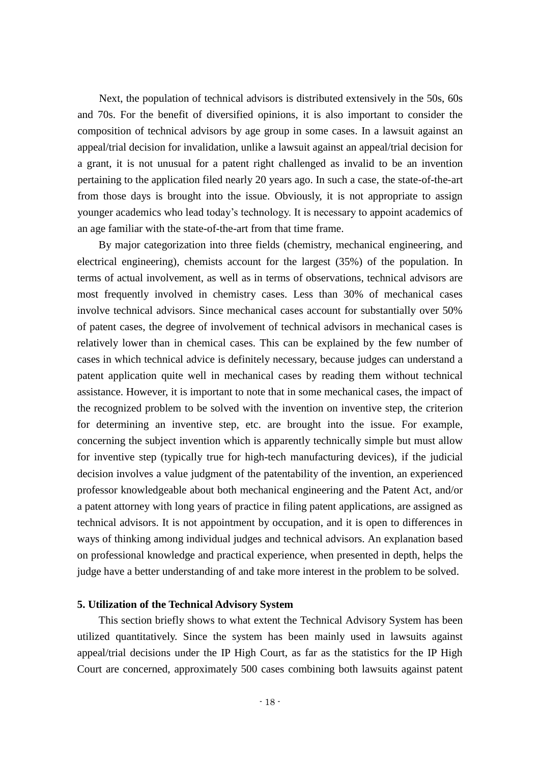Next, the population of technical advisors is distributed extensively in the 50s, 60s and 70s. For the benefit of diversified opinions, it is also important to consider the composition of technical advisors by age group in some cases. In a lawsuit against an appeal/trial decision for invalidation, unlike a lawsuit against an appeal/trial decision for a grant, it is not unusual for a patent right challenged as invalid to be an invention pertaining to the application filed nearly 20 years ago. In such a case, the state-of-the-art from those days is brought into the issue. Obviously, it is not appropriate to assign younger academics who lead today's technology. It is necessary to appoint academics of an age familiar with the state-of-the-art from that time frame.

By major categorization into three fields (chemistry, mechanical engineering, and electrical engineering), chemists account for the largest (35%) of the population. In terms of actual involvement, as well as in terms of observations, technical advisors are most frequently involved in chemistry cases. Less than 30% of mechanical cases involve technical advisors. Since mechanical cases account for substantially over 50% of patent cases, the degree of involvement of technical advisors in mechanical cases is relatively lower than in chemical cases. This can be explained by the few number of cases in which technical advice is definitely necessary, because judges can understand a patent application quite well in mechanical cases by reading them without technical assistance. However, it is important to note that in some mechanical cases, the impact of the recognized problem to be solved with the invention on inventive step, the criterion for determining an inventive step, etc. are brought into the issue. For example, concerning the subject invention which is apparently technically simple but must allow for inventive step (typically true for high-tech manufacturing devices), if the judicial decision involves a value judgment of the patentability of the invention, an experienced professor knowledgeable about both mechanical engineering and the Patent Act, and/or a patent attorney with long years of practice in filing patent applications, are assigned as technical advisors. It is not appointment by occupation, and it is open to differences in ways of thinking among individual judges and technical advisors. An explanation based on professional knowledge and practical experience, when presented in depth, helps the judge have a better understanding of and take more interest in the problem to be solved.

**5. Utilization of the Technical Advisory System**

This section briefly shows to what extent the Technical Advisory System has been utilized quantitatively. Since the system has been mainly used in lawsuits against appeal/trial decisions under the IP High Court, as far as the statistics for the IP High Court are concerned, approximately 500 cases combining both lawsuits against patent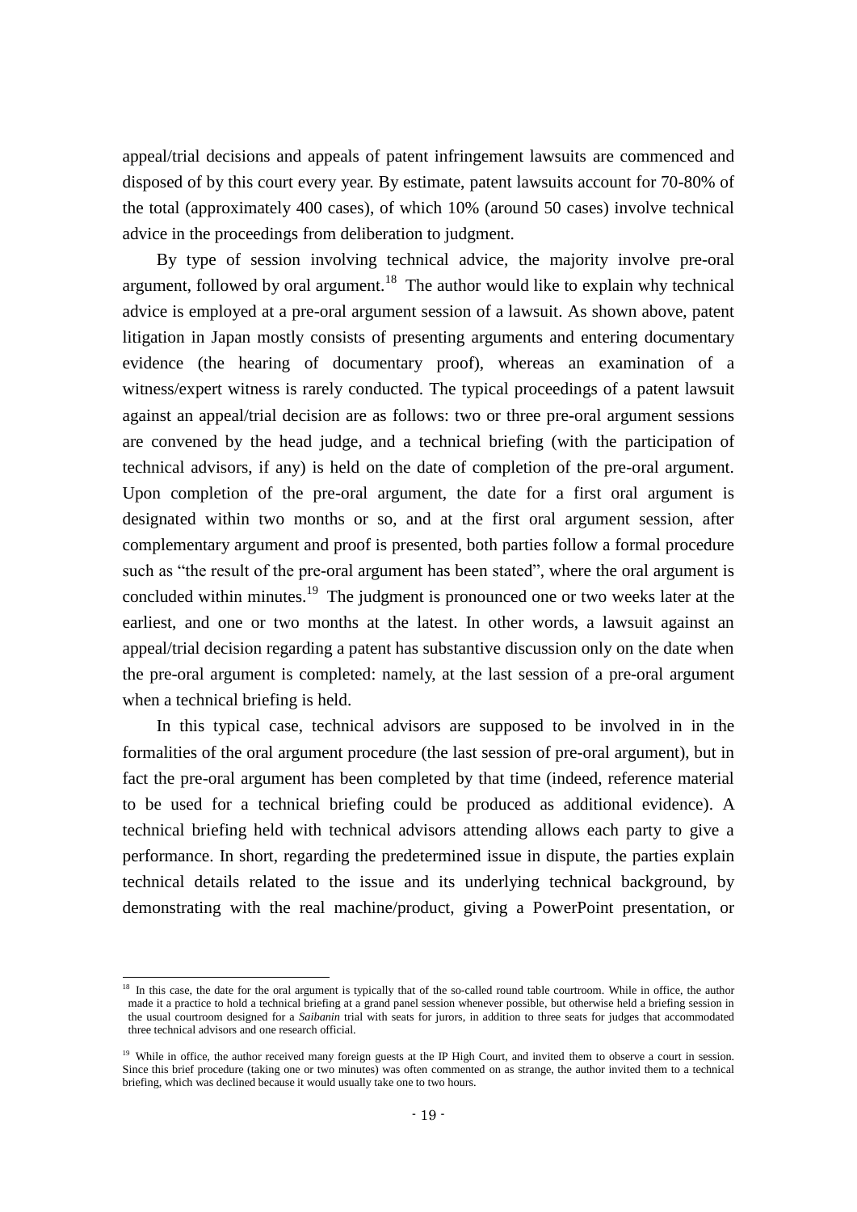appeal/trial decisions and appeals of patent infringement lawsuits are commenced and disposed of by this court every year. By estimate, patent lawsuits account for 70-80% of the total (approximately 400 cases), of which 10% (around 50 cases) involve technical advice in the proceedings from deliberation to judgment.

By type of session involving technical advice, the majority involve pre-oral argument, followed by oral argument.[18] The author would like to explain why technical advice is employed at a pre-oral argument session of a lawsuit. As shown above, patent litigation in Japan mostly consists of presenting arguments and entering documentary evidence (the hearing of documentary proof), whereas an examination of a witness/expert witness is rarely conducted. The typical proceedings of a patent lawsuit against an appeal/trial decision are as follows: two or three pre-oral argument sessions are convened by the head judge, and a technical briefing (with the participation of technical advisors, if any) is held on the date of completion of the pre-oral argument. Upon completion of the pre-oral argument, the date for a first oral argument is designated within two months or so, and at the first oral argument session, after complementary argument and proof is presented, both parties follow a formal procedure such as "the result of the pre-oral argument has been stated", where the oral argument is concluded within minutes.[19] The judgment is pronounced one or two weeks later at the earliest, and one or two months at the latest. In other words, a lawsuit against an appeal/trial decision regarding a patent has substantive discussion only on the date when the pre-oral argument is completed: namely, at the last session of a pre-oral argument when a technical briefing is held.

In this typical case, technical advisors are supposed to be involved in in the formalities of the oral argument procedure (the last session of pre-oral argument), but in fact the pre-oral argument has been completed by that time (indeed, reference material to be used for a technical briefing could be produced as additional evidence). A technical briefing held with technical advisors attending allows each party to give a performance. In short, regarding the predetermined issue in dispute, the parties explain technical details related to the issue and its underlying technical background, by demonstrating with the real machine/product, giving a PowerPoint presentation, or

---

[18] In this case, the date for the oral argument is typically that of the so-called round table courtroom. While in office, the author made it a practice to hold a technical briefing at a grand panel session whenever possible, but otherwise held a briefing session in the usual courtroom designed for a *Saibanin* trial with seats for jurors, in addition to three seats for judges that accommodated three technical advisors and one research official.

[19] While in office, the author received many foreign guests at the IP High Court, and invited them to observe a court in session. Since this brief procedure (taking one or two minutes) was often commented on as strange, the author invited them to a technical briefing, which was declined because it would usually take one to two hours.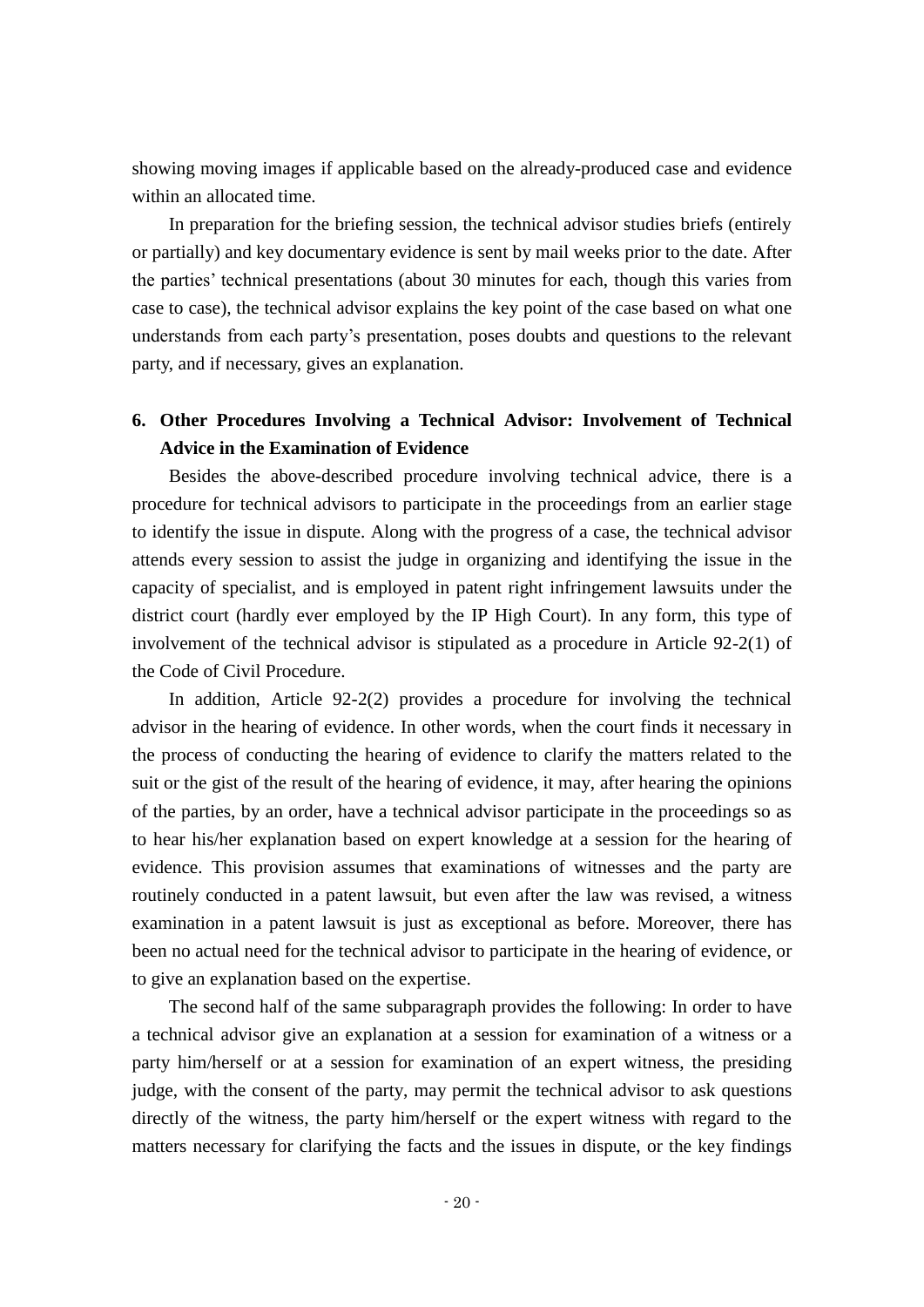showing moving images if applicable based on the already-produced case and evidence within an allocated time.

In preparation for the briefing session, the technical advisor studies briefs (entirely or partially) and key documentary evidence is sent by mail weeks prior to the date. After the parties' technical presentations (about 30 minutes for each, though this varies from case to case), the technical advisor explains the key point of the case based on what one understands from each party's presentation, poses doubts and questions to the relevant party, and if necessary, gives an explanation.

## 6. Other Procedures Involving a Technical Advisor: Involvement of Technical Advice in the Examination of Evidence

Besides the above-described procedure involving technical advice, there is a procedure for technical advisors to participate in the proceedings from an earlier stage to identify the issue in dispute. Along with the progress of a case, the technical advisor attends every session to assist the judge in organizing and identifying the issue in the capacity of specialist, and is employed in patent right infringement lawsuits under the district court (hardly ever employed by the IP High Court). In any form, this type of involvement of the technical advisor is stipulated as a procedure in Article 92-2(1) of the Code of Civil Procedure.

In addition, Article 92-2(2) provides a procedure for involving the technical advisor in the hearing of evidence. In other words, when the court finds it necessary in the process of conducting the hearing of evidence to clarify the matters related to the suit or the gist of the result of the hearing of evidence, it may, after hearing the opinions of the parties, by an order, have a technical advisor participate in the proceedings so as to hear his/her explanation based on expert knowledge at a session for the hearing of evidence. This provision assumes that examinations of witnesses and the party are routinely conducted in a patent lawsuit, but even after the law was revised, a witness examination in a patent lawsuit is just as exceptional as before. Moreover, there has been no actual need for the technical advisor to participate in the hearing of evidence, or to give an explanation based on the expertise.

The second half of the same subparagraph provides the following: In order to have a technical advisor give an explanation at a session for examination of a witness or a party him/herself or at a session for examination of an expert witness, the presiding judge, with the consent of the party, may permit the technical advisor to ask questions directly of the witness, the party him/herself or the expert witness with regard to the matters necessary for clarifying the facts and the issues in dispute, or the key findings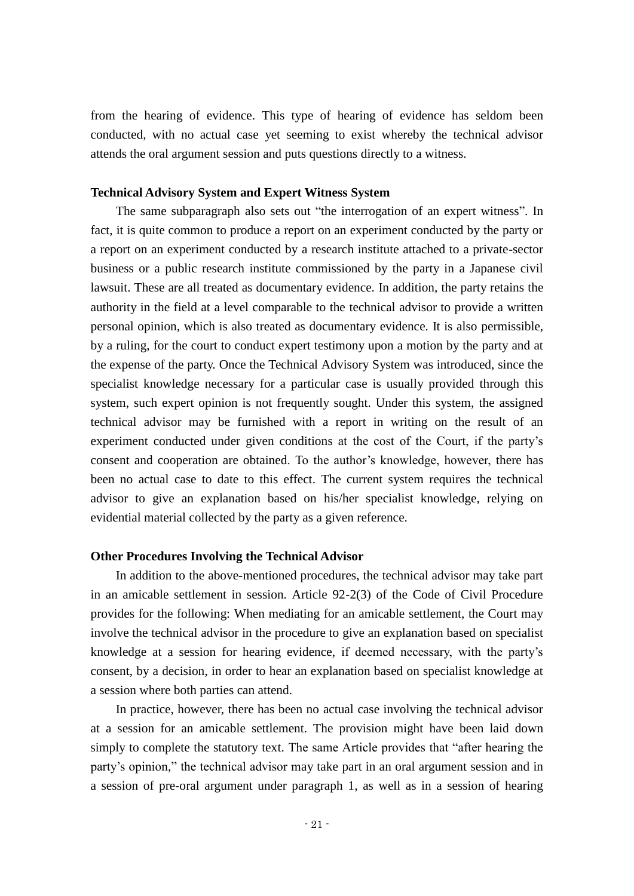from the hearing of evidence. This type of hearing of evidence has seldom been conducted, with no actual case yet seeming to exist whereby the technical advisor attends the oral argument session and puts questions directly to a witness.

**Technical Advisory System and Expert Witness System**

The same subparagraph also sets out "the interrogation of an expert witness". In fact, it is quite common to produce a report on an experiment conducted by the party or a report on an experiment conducted by a research institute attached to a private-sector business or a public research institute commissioned by the party in a Japanese civil lawsuit. These are all treated as documentary evidence. In addition, the party retains the authority in the field at a level comparable to the technical advisor to provide a written personal opinion, which is also treated as documentary evidence. It is also permissible, by a ruling, for the court to conduct expert testimony upon a motion by the party and at the expense of the party. Once the Technical Advisory System was introduced, since the specialist knowledge necessary for a particular case is usually provided through this system, such expert opinion is not frequently sought. Under this system, the assigned technical advisor may be furnished with a report in writing on the result of an experiment conducted under given conditions at the cost of the Court, if the party's consent and cooperation are obtained. To the author's knowledge, however, there has been no actual case to date to this effect. The current system requires the technical advisor to give an explanation based on his/her specialist knowledge, relying on evidential material collected by the party as a given reference.

**Other Procedures Involving the Technical Advisor**

In addition to the above-mentioned procedures, the technical advisor may take part in an amicable settlement in session. Article 92-2(3) of the Code of Civil Procedure provides for the following: When mediating for an amicable settlement, the Court may involve the technical advisor in the procedure to give an explanation based on specialist knowledge at a session for hearing evidence, if deemed necessary, with the party's consent, by a decision, in order to hear an explanation based on specialist knowledge at a session where both parties can attend.

In practice, however, there has been no actual case involving the technical advisor at a session for an amicable settlement. The provision might have been laid down simply to complete the statutory text. The same Article provides that "after hearing the party's opinion," the technical advisor may take part in an oral argument session and in a session of pre-oral argument under paragraph 1, as well as in a session of hearing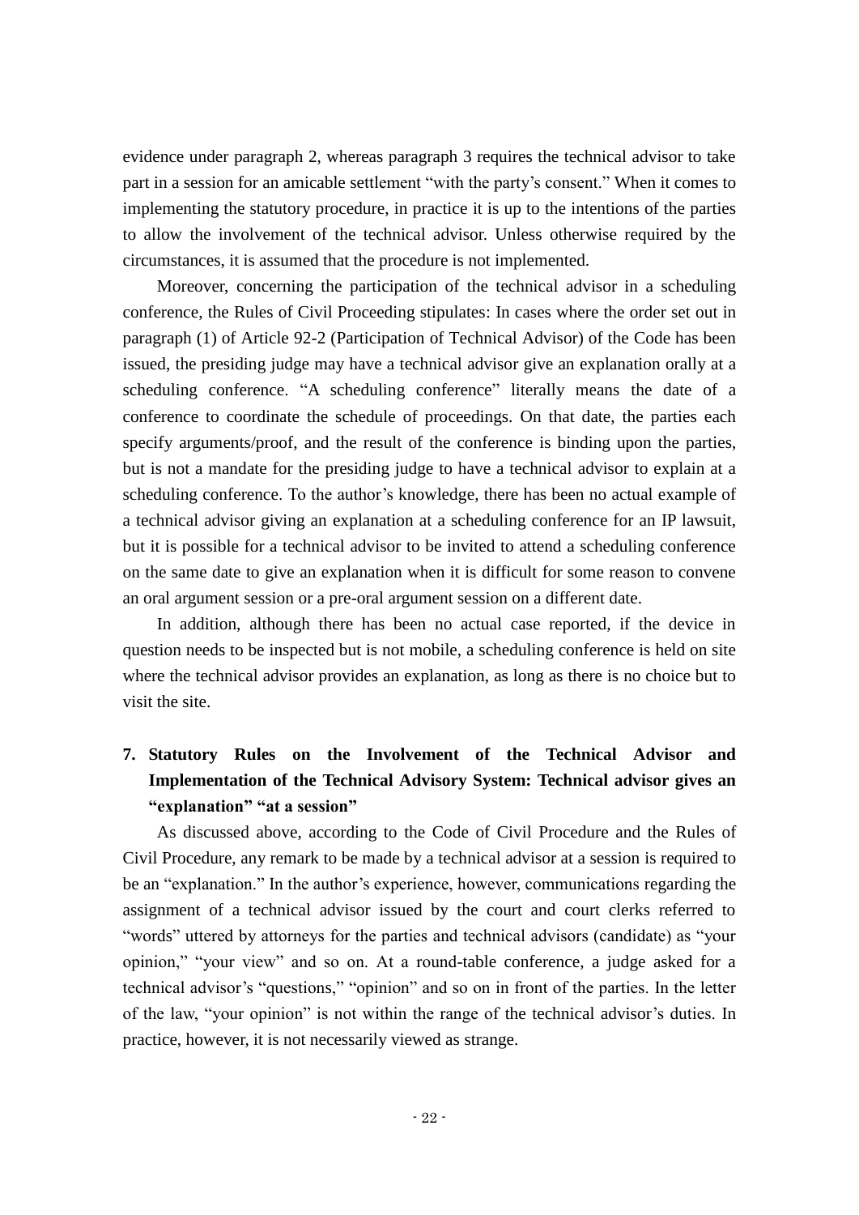evidence under paragraph 2, whereas paragraph 3 requires the technical advisor to take part in a session for an amicable settlement "with the party's consent." When it comes to implementing the statutory procedure, in practice it is up to the intentions of the parties to allow the involvement of the technical advisor. Unless otherwise required by the circumstances, it is assumed that the procedure is not implemented.

Moreover, concerning the participation of the technical advisor in a scheduling conference, the Rules of Civil Proceeding stipulates: In cases where the order set out in paragraph (1) of Article 92-2 (Participation of Technical Advisor) of the Code has been issued, the presiding judge may have a technical advisor give an explanation orally at a scheduling conference. "A scheduling conference" literally means the date of a conference to coordinate the schedule of proceedings. On that date, the parties each specify arguments/proof, and the result of the conference is binding upon the parties, but is not a mandate for the presiding judge to have a technical advisor to explain at a scheduling conference. To the author's knowledge, there has been no actual example of a technical advisor giving an explanation at a scheduling conference for an IP lawsuit, but it is possible for a technical advisor to be invited to attend a scheduling conference on the same date to give an explanation when it is difficult for some reason to convene an oral argument session or a pre-oral argument session on a different date.

In addition, although there has been no actual case reported, if the device in question needs to be inspected but is not mobile, a scheduling conference is held on site where the technical advisor provides an explanation, as long as there is no choice but to visit the site.

## 7. Statutory Rules on the Involvement of the Technical Advisor and Implementation of the Technical Advisory System: Technical advisor gives an "explanation" "at a session"

As discussed above, according to the Code of Civil Procedure and the Rules of Civil Procedure, any remark to be made by a technical advisor at a session is required to be an "explanation." In the author's experience, however, communications regarding the assignment of a technical advisor issued by the court and court clerks referred to "words" uttered by attorneys for the parties and technical advisors (candidate) as "your opinion," "your view" and so on. At a round-table conference, a judge asked for a technical advisor's "questions," "opinion" and so on in front of the parties. In the letter of the law, "your opinion" is not within the range of the technical advisor's duties. In practice, however, it is not necessarily viewed as strange.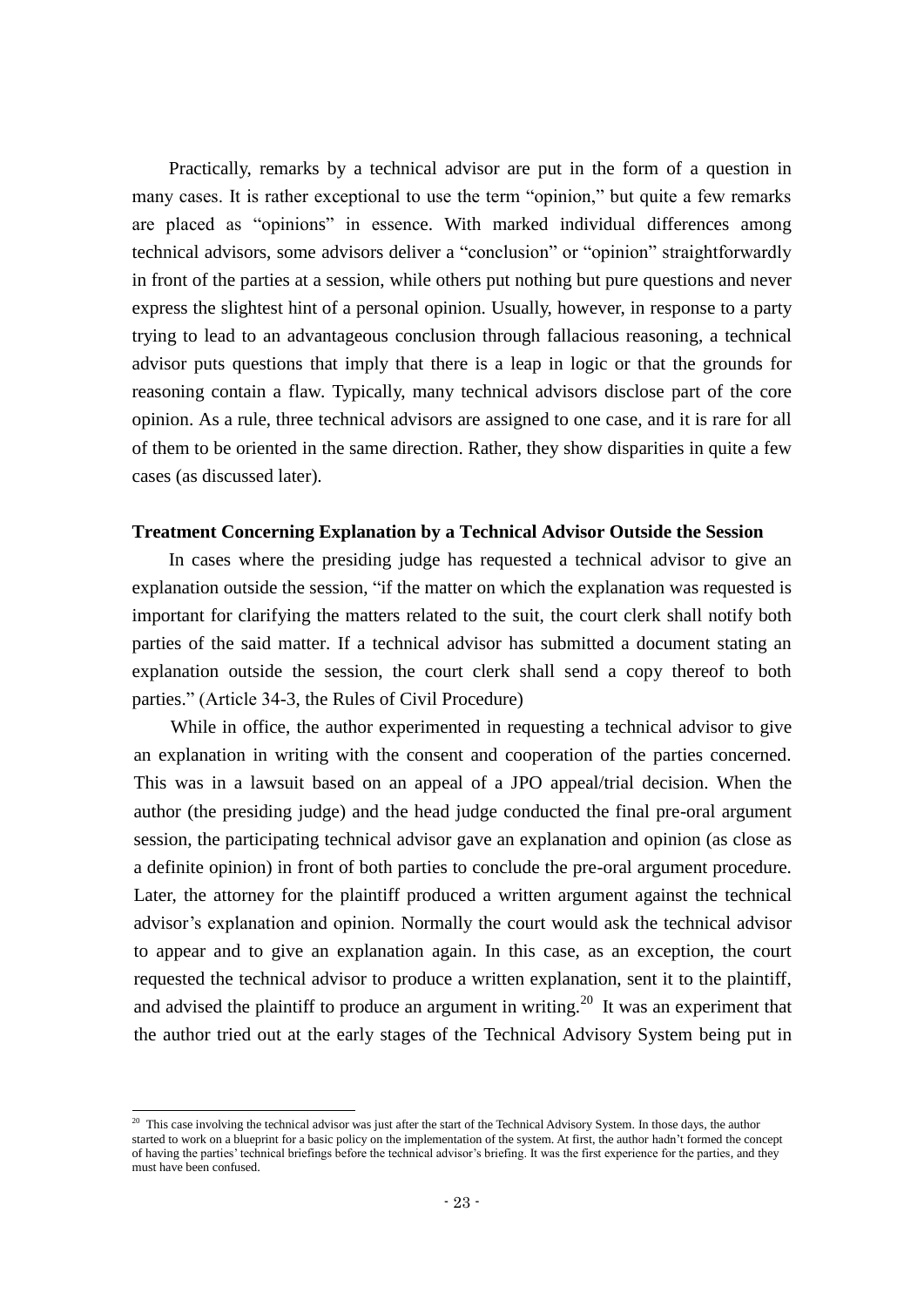Practically, remarks by a technical advisor are put in the form of a question in many cases. It is rather exceptional to use the term "opinion," but quite a few remarks are placed as "opinions" in essence. With marked individual differences among technical advisors, some advisors deliver a "conclusion" or "opinion" straightforwardly in front of the parties at a session, while others put nothing but pure questions and never express the slightest hint of a personal opinion. Usually, however, in response to a party trying to lead to an advantageous conclusion through fallacious reasoning, a technical advisor puts questions that imply that there is a leap in logic or that the grounds for reasoning contain a flaw. Typically, many technical advisors disclose part of the core opinion. As a rule, three technical advisors are assigned to one case, and it is rare for all of them to be oriented in the same direction. Rather, they show disparities in quite a few cases (as discussed later).

**Treatment Concerning Explanation by a Technical Advisor Outside the Session**

In cases where the presiding judge has requested a technical advisor to give an explanation outside the session, "if the matter on which the explanation was requested is important for clarifying the matters related to the suit, the court clerk shall notify both parties of the said matter. If a technical advisor has submitted a document stating an explanation outside the session, the court clerk shall send a copy thereof to both parties." (Article 34-3, the Rules of Civil Procedure)

While in office, the author experimented in requesting a technical advisor to give an explanation in writing with the consent and cooperation of the parties concerned. This was in a lawsuit based on an appeal of a JPO appeal/trial decision. When the author (the presiding judge) and the head judge conducted the final pre-oral argument session, the participating technical advisor gave an explanation and opinion (as close as a definite opinion) in front of both parties to conclude the pre-oral argument procedure. Later, the attorney for the plaintiff produced a written argument against the technical advisor's explanation and opinion. Normally the court would ask the technical advisor to appear and to give an explanation again. In this case, as an exception, the court requested the technical advisor to produce a written explanation, sent it to the plaintiff, and advised the plaintiff to produce an argument in writing.[20] It was an experiment that the author tried out at the early stages of the Technical Advisory System being put in

[20] This case involving the technical advisor was just after the start of the Technical Advisory System. In those days, the author started to work on a blueprint for a basic policy on the implementation of the system. At first, the author hadn't formed the concept of having the parties' technical briefings before the technical advisor's briefing. It was the first experience for the parties, and they must have been confused.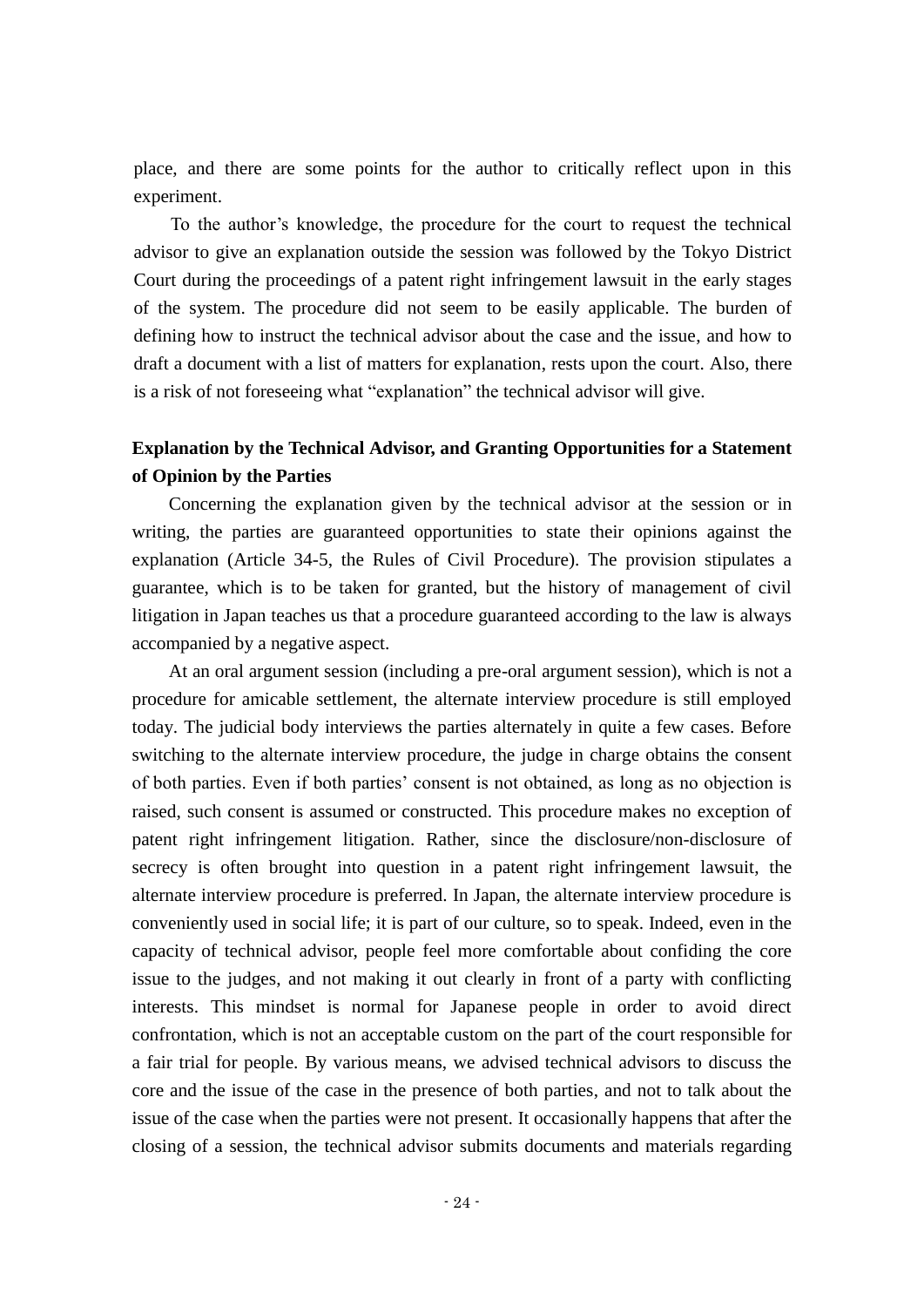place, and there are some points for the author to critically reflect upon in this experiment.

To the author's knowledge, the procedure for the court to request the technical advisor to give an explanation outside the session was followed by the Tokyo District Court during the proceedings of a patent right infringement lawsuit in the early stages of the system. The procedure did not seem to be easily applicable. The burden of defining how to instruct the technical advisor about the case and the issue, and how to draft a document with a list of matters for explanation, rests upon the court. Also, there is a risk of not foreseeing what "explanation" the technical advisor will give.

## Explanation by the Technical Advisor, and Granting Opportunities for a Statement of Opinion by the Parties

Concerning the explanation given by the technical advisor at the session or in writing, the parties are guaranteed opportunities to state their opinions against the explanation (Article 34-5, the Rules of Civil Procedure). The provision stipulates a guarantee, which is to be taken for granted, but the history of management of civil litigation in Japan teaches us that a procedure guaranteed according to the law is always accompanied by a negative aspect.

At an oral argument session (including a pre-oral argument session), which is not a procedure for amicable settlement, the alternate interview procedure is still employed today. The judicial body interviews the parties alternately in quite a few cases. Before switching to the alternate interview procedure, the judge in charge obtains the consent of both parties. Even if both parties' consent is not obtained, as long as no objection is raised, such consent is assumed or constructed. This procedure makes no exception of patent right infringement litigation. Rather, since the disclosure/non-disclosure of secrecy is often brought into question in a patent right infringement lawsuit, the alternate interview procedure is preferred. In Japan, the alternate interview procedure is conveniently used in social life; it is part of our culture, so to speak. Indeed, even in the capacity of technical advisor, people feel more comfortable about confiding the core issue to the judges, and not making it out clearly in front of a party with conflicting interests. This mindset is normal for Japanese people in order to avoid direct confrontation, which is not an acceptable custom on the part of the court responsible for a fair trial for people. By various means, we advised technical advisors to discuss the core and the issue of the case in the presence of both parties, and not to talk about the issue of the case when the parties were not present. It occasionally happens that after the closing of a session, the technical advisor submits documents and materials regarding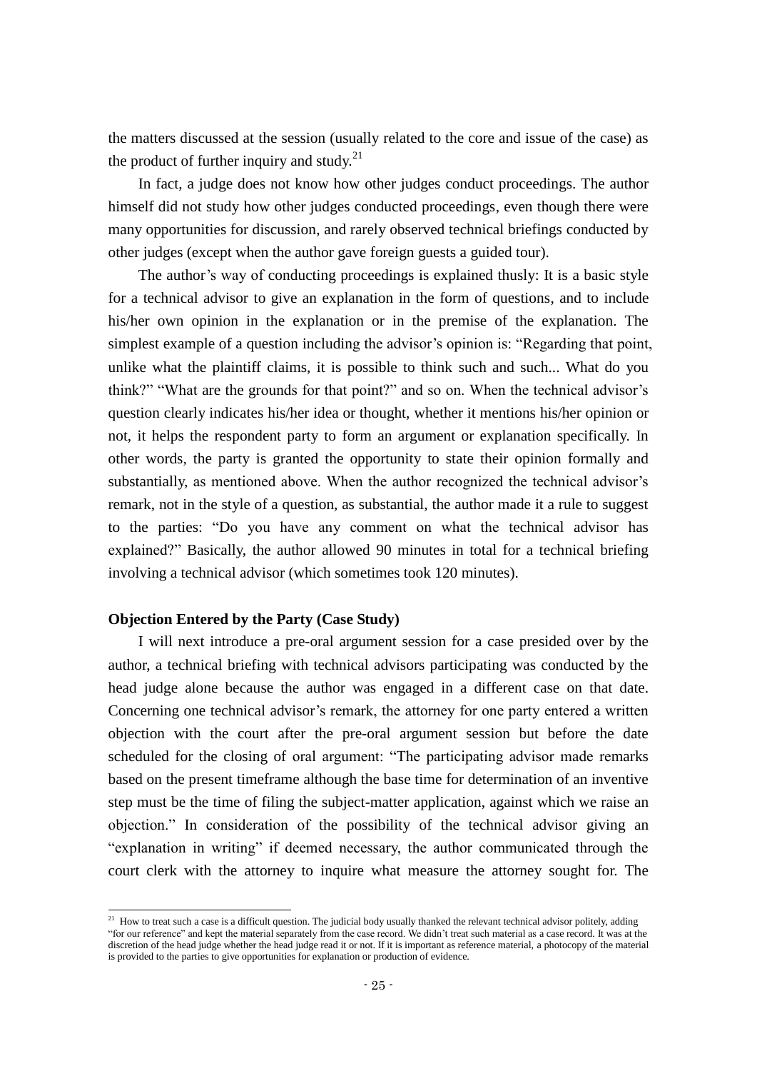the matters discussed at the session (usually related to the core and issue of the case) as the product of further inquiry and study.[21]

In fact, a judge does not know how other judges conduct proceedings. The author himself did not study how other judges conducted proceedings, even though there were many opportunities for discussion, and rarely observed technical briefings conducted by other judges (except when the author gave foreign guests a guided tour).

The author's way of conducting proceedings is explained thusly: It is a basic style for a technical advisor to give an explanation in the form of questions, and to include his/her own opinion in the explanation or in the premise of the explanation. The simplest example of a question including the advisor's opinion is: "Regarding that point, unlike what the plaintiff claims, it is possible to think such and such... What do you think?" "What are the grounds for that point?" and so on. When the technical advisor's question clearly indicates his/her idea or thought, whether it mentions his/her opinion or not, it helps the respondent party to form an argument or explanation specifically. In other words, the party is granted the opportunity to state their opinion formally and substantially, as mentioned above. When the author recognized the technical advisor's remark, not in the style of a question, as substantial, the author made it a rule to suggest to the parties: "Do you have any comment on what the technical advisor has explained?" Basically, the author allowed 90 minutes in total for a technical briefing involving a technical advisor (which sometimes took 120 minutes).

**Objection Entered by the Party (Case Study)**

I will next introduce a pre-oral argument session for a case presided over by the author, a technical briefing with technical advisors participating was conducted by the head judge alone because the author was engaged in a different case on that date. Concerning one technical advisor's remark, the attorney for one party entered a written objection with the court after the pre-oral argument session but before the date scheduled for the closing of oral argument: "The participating advisor made remarks based on the present timeframe although the base time for determination of an inventive step must be the time of filing the subject-matter application, against which we raise an objection." In consideration of the possibility of the technical advisor giving an "explanation in writing" if deemed necessary, the author communicated through the court clerk with the attorney to inquire what measure the attorney sought for. The

---

[21] How to treat such a case is a difficult question. The judicial body usually thanked the relevant technical advisor politely, adding "for our reference" and kept the material separately from the case record. We didn't treat such material as a case record. It was at the discretion of the head judge whether the head judge read it or not. If it is important as reference material, a photocopy of the material is provided to the parties to give opportunities for explanation or production of evidence.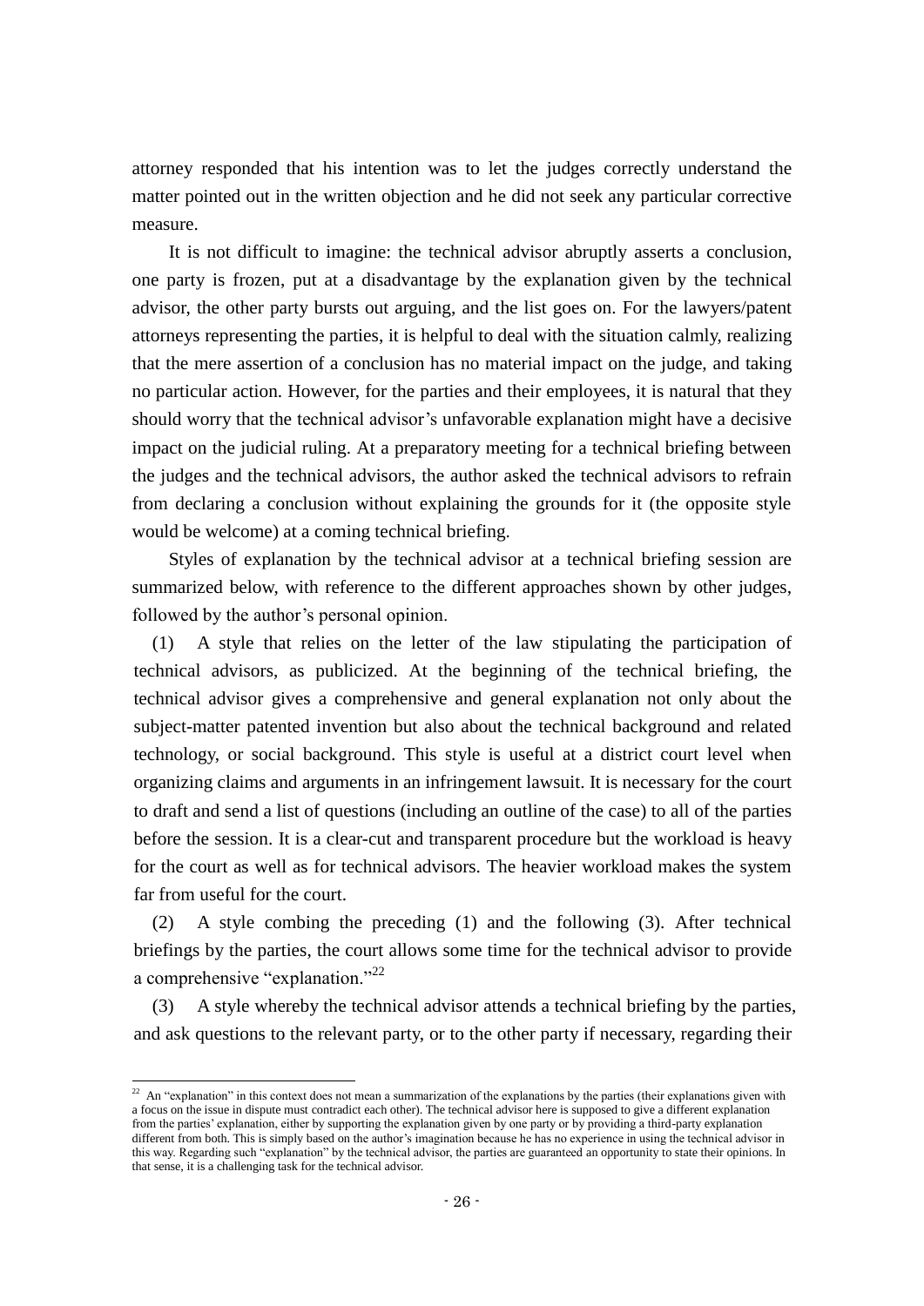attorney responded that his intention was to let the judges correctly understand the matter pointed out in the written objection and he did not seek any particular corrective measure.

It is not difficult to imagine: the technical advisor abruptly asserts a conclusion, one party is frozen, put at a disadvantage by the explanation given by the technical advisor, the other party bursts out arguing, and the list goes on. For the lawyers/patent attorneys representing the parties, it is helpful to deal with the situation calmly, realizing that the mere assertion of a conclusion has no material impact on the judge, and taking no particular action. However, for the parties and their employees, it is natural that they should worry that the technical advisor's unfavorable explanation might have a decisive impact on the judicial ruling. At a preparatory meeting for a technical briefing between the judges and the technical advisors, the author asked the technical advisors to refrain from declaring a conclusion without explaining the grounds for it (the opposite style would be welcome) at a coming technical briefing.

Styles of explanation by the technical advisor at a technical briefing session are summarized below, with reference to the different approaches shown by other judges, followed by the author's personal opinion.

(1) A style that relies on the letter of the law stipulating the participation of technical advisors, as publicized. At the beginning of the technical briefing, the technical advisor gives a comprehensive and general explanation not only about the subject-matter patented invention but also about the technical background and related technology, or social background. This style is useful at a district court level when organizing claims and arguments in an infringement lawsuit. It is necessary for the court to draft and send a list of questions (including an outline of the case) to all of the parties before the session. It is a clear-cut and transparent procedure but the workload is heavy for the court as well as for technical advisors. The heavier workload makes the system far from useful for the court.

(2) A style combing the preceding (1) and the following (3). After technical briefings by the parties, the court allows some time for the technical advisor to provide a comprehensive "explanation."[22]

(3) A style whereby the technical advisor attends a technical briefing by the parties, and ask questions to the relevant party, or to the other party if necessary, regarding their

---

[22] An "explanation" in this context does not mean a summarization of the explanations by the parties (their explanations given with a focus on the issue in dispute must contradict each other). The technical advisor here is supposed to give a different explanation from the parties' explanation, either by supporting the explanation given by one party or by providing a third-party explanation different from both. This is simply based on the author's imagination because he has no experience in using the technical advisor in this way. Regarding such "explanation" by the technical advisor, the parties are guaranteed an opportunity to state their opinions. In that sense, it is a challenging task for the technical advisor.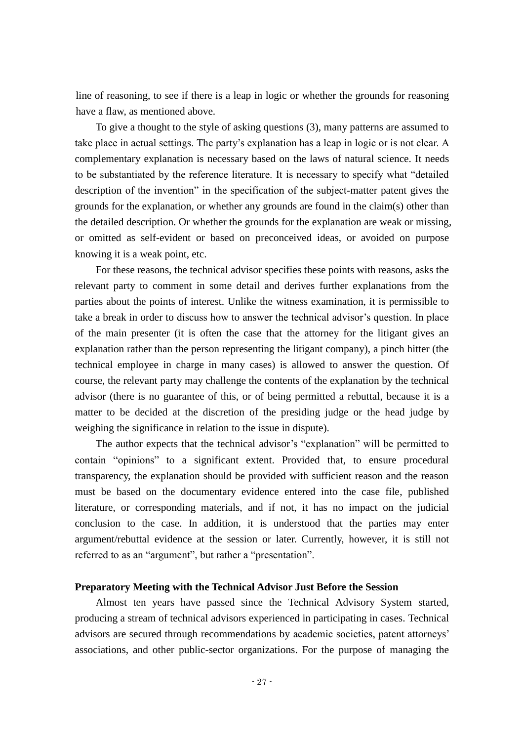line of reasoning, to see if there is a leap in logic or whether the grounds for reasoning have a flaw, as mentioned above.

To give a thought to the style of asking questions (3), many patterns are assumed to take place in actual settings. The party's explanation has a leap in logic or is not clear. A complementary explanation is necessary based on the laws of natural science. It needs to be substantiated by the reference literature. It is necessary to specify what "detailed description of the invention" in the specification of the subject-matter patent gives the grounds for the explanation, or whether any grounds are found in the claim(s) other than the detailed description. Or whether the grounds for the explanation are weak or missing, or omitted as self-evident or based on preconceived ideas, or avoided on purpose knowing it is a weak point, etc.

For these reasons, the technical advisor specifies these points with reasons, asks the relevant party to comment in some detail and derives further explanations from the parties about the points of interest. Unlike the witness examination, it is permissible to take a break in order to discuss how to answer the technical advisor's question. In place of the main presenter (it is often the case that the attorney for the litigant gives an explanation rather than the person representing the litigant company), a pinch hitter (the technical employee in charge in many cases) is allowed to answer the question. Of course, the relevant party may challenge the contents of the explanation by the technical advisor (there is no guarantee of this, or of being permitted a rebuttal, because it is a matter to be decided at the discretion of the presiding judge or the head judge by weighing the significance in relation to the issue in dispute).

The author expects that the technical advisor's "explanation" will be permitted to contain "opinions" to a significant extent. Provided that, to ensure procedural transparency, the explanation should be provided with sufficient reason and the reason must be based on the documentary evidence entered into the case file, published literature, or corresponding materials, and if not, it has no impact on the judicial conclusion to the case. In addition, it is understood that the parties may enter argument/rebuttal evidence at the session or later. Currently, however, it is still not referred to as an "argument", but rather a "presentation".

### Preparatory Meeting with the Technical Advisor Just Before the Session

Almost ten years have passed since the Technical Advisory System started, producing a stream of technical advisors experienced in participating in cases. Technical advisors are secured through recommendations by academic societies, patent attorneys' associations, and other public-sector organizations. For the purpose of managing the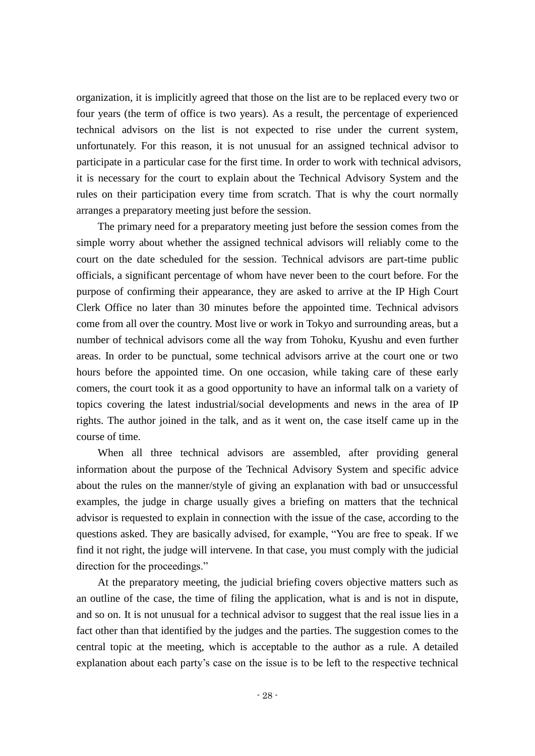organization, it is implicitly agreed that those on the list are to be replaced every two or four years (the term of office is two years). As a result, the percentage of experienced technical advisors on the list is not expected to rise under the current system, unfortunately. For this reason, it is not unusual for an assigned technical advisor to participate in a particular case for the first time. In order to work with technical advisors, it is necessary for the court to explain about the Technical Advisory System and the rules on their participation every time from scratch. That is why the court normally arranges a preparatory meeting just before the session.

The primary need for a preparatory meeting just before the session comes from the simple worry about whether the assigned technical advisors will reliably come to the court on the date scheduled for the session. Technical advisors are part-time public officials, a significant percentage of whom have never been to the court before. For the purpose of confirming their appearance, they are asked to arrive at the IP High Court Clerk Office no later than 30 minutes before the appointed time. Technical advisors come from all over the country. Most live or work in Tokyo and surrounding areas, but a number of technical advisors come all the way from Tohoku, Kyushu and even further areas. In order to be punctual, some technical advisors arrive at the court one or two hours before the appointed time. On one occasion, while taking care of these early comers, the court took it as a good opportunity to have an informal talk on a variety of topics covering the latest industrial/social developments and news in the area of IP rights. The author joined in the talk, and as it went on, the case itself came up in the course of time.

When all three technical advisors are assembled, after providing general information about the purpose of the Technical Advisory System and specific advice about the rules on the manner/style of giving an explanation with bad or unsuccessful examples, the judge in charge usually gives a briefing on matters that the technical advisor is requested to explain in connection with the issue of the case, according to the questions asked. They are basically advised, for example, "You are free to speak. If we find it not right, the judge will intervene. In that case, you must comply with the judicial direction for the proceedings."

At the preparatory meeting, the judicial briefing covers objective matters such as an outline of the case, the time of filing the application, what is and is not in dispute, and so on. It is not unusual for a technical advisor to suggest that the real issue lies in a fact other than that identified by the judges and the parties. The suggestion comes to the central topic at the meeting, which is acceptable to the author as a rule. A detailed explanation about each party's case on the issue is to be left to the respective technical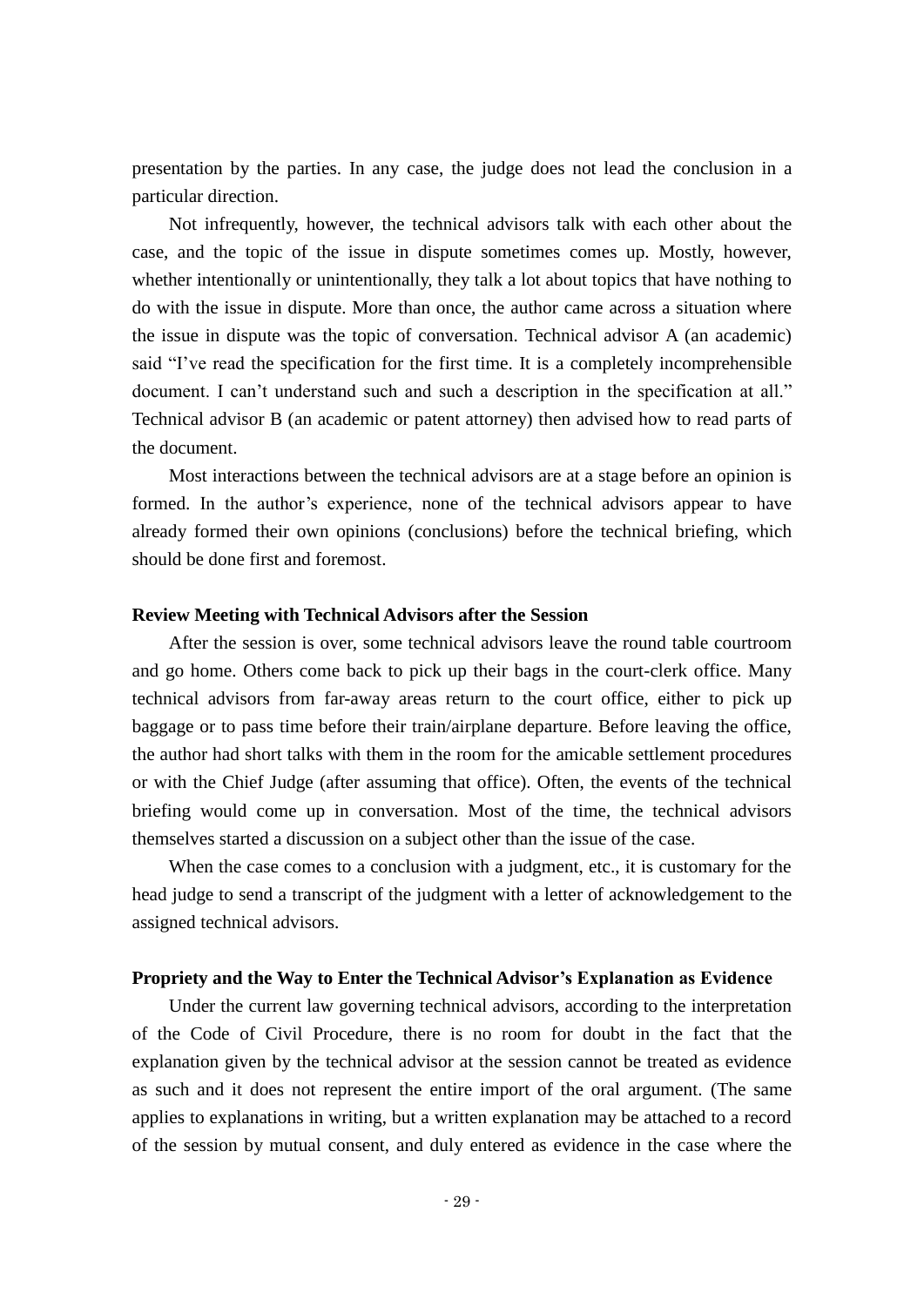presentation by the parties. In any case, the judge does not lead the conclusion in a particular direction.

Not infrequently, however, the technical advisors talk with each other about the case, and the topic of the issue in dispute sometimes comes up. Mostly, however, whether intentionally or unintentionally, they talk a lot about topics that have nothing to do with the issue in dispute. More than once, the author came across a situation where the issue in dispute was the topic of conversation. Technical advisor A (an academic) said "I've read the specification for the first time. It is a completely incomprehensible document. I can't understand such and such a description in the specification at all." Technical advisor B (an academic or patent attorney) then advised how to read parts of the document.

Most interactions between the technical advisors are at a stage before an opinion is formed. In the author's experience, none of the technical advisors appear to have already formed their own opinions (conclusions) before the technical briefing, which should be done first and foremost.

**Review Meeting with Technical Advisors after the Session**

After the session is over, some technical advisors leave the round table courtroom and go home. Others come back to pick up their bags in the court-clerk office. Many technical advisors from far-away areas return to the court office, either to pick up baggage or to pass time before their train/airplane departure. Before leaving the office, the author had short talks with them in the room for the amicable settlement procedures or with the Chief Judge (after assuming that office). Often, the events of the technical briefing would come up in conversation. Most of the time, the technical advisors themselves started a discussion on a subject other than the issue of the case.

When the case comes to a conclusion with a judgment, etc., it is customary for the head judge to send a transcript of the judgment with a letter of acknowledgement to the assigned technical advisors.

**Propriety and the Way to Enter the Technical Advisor's Explanation as Evidence**

Under the current law governing technical advisors, according to the interpretation of the Code of Civil Procedure, there is no room for doubt in the fact that the explanation given by the technical advisor at the session cannot be treated as evidence as such and it does not represent the entire import of the oral argument. (The same applies to explanations in writing, but a written explanation may be attached to a record of the session by mutual consent, and duly entered as evidence in the case where the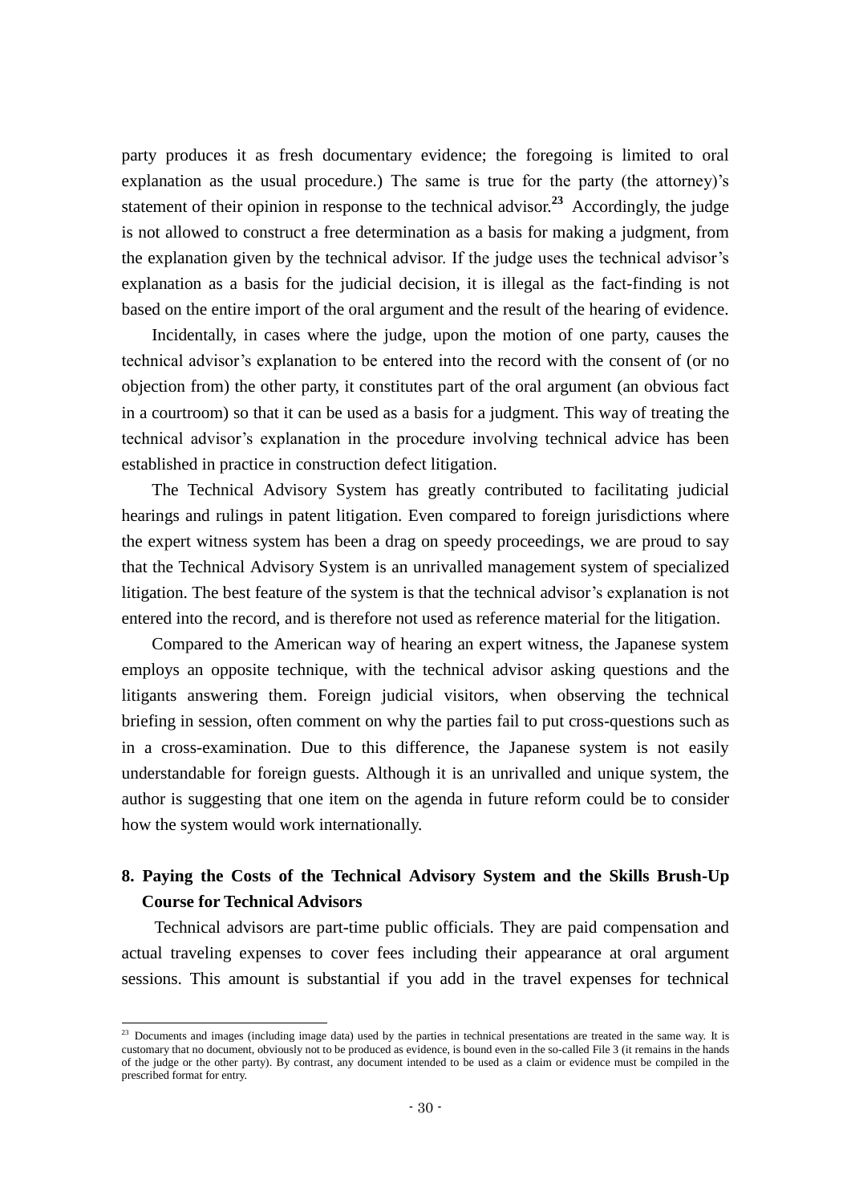party produces it as fresh documentary evidence; the foregoing is limited to oral explanation as the usual procedure.) The same is true for the party (the attorney)'s statement of their opinion in response to the technical advisor.[23] Accordingly, the judge is not allowed to construct a free determination as a basis for making a judgment, from the explanation given by the technical advisor. If the judge uses the technical advisor's explanation as a basis for the judicial decision, it is illegal as the fact-finding is not based on the entire import of the oral argument and the result of the hearing of evidence.

Incidentally, in cases where the judge, upon the motion of one party, causes the technical advisor's explanation to be entered into the record with the consent of (or no objection from) the other party, it constitutes part of the oral argument (an obvious fact in a courtroom) so that it can be used as a basis for a judgment. This way of treating the technical advisor's explanation in the procedure involving technical advice has been established in practice in construction defect litigation.

The Technical Advisory System has greatly contributed to facilitating judicial hearings and rulings in patent litigation. Even compared to foreign jurisdictions where the expert witness system has been a drag on speedy proceedings, we are proud to say that the Technical Advisory System is an unrivalled management system of specialized litigation. The best feature of the system is that the technical advisor's explanation is not entered into the record, and is therefore not used as reference material for the litigation.

Compared to the American way of hearing an expert witness, the Japanese system employs an opposite technique, with the technical advisor asking questions and the litigants answering them. Foreign judicial visitors, when observing the technical briefing in session, often comment on why the parties fail to put cross-questions such as in a cross-examination. Due to this difference, the Japanese system is not easily understandable for foreign guests. Although it is an unrivalled and unique system, the author is suggesting that one item on the agenda in future reform could be to consider how the system would work internationally.

## 8. Paying the Costs of the Technical Advisory System and the Skills Brush-Up Course for Technical Advisors

Technical advisors are part-time public officials. They are paid compensation and actual traveling expenses to cover fees including their appearance at oral argument sessions. This amount is substantial if you add in the travel expenses for technical

---

[23] Documents and images (including image data) used by the parties in technical presentations are treated in the same way. It is customary that no document, obviously not to be produced as evidence, is bound even in the so-called File 3 (it remains in the hands of the judge or the other party). By contrast, any document intended to be used as a claim or evidence must be compiled in the prescribed format for entry.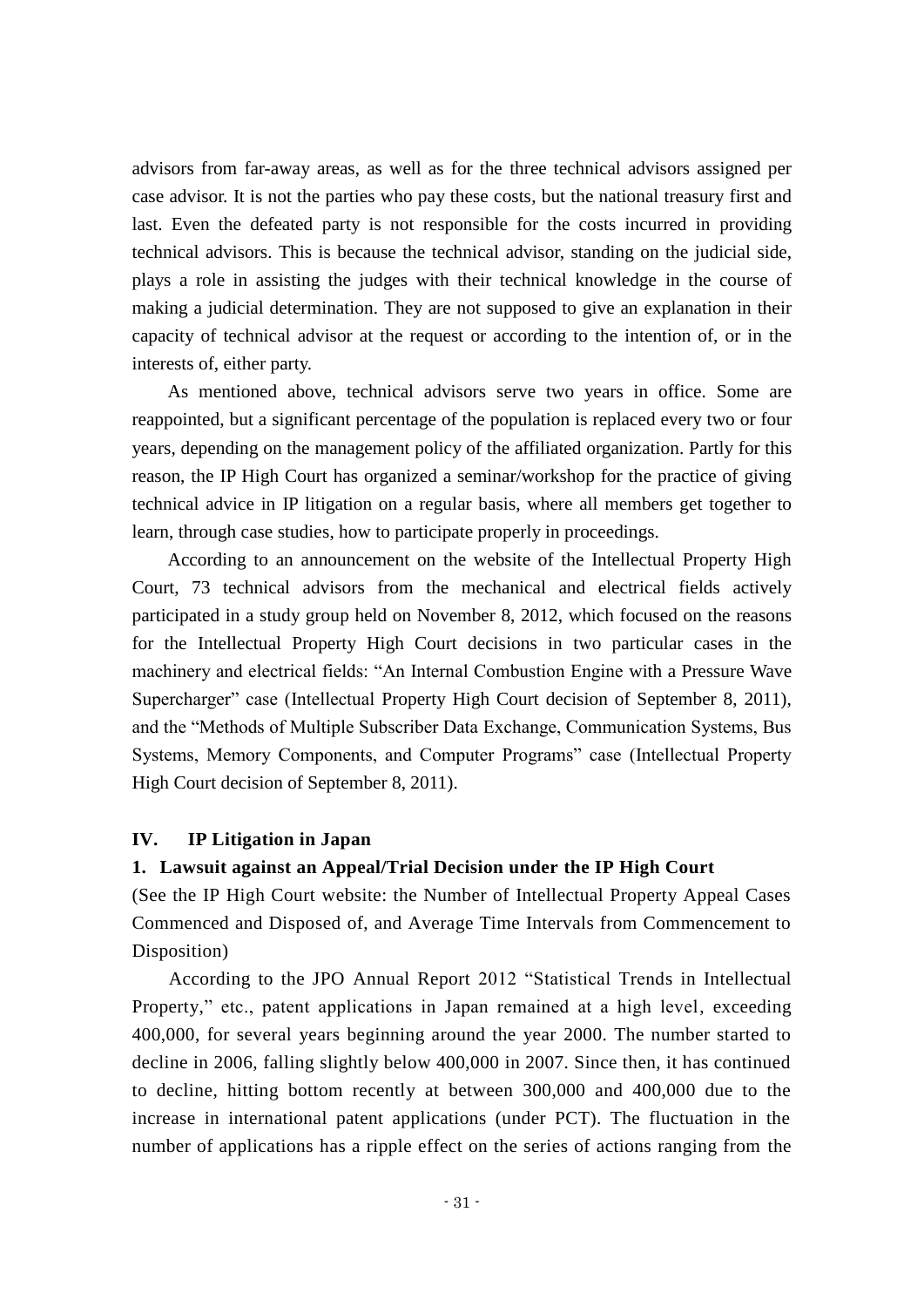advisors from far-away areas, as well as for the three technical advisors assigned per case advisor. It is not the parties who pay these costs, but the national treasury first and last. Even the defeated party is not responsible for the costs incurred in providing technical advisors. This is because the technical advisor, standing on the judicial side, plays a role in assisting the judges with their technical knowledge in the course of making a judicial determination. They are not supposed to give an explanation in their capacity of technical advisor at the request or according to the intention of, or in the interests of, either party.

As mentioned above, technical advisors serve two years in office. Some are reappointed, but a significant percentage of the population is replaced every two or four years, depending on the management policy of the affiliated organization. Partly for this reason, the IP High Court has organized a seminar/workshop for the practice of giving technical advice in IP litigation on a regular basis, where all members get together to learn, through case studies, how to participate properly in proceedings.

According to an announcement on the website of the Intellectual Property High Court, 73 technical advisors from the mechanical and electrical fields actively participated in a study group held on November 8, 2012, which focused on the reasons for the Intellectual Property High Court decisions in two particular cases in the machinery and electrical fields: "An Internal Combustion Engine with a Pressure Wave Supercharger" case (Intellectual Property High Court decision of September 8, 2011), and the "Methods of Multiple Subscriber Data Exchange, Communication Systems, Bus Systems, Memory Components, and Computer Programs" case (Intellectual Property High Court decision of September 8, 2011).

## IV. IP Litigation in Japan

### 1. Lawsuit against an Appeal/Trial Decision under the IP High Court

(See the IP High Court website: the Number of Intellectual Property Appeal Cases Commenced and Disposed of, and Average Time Intervals from Commencement to Disposition)

According to the JPO Annual Report 2012 "Statistical Trends in Intellectual Property," etc., patent applications in Japan remained at a high level, exceeding 400,000, for several years beginning around the year 2000. The number started to decline in 2006, falling slightly below 400,000 in 2007. Since then, it has continued to decline, hitting bottom recently at between 300,000 and 400,000 due to the increase in international patent applications (under PCT). The fluctuation in the number of applications has a ripple effect on the series of actions ranging from the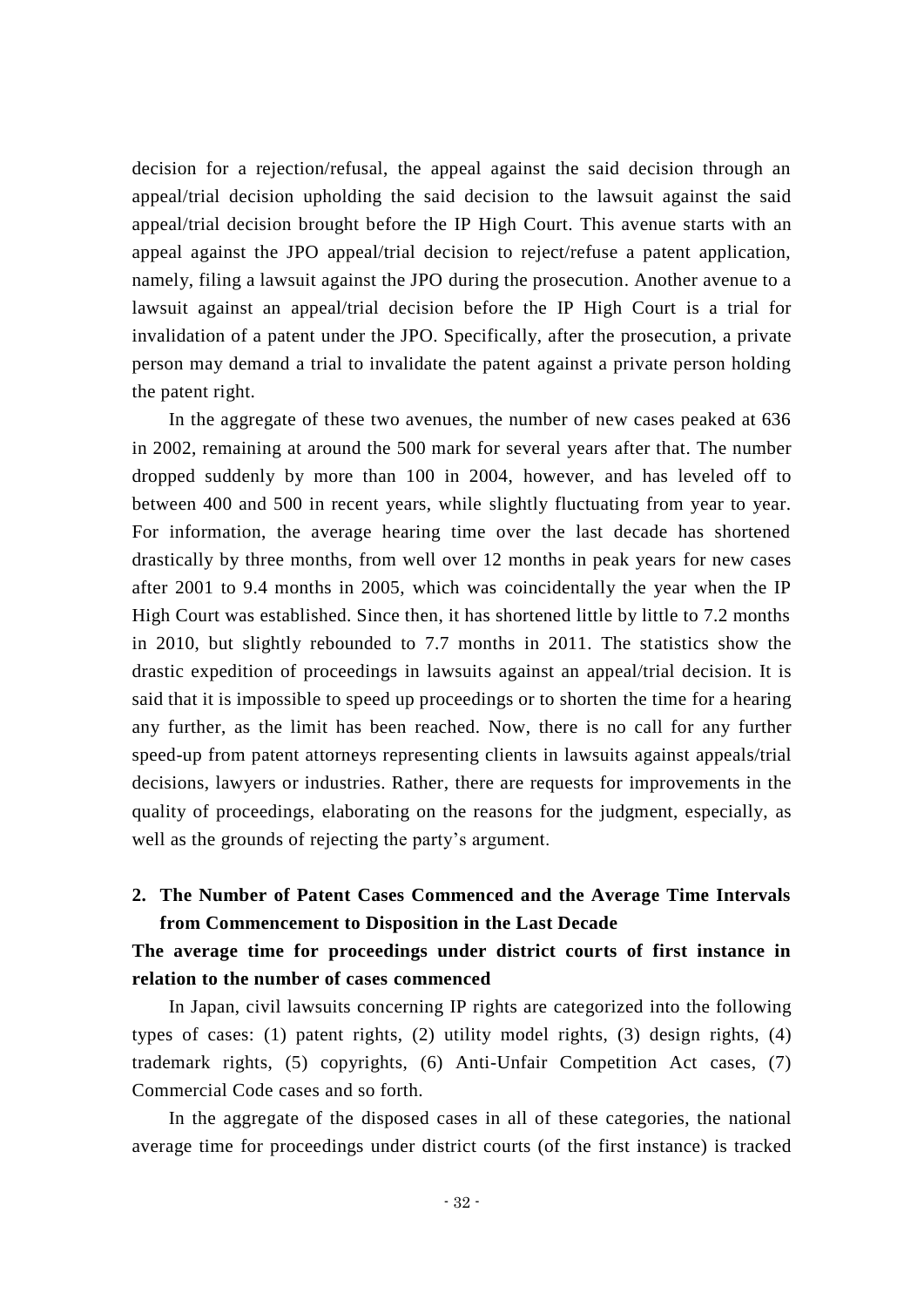decision for a rejection/refusal, the appeal against the said decision through an appeal/trial decision upholding the said decision to the lawsuit against the said appeal/trial decision brought before the IP High Court. This avenue starts with an appeal against the JPO appeal/trial decision to reject/refuse a patent application, namely, filing a lawsuit against the JPO during the prosecution. Another avenue to a lawsuit against an appeal/trial decision before the IP High Court is a trial for invalidation of a patent under the JPO. Specifically, after the prosecution, a private person may demand a trial to invalidate the patent against a private person holding the patent right.

In the aggregate of these two avenues, the number of new cases peaked at 636 in 2002, remaining at around the 500 mark for several years after that. The number dropped suddenly by more than 100 in 2004, however, and has leveled off to between 400 and 500 in recent years, while slightly fluctuating from year to year. For information, the average hearing time over the last decade has shortened drastically by three months, from well over 12 months in peak years for new cases after 2001 to 9.4 months in 2005, which was coincidentally the year when the IP High Court was established. Since then, it has shortened little by little to 7.2 months in 2010, but slightly rebounded to 7.7 months in 2011. The statistics show the drastic expedition of proceedings in lawsuits against an appeal/trial decision. It is said that it is impossible to speed up proceedings or to shorten the time for a hearing any further, as the limit has been reached. Now, there is no call for any further speed-up from patent attorneys representing clients in lawsuits against appeals/trial decisions, lawyers or industries. Rather, there are requests for improvements in the quality of proceedings, elaborating on the reasons for the judgment, especially, as well as the grounds of rejecting the party's argument.

## 2. The Number of Patent Cases Commenced and the Average Time Intervals from Commencement to Disposition in the Last Decade

### The average time for proceedings under district courts of first instance in relation to the number of cases commenced

In Japan, civil lawsuits concerning IP rights are categorized into the following types of cases: (1) patent rights, (2) utility model rights, (3) design rights, (4) trademark rights, (5) copyrights, (6) Anti-Unfair Competition Act cases, (7) Commercial Code cases and so forth.

In the aggregate of the disposed cases in all of these categories, the national average time for proceedings under district courts (of the first instance) is tracked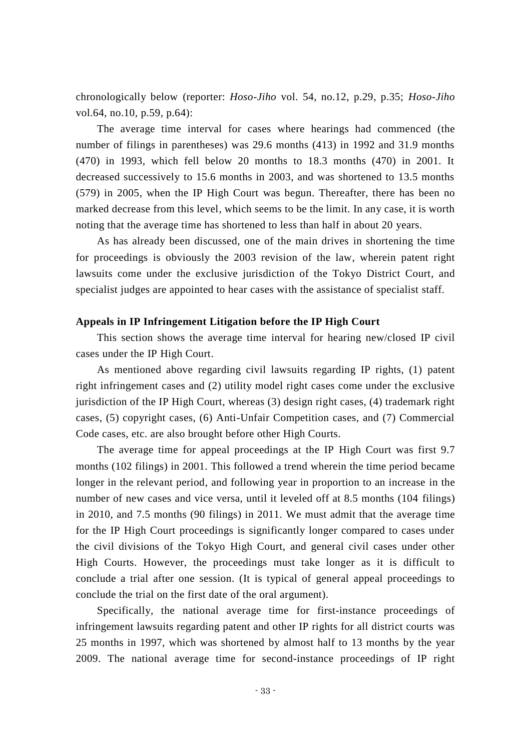chronologically below (reporter: *Hoso-Jiho* vol. 54, no.12, p.29, p.35; *Hoso-Jiho* vol.64, no.10, p.59, p.64):

The average time interval for cases where hearings had commenced (the number of filings in parentheses) was 29.6 months (413) in 1992 and 31.9 months (470) in 1993, which fell below 20 months to 18.3 months (470) in 2001. It decreased successively to 15.6 months in 2003, and was shortened to 13.5 months (579) in 2005, when the IP High Court was begun. Thereafter, there has been no marked decrease from this level, which seems to be the limit. In any case, it is worth noting that the average time has shortened to less than half in about 20 years.

As has already been discussed, one of the main drives in shortening the time for proceedings is obviously the 2003 revision of the law, wherein patent right lawsuits come under the exclusive jurisdiction of the Tokyo District Court, and specialist judges are appointed to hear cases with the assistance of specialist staff.

**Appeals in IP Infringement Litigation before the IP High Court**

This section shows the average time interval for hearing new/closed IP civil cases under the IP High Court.

As mentioned above regarding civil lawsuits regarding IP rights, (1) patent right infringement cases and (2) utility model right cases come under the exclusive jurisdiction of the IP High Court, whereas (3) design right cases, (4) trademark right cases, (5) copyright cases, (6) Anti-Unfair Competition cases, and (7) Commercial Code cases, etc. are also brought before other High Courts.

The average time for appeal proceedings at the IP High Court was first 9.7 months (102 filings) in 2001. This followed a trend wherein the time period became longer in the relevant period, and following year in proportion to an increase in the number of new cases and vice versa, until it leveled off at 8.5 months (104 filings) in 2010, and 7.5 months (90 filings) in 2011. We must admit that the average time for the IP High Court proceedings is significantly longer compared to cases under the civil divisions of the Tokyo High Court, and general civil cases under other High Courts. However, the proceedings must take longer as it is difficult to conclude a trial after one session. (It is typical of general appeal proceedings to conclude the trial on the first date of the oral argument).

Specifically, the national average time for first-instance proceedings of infringement lawsuits regarding patent and other IP rights for all district courts was 25 months in 1997, which was shortened by almost half to 13 months by the year 2009. The national average time for second-instance proceedings of IP right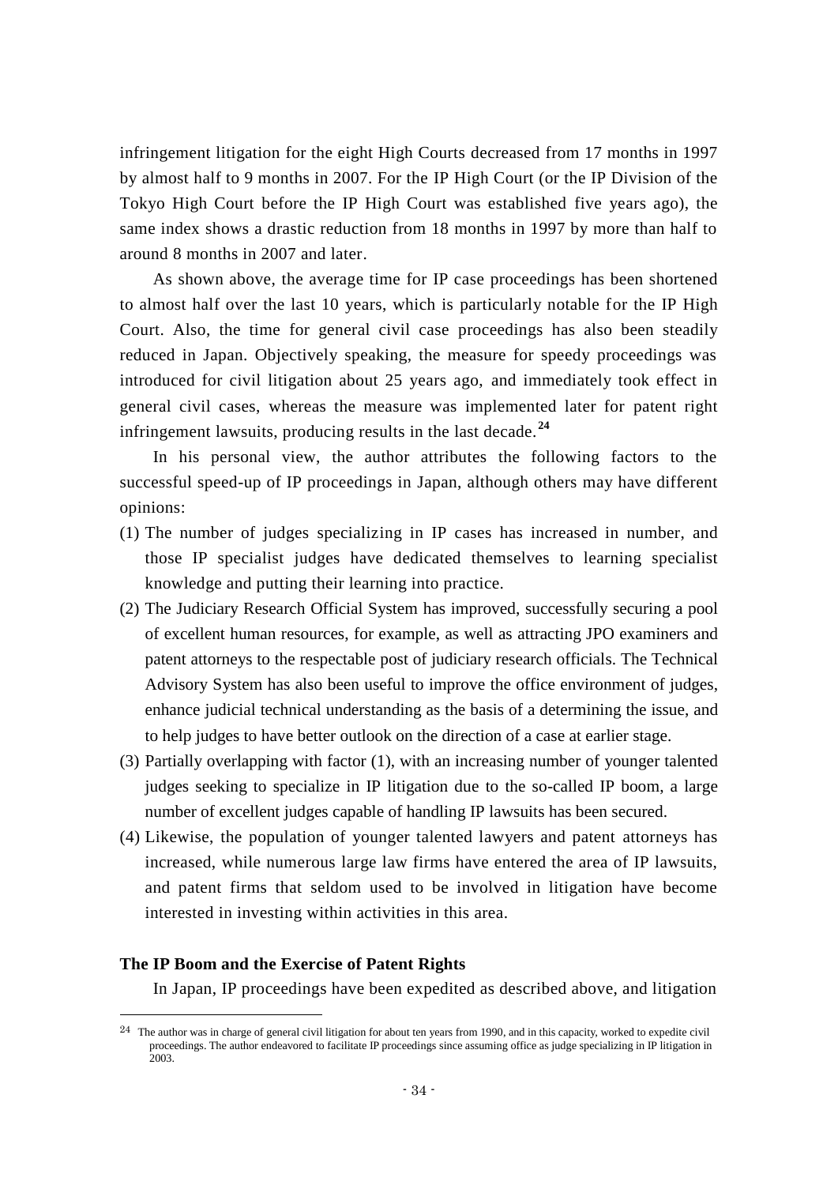infringement litigation for the eight High Courts decreased from 17 months in 1997 by almost half to 9 months in 2007. For the IP High Court (or the IP Division of the Tokyo High Court before the IP High Court was established five years ago), the same index shows a drastic reduction from 18 months in 1997 by more than half to around 8 months in 2007 and later.

As shown above, the average time for IP case proceedings has been shortened to almost half over the last 10 years, which is particularly notable for the IP High Court. Also, the time for general civil case proceedings has also been steadily reduced in Japan. Objectively speaking, the measure for speedy proceedings was introduced for civil litigation about 25 years ago, and immediately took effect in general civil cases, whereas the measure was implemented later for patent right infringement lawsuits, producing results in the last decade.[24]

In his personal view, the author attributes the following factors to the successful speed-up of IP proceedings in Japan, although others may have different opinions:

(1) The number of judges specializing in IP cases has increased in number, and those IP specialist judges have dedicated themselves to learning specialist knowledge and putting their learning into practice.

(2) The Judiciary Research Official System has improved, successfully securing a pool of excellent human resources, for example, as well as attracting JPO examiners and patent attorneys to the respectable post of judiciary research officials. The Technical Advisory System has also been useful to improve the office environment of judges, enhance judicial technical understanding as the basis of a determining the issue, and to help judges to have better outlook on the direction of a case at earlier stage.

(3) Partially overlapping with factor (1), with an increasing number of younger talented judges seeking to specialize in IP litigation due to the so-called IP boom, a large number of excellent judges capable of handling IP lawsuits has been secured.

(4) Likewise, the population of younger talented lawyers and patent attorneys has increased, while numerous large law firms have entered the area of IP lawsuits, and patent firms that seldom used to be involved in litigation have become interested in investing within activities in this area.

**The IP Boom and the Exercise of Patent Rights**

In Japan, IP proceedings have been expedited as described above, and litigation

---

[24] The author was in charge of general civil litigation for about ten years from 1990, and in this capacity, worked to expedite civil proceedings. The author endeavored to facilitate IP proceedings since assuming office as judge specializing in IP litigation in 2003.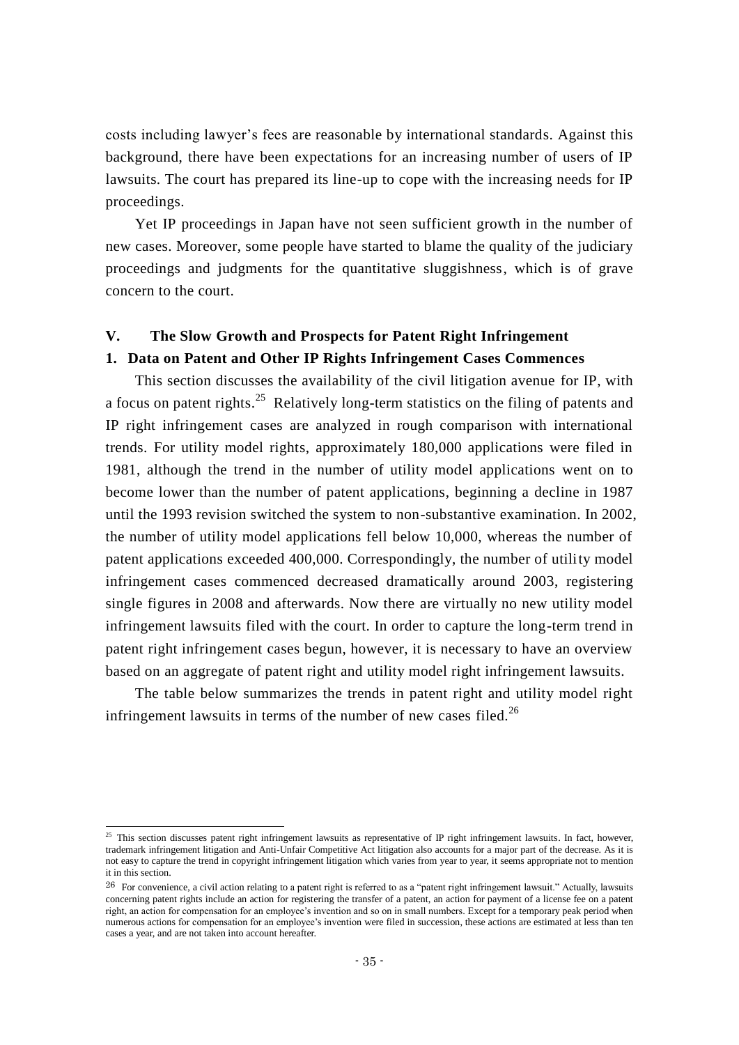costs including lawyer's fees are reasonable by international standards. Against this background, there have been expectations for an increasing number of users of IP lawsuits. The court has prepared its line-up to cope with the increasing needs for IP proceedings.

Yet IP proceedings in Japan have not seen sufficient growth in the number of new cases. Moreover, some people have started to blame the quality of the judiciary proceedings and judgments for the quantitative sluggishness, which is of grave concern to the court.

## V. The Slow Growth and Prospects for Patent Right Infringement

### 1. Data on Patent and Other IP Rights Infringement Cases Commences

This section discusses the availability of the civil litigation avenue for IP, with a focus on patent rights.[25] Relatively long-term statistics on the filing of patents and IP right infringement cases are analyzed in rough comparison with international trends. For utility model rights, approximately 180,000 applications were filed in 1981, although the trend in the number of utility model applications went on to become lower than the number of patent applications, beginning a decline in 1987 until the 1993 revision switched the system to non-substantive examination. In 2002, the number of utility model applications fell below 10,000, whereas the number of patent applications exceeded 400,000. Correspondingly, the number of utility model infringement cases commenced decreased dramatically around 2003, registering single figures in 2008 and afterwards. Now there are virtually no new utility model infringement lawsuits filed with the court. In order to capture the long-term trend in patent right infringement cases begun, however, it is necessary to have an overview based on an aggregate of patent right and utility model right infringement lawsuits.

The table below summarizes the trends in patent right and utility model right infringement lawsuits in terms of the number of new cases filed.[26]

---

[25] This section discusses patent right infringement lawsuits as representative of IP right infringement lawsuits. In fact, however, trademark infringement litigation and Anti-Unfair Competitive Act litigation also accounts for a major part of the decrease. As it is not easy to capture the trend in copyright infringement litigation which varies from year to year, it seems appropriate not to mention it in this section.

[26] For convenience, a civil action relating to a patent right is referred to as a "patent right infringement lawsuit." Actually, lawsuits concerning patent rights include an action for registering the transfer of a patent, an action for payment of a license fee on a patent right, an action for compensation for an employee's invention and so on in small numbers. Except for a temporary peak period when numerous actions for compensation for an employee's invention were filed in succession, these actions are estimated at less than ten cases a year, and are not taken into account hereafter.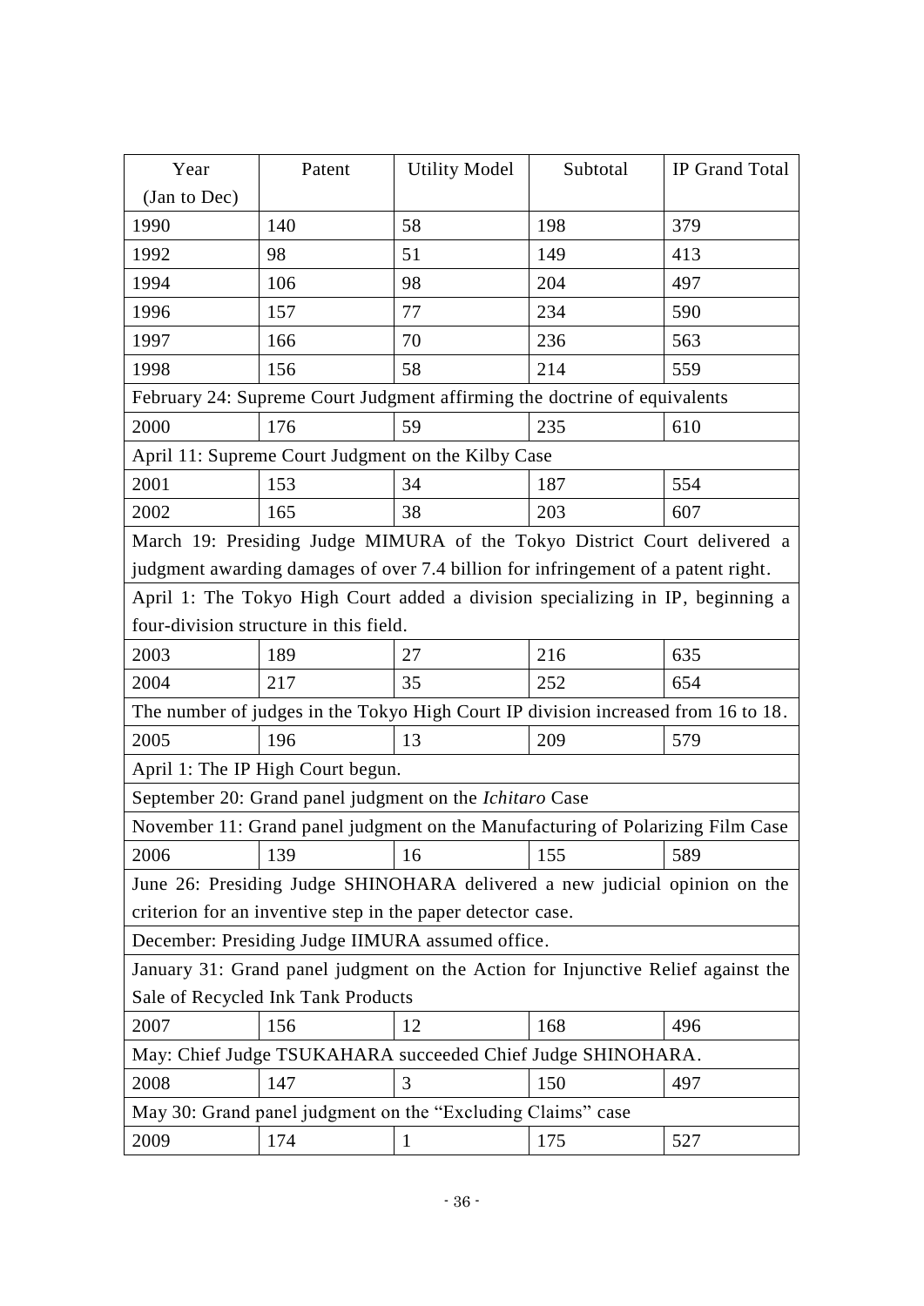| Year (Jan to Dec) | Patent | Utility Model | Subtotal | IP Grand Total |
|---|---|---|---|---|
| 1990 | 140 | 58 | 198 | 379 |
| 1992 | 98 | 51 | 149 | 413 |
| 1994 | 106 | 98 | 204 | 497 |
| 1996 | 157 | 77 | 234 | 590 |
| 1997 | 166 | 70 | 236 | 563 |
| 1998 | 156 | 58 | 214 | 559 |
| February 24: Supreme Court Judgment affirming the doctrine of equivalents | | | | |
| 2000 | 176 | 59 | 235 | 610 |
| April 11: Supreme Court Judgment on the Kilby Case | | | | |
| 2001 | 153 | 34 | 187 | 554 |
| 2002 | 165 | 38 | 203 | 607 |
| March 19: Presiding Judge MIMURA of the Tokyo District Court delivered a judgment awarding damages of over 7.4 billion for infringement of a patent right. | | | | |
| April 1: The Tokyo High Court added a division specializing in IP, beginning a four-division structure in this field. | | | | |
| 2003 | 189 | 27 | 216 | 635 |
| 2004 | 217 | 35 | 252 | 654 |
| The number of judges in the Tokyo High Court IP division increased from 16 to 18. | | | | |
| 2005 | 196 | 13 | 209 | 579 |
| April 1: The IP High Court begun. | | | | |
| September 20: Grand panel judgment on the *Ichitaro* Case | | | | |
| November 11: Grand panel judgment on the Manufacturing of Polarizing Film Case | | | | |
| 2006 | 139 | 16 | 155 | 589 |
| June 26: Presiding Judge SHINOHARA delivered a new judicial opinion on the criterion for an inventive step in the paper detector case. | | | | |
| December: Presiding Judge IIMURA assumed office. | | | | |
| January 31: Grand panel judgment on the Action for Injunctive Relief against the Sale of Recycled Ink Tank Products | | | | |
| 2007 | 156 | 12 | 168 | 496 |
| May: Chief Judge TSUKAHARA succeeded Chief Judge SHINOHARA. | | | | |
| 2008 | 147 | 3 | 150 | 497 |
| May 30: Grand panel judgment on the "Excluding Claims" case | | | | |
| 2009 | 174 | 1 | 175 | 527 |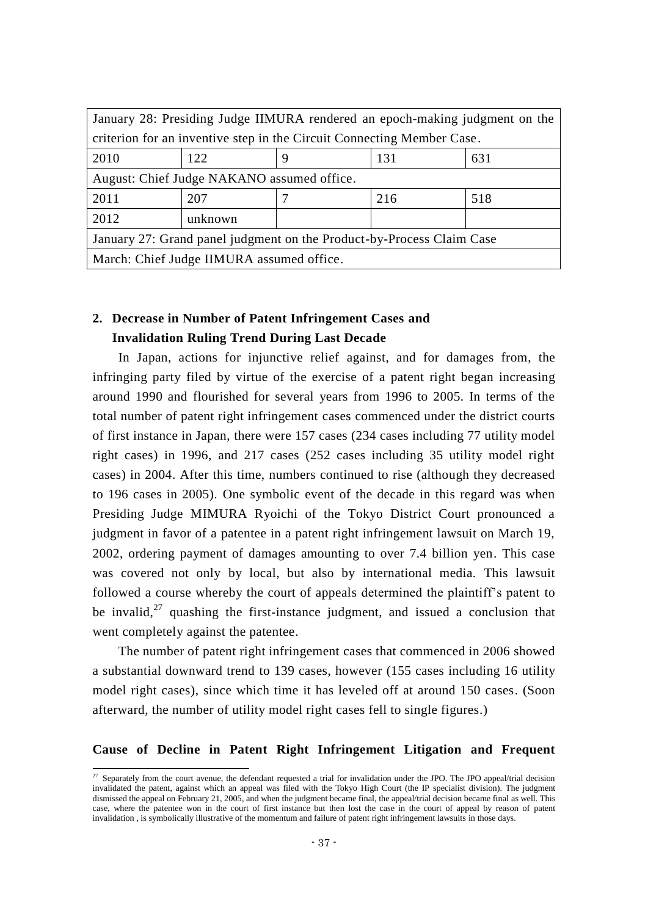| | | | | |
|---|---|---|---|---|
| January 28: Presiding Judge IIMURA rendered an epoch-making judgment on the criterion for an inventive step in the Circuit Connecting Member Case. | | | | |
| 2010 | 122 | 9 | 131 | 631 |
| August: Chief Judge NAKANO assumed office. | | | | |
| 2011 | 207 | 7 | 216 | 518 |
| 2012 | unknown | | | |
| January 27: Grand panel judgment on the Product-by-Process Claim Case | | | | |
| March: Chief Judge IIMURA assumed office. | | | | |

## 2. Decrease in Number of Patent Infringement Cases and Invalidation Ruling Trend During Last Decade

In Japan, actions for injunctive relief against, and for damages from, the infringing party filed by virtue of the exercise of a patent right began increasing around 1990 and flourished for several years from 1996 to 2005. In terms of the total number of patent right infringement cases commenced under the district courts of first instance in Japan, there were 157 cases (234 cases including 77 utility model right cases) in 1996, and 217 cases (252 cases including 35 utility model right cases) in 2004. After this time, numbers continued to rise (although they decreased to 196 cases in 2005). One symbolic event of the decade in this regard was when Presiding Judge MIMURA Ryoichi of the Tokyo District Court pronounced a judgment in favor of a patentee in a patent right infringement lawsuit on March 19, 2002, ordering payment of damages amounting to over 7.4 billion yen. This case was covered not only by local, but also by international media. This lawsuit followed a course whereby the court of appeals determined the plaintiff's patent to be invalid,[27] quashing the first-instance judgment, and issued a conclusion that went completely against the patentee.

The number of patent right infringement cases that commenced in 2006 showed a substantial downward trend to 139 cases, however (155 cases including 16 utility model right cases), since which time it has leveled off at around 150 cases. (Soon afterward, the number of utility model right cases fell to single figures.)

**Cause of Decline in Patent Right Infringement Litigation and Frequent**

[27] Separately from the court avenue, the defendant requested a trial for invalidation under the JPO. The JPO appeal/trial decision invalidated the patent, against which an appeal was filed with the Tokyo High Court (the IP specialist division). The judgment dismissed the appeal on February 21, 2005, and when the judgment became final, the appeal/trial decision became final as well. This case, where the patentee won in the court of first instance but then lost the case in the court of appeal by reason of patent invalidation , is symbolically illustrative of the momentum and failure of patent right infringement lawsuits in those days.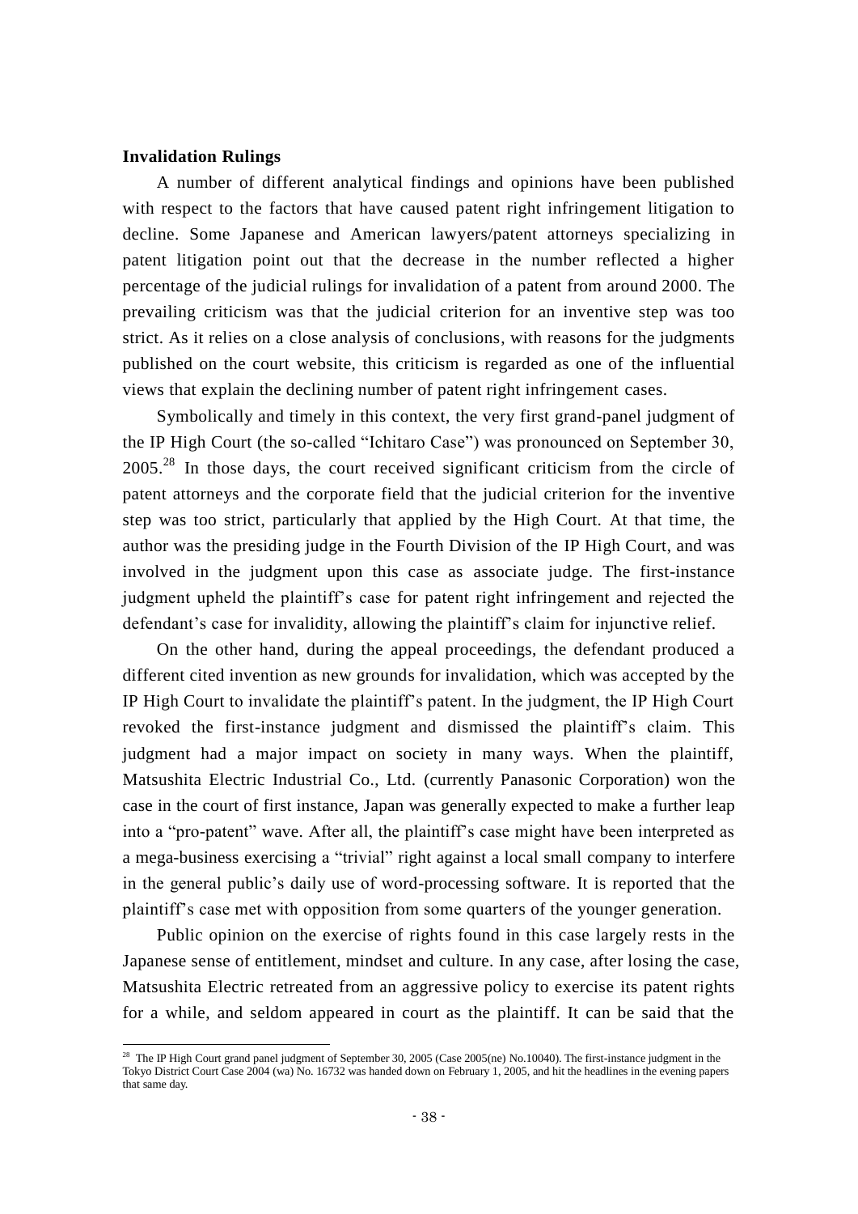**Invalidation Rulings**

A number of different analytical findings and opinions have been published with respect to the factors that have caused patent right infringement litigation to decline. Some Japanese and American lawyers/patent attorneys specializing in patent litigation point out that the decrease in the number reflected a higher percentage of the judicial rulings for invalidation of a patent from around 2000. The prevailing criticism was that the judicial criterion for an inventive step was too strict. As it relies on a close analysis of conclusions, with reasons for the judgments published on the court website, this criticism is regarded as one of the influential views that explain the declining number of patent right infringement cases.

Symbolically and timely in this context, the very first grand-panel judgment of the IP High Court (the so-called "Ichitaro Case") was pronounced on September 30, 2005.[28] In those days, the court received significant criticism from the circle of patent attorneys and the corporate field that the judicial criterion for the inventive step was too strict, particularly that applied by the High Court. At that time, the author was the presiding judge in the Fourth Division of the IP High Court, and was involved in the judgment upon this case as associate judge. The first-instance judgment upheld the plaintiff's case for patent right infringement and rejected the defendant's case for invalidity, allowing the plaintiff's claim for injunctive relief.

On the other hand, during the appeal proceedings, the defendant produced a different cited invention as new grounds for invalidation, which was accepted by the IP High Court to invalidate the plaintiff's patent. In the judgment, the IP High Court revoked the first-instance judgment and dismissed the plaintiff's claim. This judgment had a major impact on society in many ways. When the plaintiff, Matsushita Electric Industrial Co., Ltd. (currently Panasonic Corporation) won the case in the court of first instance, Japan was generally expected to make a further leap into a "pro-patent" wave. After all, the plaintiff's case might have been interpreted as a mega-business exercising a "trivial" right against a local small company to interfere in the general public's daily use of word-processing software. It is reported that the plaintiff's case met with opposition from some quarters of the younger generation.

Public opinion on the exercise of rights found in this case largely rests in the Japanese sense of entitlement, mindset and culture. In any case, after losing the case, Matsushita Electric retreated from an aggressive policy to exercise its patent rights for a while, and seldom appeared in court as the plaintiff. It can be said that the

[28] The IP High Court grand panel judgment of September 30, 2005 (Case 2005(ne) No.10040). The first-instance judgment in the Tokyo District Court Case 2004 (wa) No. 16732 was handed down on February 1, 2005, and hit the headlines in the evening papers that same day.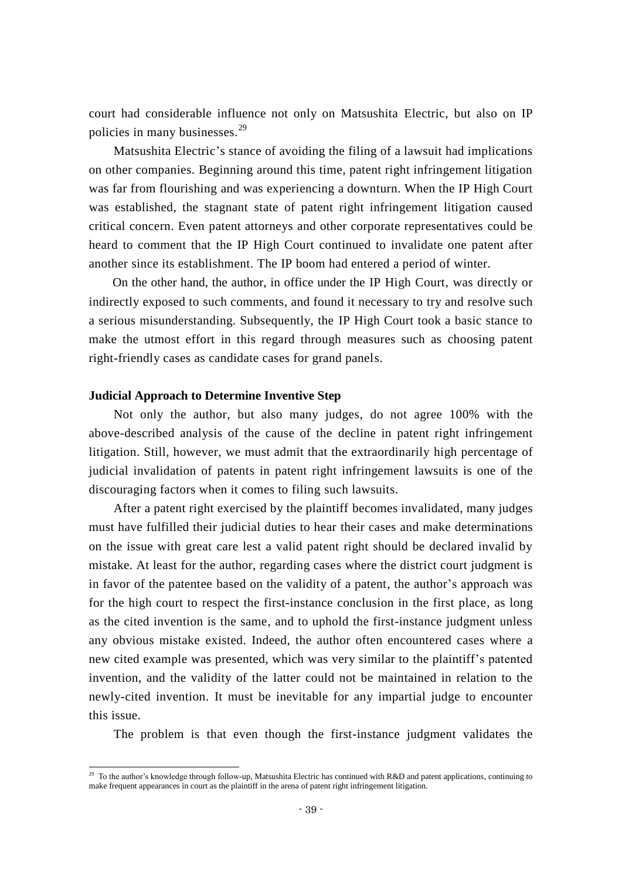court had considerable influence not only on Matsushita Electric, but also on IP policies in many businesses.[29]

Matsushita Electric's stance of avoiding the filing of a lawsuit had implications on other companies. Beginning around this time, patent right infringement litigation was far from flourishing and was experiencing a downturn. When the IP High Court was established, the stagnant state of patent right infringement litigation caused critical concern. Even patent attorneys and other corporate representatives could be heard to comment that the IP High Court continued to invalidate one patent after another since its establishment. The IP boom had entered a period of winter.

On the other hand, the author, in office under the IP High Court, was directly or indirectly exposed to such comments, and found it necessary to try and resolve such a serious misunderstanding. Subsequently, the IP High Court took a basic stance to make the utmost effort in this regard through measures such as choosing patent right-friendly cases as candidate cases for grand panels.

**Judicial Approach to Determine Inventive Step**

Not only the author, but also many judges, do not agree 100% with the above-described analysis of the cause of the decline in patent right infringement litigation. Still, however, we must admit that the extraordinarily high percentage of judicial invalidation of patents in patent right infringement lawsuits is one of the discouraging factors when it comes to filing such lawsuits.

After a patent right exercised by the plaintiff becomes invalidated, many judges must have fulfilled their judicial duties to hear their cases and make determinations on the issue with great care lest a valid patent right should be declared invalid by mistake. At least for the author, regarding cases where the district court judgment is in favor of the patentee based on the validity of a patent, the author's approach was for the high court to respect the first-instance conclusion in the first place, as long as the cited invention is the same, and to uphold the first-instance judgment unless any obvious mistake existed. Indeed, the author often encountered cases where a new cited example was presented, which was very similar to the plaintiff's patented invention, and the validity of the latter could not be maintained in relation to the newly-cited invention. It must be inevitable for any impartial judge to encounter this issue.

The problem is that even though the first-instance judgment validates the

---

[29] To the author's knowledge through follow-up, Matsushita Electric has continued with R&D and patent applications, continuing to make frequent appearances in court as the plaintiff in the arena of patent right infringement litigation.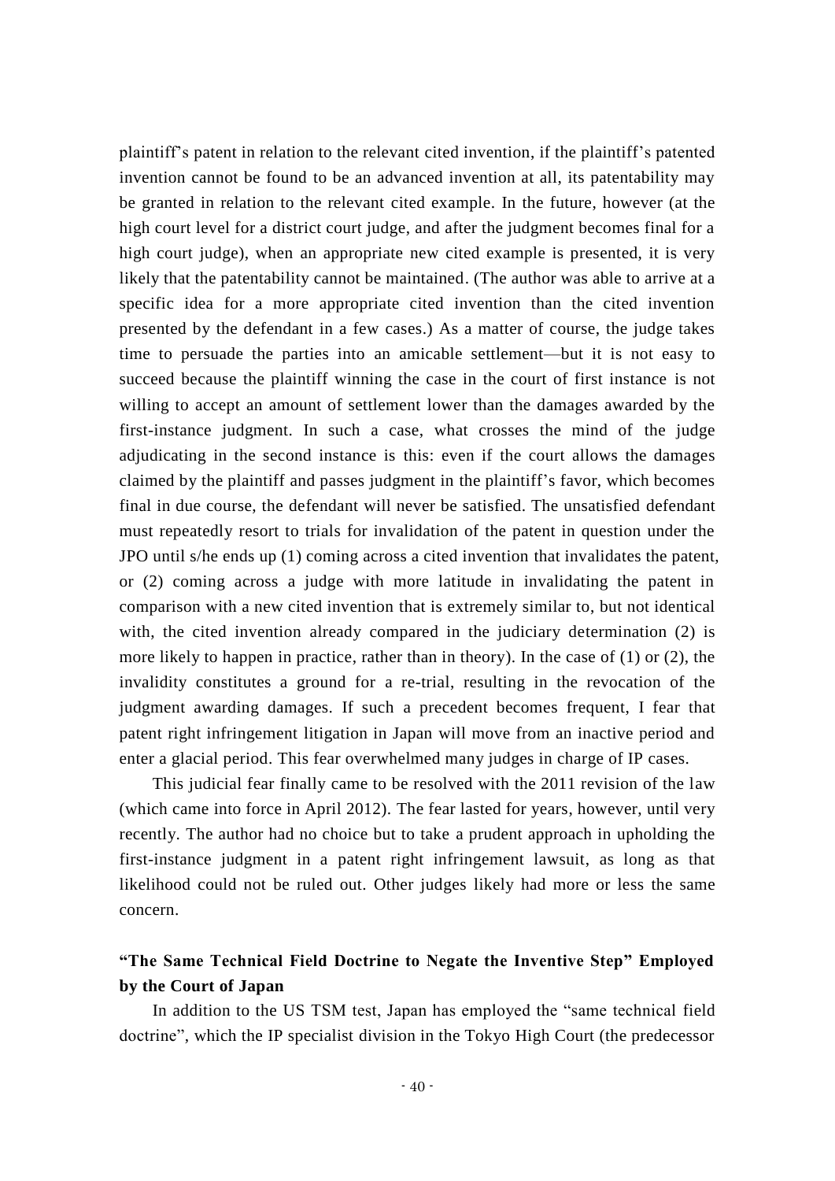plaintiff's patent in relation to the relevant cited invention, if the plaintiff's patented invention cannot be found to be an advanced invention at all, its patentability may be granted in relation to the relevant cited example. In the future, however (at the high court level for a district court judge, and after the judgment becomes final for a high court judge), when an appropriate new cited example is presented, it is very likely that the patentability cannot be maintained. (The author was able to arrive at a specific idea for a more appropriate cited invention than the cited invention presented by the defendant in a few cases.) As a matter of course, the judge takes time to persuade the parties into an amicable settlement—but it is not easy to succeed because the plaintiff winning the case in the court of first instance is not willing to accept an amount of settlement lower than the damages awarded by the first-instance judgment. In such a case, what crosses the mind of the judge adjudicating in the second instance is this: even if the court allows the damages claimed by the plaintiff and passes judgment in the plaintiff's favor, which becomes final in due course, the defendant will never be satisfied. The unsatisfied defendant must repeatedly resort to trials for invalidation of the patent in question under the JPO until s/he ends up (1) coming across a cited invention that invalidates the patent, or (2) coming across a judge with more latitude in invalidating the patent in comparison with a new cited invention that is extremely similar to, but not identical with, the cited invention already compared in the judiciary determination (2) is more likely to happen in practice, rather than in theory). In the case of (1) or (2), the invalidity constitutes a ground for a re-trial, resulting in the revocation of the judgment awarding damages. If such a precedent becomes frequent, I fear that patent right infringement litigation in Japan will move from an inactive period and enter a glacial period. This fear overwhelmed many judges in charge of IP cases.

This judicial fear finally came to be resolved with the 2011 revision of the law (which came into force in April 2012). The fear lasted for years, however, until very recently. The author had no choice but to take a prudent approach in upholding the first-instance judgment in a patent right infringement lawsuit, as long as that likelihood could not be ruled out. Other judges likely had more or less the same concern.

### "The Same Technical Field Doctrine to Negate the Inventive Step" Employed by the Court of Japan

In addition to the US TSM test, Japan has employed the "same technical field doctrine", which the IP specialist division in the Tokyo High Court (the predecessor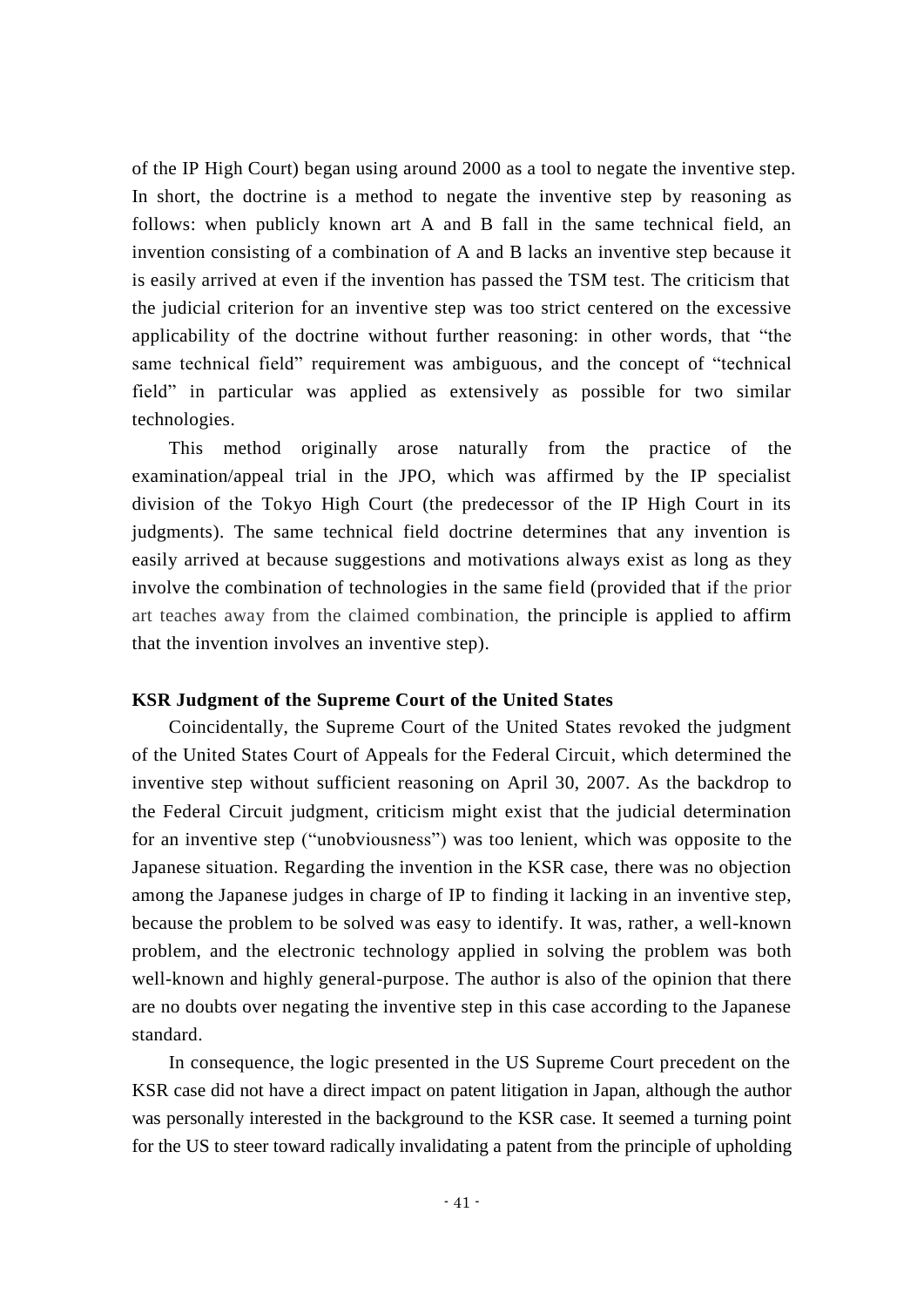of the IP High Court) began using around 2000 as a tool to negate the inventive step. In short, the doctrine is a method to negate the inventive step by reasoning as follows: when publicly known art A and B fall in the same technical field, an invention consisting of a combination of A and B lacks an inventive step because it is easily arrived at even if the invention has passed the TSM test. The criticism that the judicial criterion for an inventive step was too strict centered on the excessive applicability of the doctrine without further reasoning: in other words, that "the same technical field" requirement was ambiguous, and the concept of "technical field" in particular was applied as extensively as possible for two similar technologies.

This method originally arose naturally from the practice of the examination/appeal trial in the JPO, which was affirmed by the IP specialist division of the Tokyo High Court (the predecessor of the IP High Court in its judgments). The same technical field doctrine determines that any invention is easily arrived at because suggestions and motivations always exist as long as they involve the combination of technologies in the same field (provided that if the prior art teaches away from the claimed combination, the principle is applied to affirm that the invention involves an inventive step).

**KSR Judgment of the Supreme Court of the United States**

Coincidentally, the Supreme Court of the United States revoked the judgment of the United States Court of Appeals for the Federal Circuit, which determined the inventive step without sufficient reasoning on April 30, 2007. As the backdrop to the Federal Circuit judgment, criticism might exist that the judicial determination for an inventive step ("unobviousness") was too lenient, which was opposite to the Japanese situation. Regarding the invention in the KSR case, there was no objection among the Japanese judges in charge of IP to finding it lacking in an inventive step, because the problem to be solved was easy to identify. It was, rather, a well-known problem, and the electronic technology applied in solving the problem was both well-known and highly general-purpose. The author is also of the opinion that there are no doubts over negating the inventive step in this case according to the Japanese standard.

In consequence, the logic presented in the US Supreme Court precedent on the KSR case did not have a direct impact on patent litigation in Japan, although the author was personally interested in the background to the KSR case. It seemed a turning point for the US to steer toward radically invalidating a patent from the principle of upholding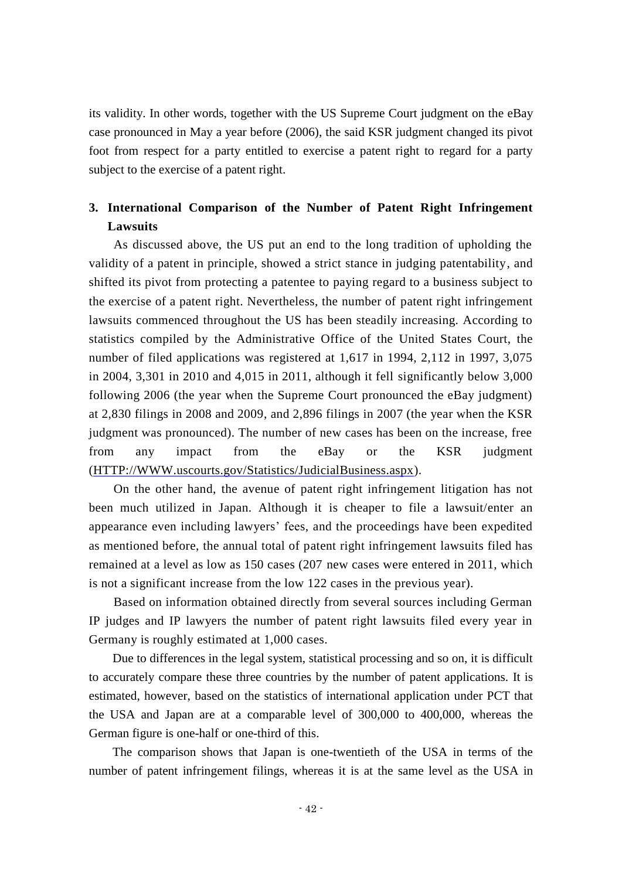its validity. In other words, together with the US Supreme Court judgment on the eBay case pronounced in May a year before (2006), the said KSR judgment changed its pivot foot from respect for a party entitled to exercise a patent right to regard for a party subject to the exercise of a patent right.

## 3. International Comparison of the Number of Patent Right Infringement Lawsuits

As discussed above, the US put an end to the long tradition of upholding the validity of a patent in principle, showed a strict stance in judging patentability, and shifted its pivot from protecting a patentee to paying regard to a business subject to the exercise of a patent right. Nevertheless, the number of patent right infringement lawsuits commenced throughout the US has been steadily increasing. According to statistics compiled by the Administrative Office of the United States Court, the number of filed applications was registered at 1,617 in 1994, 2,112 in 1997, 3,075 in 2004, 3,301 in 2010 and 4,015 in 2011, although it fell significantly below 3,000 following 2006 (the year when the Supreme Court pronounced the eBay judgment) at 2,830 filings in 2008 and 2009, and 2,896 filings in 2007 (the year when the KSR judgment was pronounced). The number of new cases has been on the increase, free from any impact from the eBay or the KSR judgment (HTTP://WWW.uscourts.gov/Statistics/JudicialBusiness.aspx).

On the other hand, the avenue of patent right infringement litigation has not been much utilized in Japan. Although it is cheaper to file a lawsuit/enter an appearance even including lawyers' fees, and the proceedings have been expedited as mentioned before, the annual total of patent right infringement lawsuits filed has remained at a level as low as 150 cases (207 new cases were entered in 2011, which is not a significant increase from the low 122 cases in the previous year).

Based on information obtained directly from several sources including German IP judges and IP lawyers the number of patent right lawsuits filed every year in Germany is roughly estimated at 1,000 cases.

Due to differences in the legal system, statistical processing and so on, it is difficult to accurately compare these three countries by the number of patent applications. It is estimated, however, based on the statistics of international application under PCT that the USA and Japan are at a comparable level of 300,000 to 400,000, whereas the German figure is one-half or one-third of this.

The comparison shows that Japan is one-twentieth of the USA in terms of the number of patent infringement filings, whereas it is at the same level as the USA in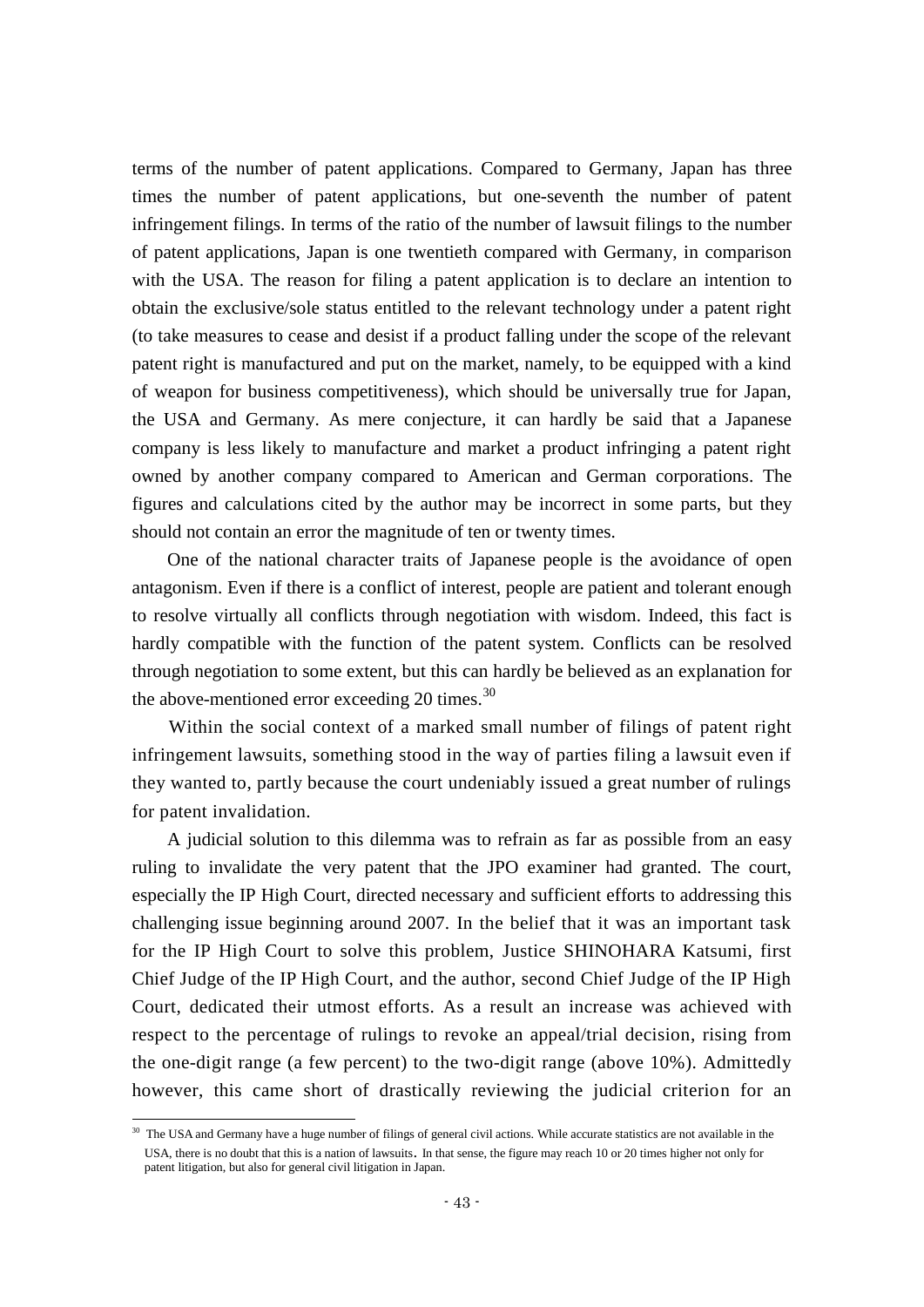terms of the number of patent applications. Compared to Germany, Japan has three times the number of patent applications, but one-seventh the number of patent infringement filings. In terms of the ratio of the number of lawsuit filings to the number of patent applications, Japan is one twentieth compared with Germany, in comparison with the USA. The reason for filing a patent application is to declare an intention to obtain the exclusive/sole status entitled to the relevant technology under a patent right (to take measures to cease and desist if a product falling under the scope of the relevant patent right is manufactured and put on the market, namely, to be equipped with a kind of weapon for business competitiveness), which should be universally true for Japan, the USA and Germany. As mere conjecture, it can hardly be said that a Japanese company is less likely to manufacture and market a product infringing a patent right owned by another company compared to American and German corporations. The figures and calculations cited by the author may be incorrect in some parts, but they should not contain an error the magnitude of ten or twenty times.

One of the national character traits of Japanese people is the avoidance of open antagonism. Even if there is a conflict of interest, people are patient and tolerant enough to resolve virtually all conflicts through negotiation with wisdom. Indeed, this fact is hardly compatible with the function of the patent system. Conflicts can be resolved through negotiation to some extent, but this can hardly be believed as an explanation for the above-mentioned error exceeding 20 times.[30]

Within the social context of a marked small number of filings of patent right infringement lawsuits, something stood in the way of parties filing a lawsuit even if they wanted to, partly because the court undeniably issued a great number of rulings for patent invalidation.

A judicial solution to this dilemma was to refrain as far as possible from an easy ruling to invalidate the very patent that the JPO examiner had granted. The court, especially the IP High Court, directed necessary and sufficient efforts to addressing this challenging issue beginning around 2007. In the belief that it was an important task for the IP High Court to solve this problem, Justice SHINOHARA Katsumi, first Chief Judge of the IP High Court, and the author, second Chief Judge of the IP High Court, dedicated their utmost efforts. As a result an increase was achieved with respect to the percentage of rulings to revoke an appeal/trial decision, rising from the one-digit range (a few percent) to the two-digit range (above 10%). Admittedly however, this came short of drastically reviewing the judicial criterion for an

---

[30] The USA and Germany have a huge number of filings of general civil actions. While accurate statistics are not available in the USA, there is no doubt that this is a nation of lawsuits. In that sense, the figure may reach 10 or 20 times higher not only for patent litigation, but also for general civil litigation in Japan.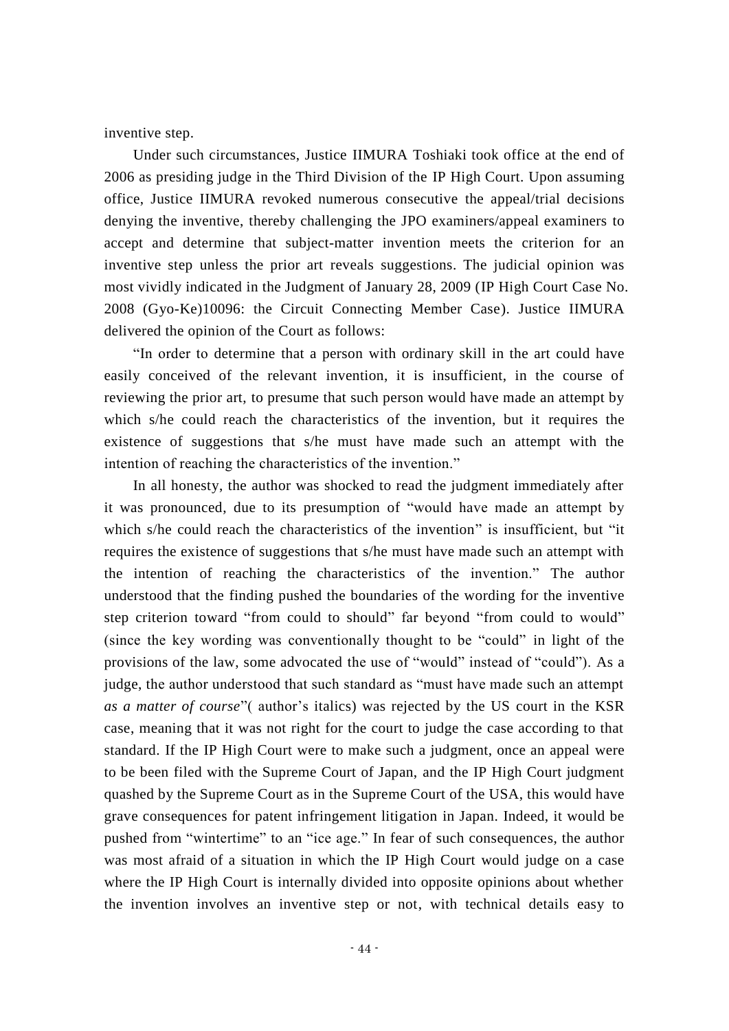inventive step.

Under such circumstances, Justice IIMURA Toshiaki took office at the end of 2006 as presiding judge in the Third Division of the IP High Court. Upon assuming office, Justice IIMURA revoked numerous consecutive the appeal/trial decisions denying the inventive, thereby challenging the JPO examiners/appeal examiners to accept and determine that subject-matter invention meets the criterion for an inventive step unless the prior art reveals suggestions. The judicial opinion was most vividly indicated in the Judgment of January 28, 2009 (IP High Court Case No. 2008 (Gyo-Ke)10096: the Circuit Connecting Member Case). Justice IIMURA delivered the opinion of the Court as follows:

"In order to determine that a person with ordinary skill in the art could have easily conceived of the relevant invention, it is insufficient, in the course of reviewing the prior art, to presume that such person would have made an attempt by which s/he could reach the characteristics of the invention, but it requires the existence of suggestions that s/he must have made such an attempt with the intention of reaching the characteristics of the invention."

In all honesty, the author was shocked to read the judgment immediately after it was pronounced, due to its presumption of "would have made an attempt by which s/he could reach the characteristics of the invention" is insufficient, but "it requires the existence of suggestions that s/he must have made such an attempt with the intention of reaching the characteristics of the invention." The author understood that the finding pushed the boundaries of the wording for the inventive step criterion toward "from could to should" far beyond "from could to would" (since the key wording was conventionally thought to be "could" in light of the provisions of the law, some advocated the use of "would" instead of "could"). As a judge, the author understood that such standard as "must have made such an attempt *as a matter of course*"( author's italics) was rejected by the US court in the KSR case, meaning that it was not right for the court to judge the case according to that standard. If the IP High Court were to make such a judgment, once an appeal were to be been filed with the Supreme Court of Japan, and the IP High Court judgment quashed by the Supreme Court as in the Supreme Court of the USA, this would have grave consequences for patent infringement litigation in Japan. Indeed, it would be pushed from "wintertime" to an "ice age." In fear of such consequences, the author was most afraid of a situation in which the IP High Court would judge on a case where the IP High Court is internally divided into opposite opinions about whether the invention involves an inventive step or not, with technical details easy to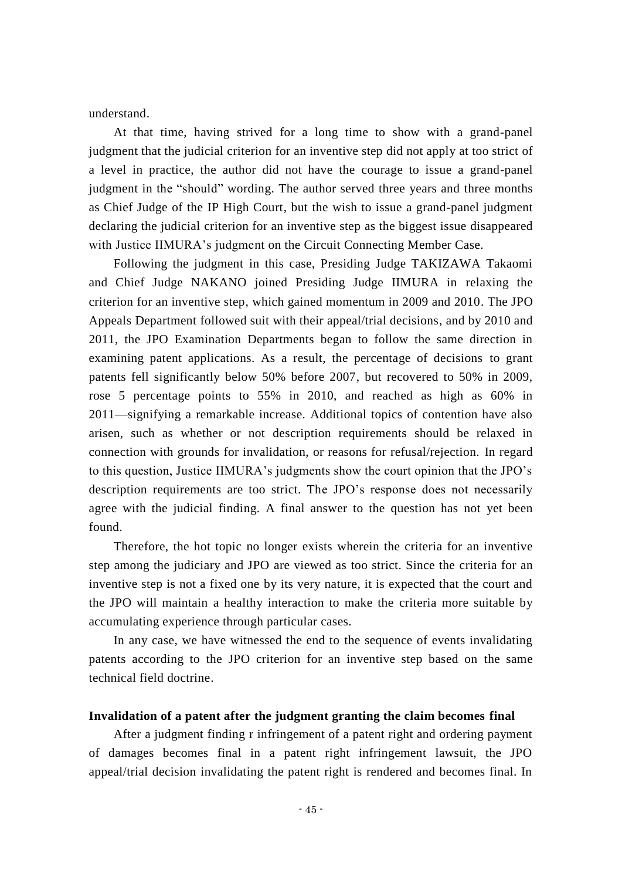understand.

At that time, having strived for a long time to show with a grand-panel judgment that the judicial criterion for an inventive step did not apply at too strict of a level in practice, the author did not have the courage to issue a grand-panel judgment in the "should" wording. The author served three years and three months as Chief Judge of the IP High Court, but the wish to issue a grand-panel judgment declaring the judicial criterion for an inventive step as the biggest issue disappeared with Justice IIMURA's judgment on the Circuit Connecting Member Case.

Following the judgment in this case, Presiding Judge TAKIZAWA Takaomi and Chief Judge NAKANO joined Presiding Judge IIMURA in relaxing the criterion for an inventive step, which gained momentum in 2009 and 2010. The JPO Appeals Department followed suit with their appeal/trial decisions, and by 2010 and 2011, the JPO Examination Departments began to follow the same direction in examining patent applications. As a result, the percentage of decisions to grant patents fell significantly below 50% before 2007, but recovered to 50% in 2009, rose 5 percentage points to 55% in 2010, and reached as high as 60% in 2011—signifying a remarkable increase. Additional topics of contention have also arisen, such as whether or not description requirements should be relaxed in connection with grounds for invalidation, or reasons for refusal/rejection. In regard to this question, Justice IIMURA's judgments show the court opinion that the JPO's description requirements are too strict. The JPO's response does not necessarily agree with the judicial finding. A final answer to the question has not yet been found.

Therefore, the hot topic no longer exists wherein the criteria for an inventive step among the judiciary and JPO are viewed as too strict. Since the criteria for an inventive step is not a fixed one by its very nature, it is expected that the court and the JPO will maintain a healthy interaction to make the criteria more suitable by accumulating experience through particular cases.

In any case, we have witnessed the end to the sequence of events invalidating patents according to the JPO criterion for an inventive step based on the same technical field doctrine.

**Invalidation of a patent after the judgment granting the claim becomes final**

After a judgment finding r infringement of a patent right and ordering payment of damages becomes final in a patent right infringement lawsuit, the JPO appeal/trial decision invalidating the patent right is rendered and becomes final. In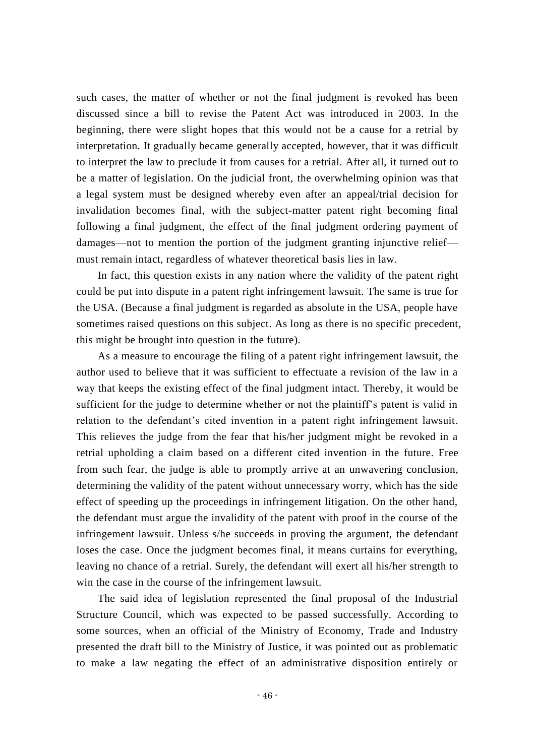such cases, the matter of whether or not the final judgment is revoked has been discussed since a bill to revise the Patent Act was introduced in 2003. In the beginning, there were slight hopes that this would not be a cause for a retrial by interpretation. It gradually became generally accepted, however, that it was difficult to interpret the law to preclude it from causes for a retrial. After all, it turned out to be a matter of legislation. On the judicial front, the overwhelming opinion was that a legal system must be designed whereby even after an appeal/trial decision for invalidation becomes final, with the subject-matter patent right becoming final following a final judgment, the effect of the final judgment ordering payment of damages—not to mention the portion of the judgment granting injunctive relief—must remain intact, regardless of whatever theoretical basis lies in law.

In fact, this question exists in any nation where the validity of the patent right could be put into dispute in a patent right infringement lawsuit. The same is true for the USA. (Because a final judgment is regarded as absolute in the USA, people have sometimes raised questions on this subject. As long as there is no specific precedent, this might be brought into question in the future).

As a measure to encourage the filing of a patent right infringement lawsuit, the author used to believe that it was sufficient to effectuate a revision of the law in a way that keeps the existing effect of the final judgment intact. Thereby, it would be sufficient for the judge to determine whether or not the plaintiff's patent is valid in relation to the defendant's cited invention in a patent right infringement lawsuit. This relieves the judge from the fear that his/her judgment might be revoked in a retrial upholding a claim based on a different cited invention in the future. Free from such fear, the judge is able to promptly arrive at an unwavering conclusion, determining the validity of the patent without unnecessary worry, which has the side effect of speeding up the proceedings in infringement litigation. On the other hand, the defendant must argue the invalidity of the patent with proof in the course of the infringement lawsuit. Unless s/he succeeds in proving the argument, the defendant loses the case. Once the judgment becomes final, it means curtains for everything, leaving no chance of a retrial. Surely, the defendant will exert all his/her strength to win the case in the course of the infringement lawsuit.

The said idea of legislation represented the final proposal of the Industrial Structure Council, which was expected to be passed successfully. According to some sources, when an official of the Ministry of Economy, Trade and Industry presented the draft bill to the Ministry of Justice, it was pointed out as problematic to make a law negating the effect of an administrative disposition entirely or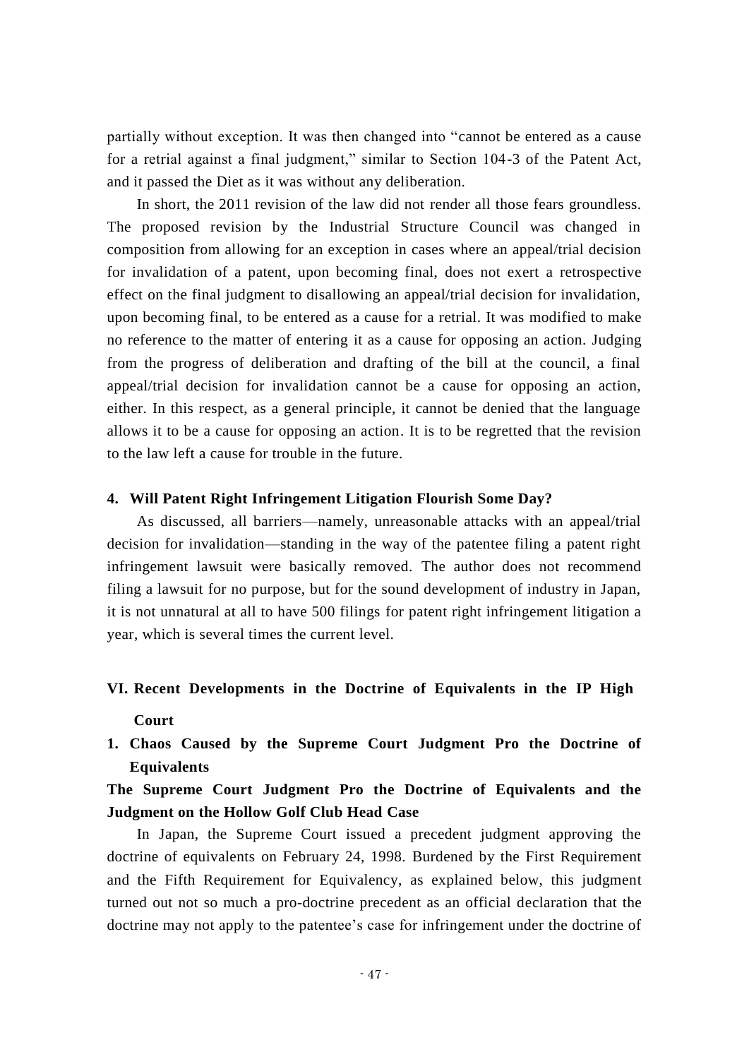partially without exception. It was then changed into “cannot be entered as a cause for a retrial against a final judgment,” similar to Section 104-3 of the Patent Act, and it passed the Diet as it was without any deliberation.

In short, the 2011 revision of the law did not render all those fears groundless. The proposed revision by the Industrial Structure Council was changed in composition from allowing for an exception in cases where an appeal/trial decision for invalidation of a patent, upon becoming final, does not exert a retrospective effect on the final judgment to disallowing an appeal/trial decision for invalidation, upon becoming final, to be entered as a cause for a retrial. It was modified to make no reference to the matter of entering it as a cause for opposing an action. Judging from the progress of deliberation and drafting of the bill at the council, a final appeal/trial decision for invalidation cannot be a cause for opposing an action, either. In this respect, as a general principle, it cannot be denied that the language allows it to be a cause for opposing an action. It is to be regretted that the revision to the law left a cause for trouble in the future.

### 4. Will Patent Right Infringement Litigation Flourish Some Day?

As discussed, all barriers—namely, unreasonable attacks with an appeal/trial decision for invalidation—standing in the way of the patentee filing a patent right infringement lawsuit were basically removed. The author does not recommend filing a lawsuit for no purpose, but for the sound development of industry in Japan, it is not unnatural at all to have 500 filings for patent right infringement litigation a year, which is several times the current level.

## VI. Recent Developments in the Doctrine of Equivalents in the IP High Court

### 1. Chaos Caused by the Supreme Court Judgment Pro the Doctrine of Equivalents

#### The Supreme Court Judgment Pro the Doctrine of Equivalents and the Judgment on the Hollow Golf Club Head Case

In Japan, the Supreme Court issued a precedent judgment approving the doctrine of equivalents on February 24, 1998. Burdened by the First Requirement and the Fifth Requirement for Equivalency, as explained below, this judgment turned out not so much a pro-doctrine precedent as an official declaration that the doctrine may not apply to the patentee’s case for infringement under the doctrine of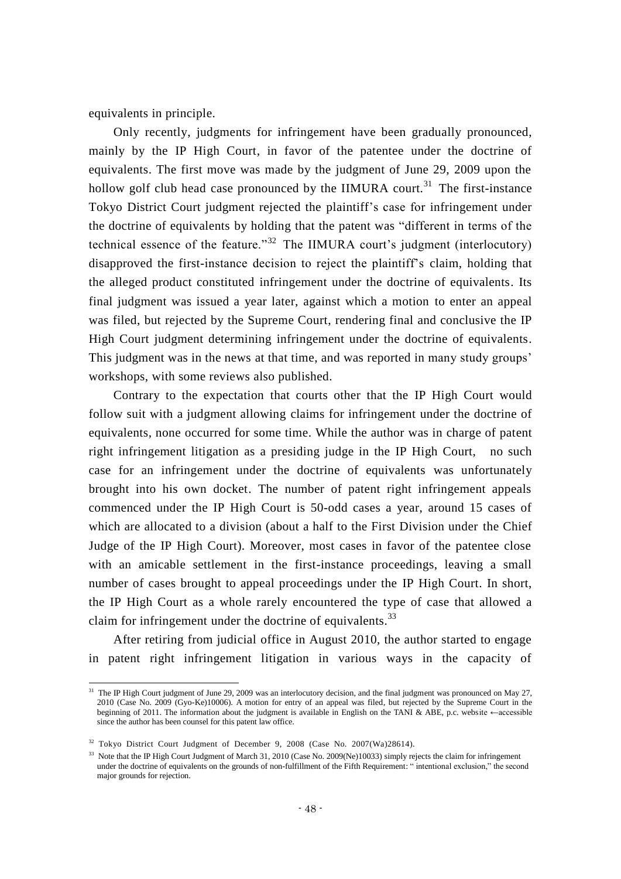equivalents in principle.

Only recently, judgments for infringement have been gradually pronounced, mainly by the IP High Court, in favor of the patentee under the doctrine of equivalents. The first move was made by the judgment of June 29, 2009 upon the hollow golf club head case pronounced by the IIMURA court.[31] The first-instance Tokyo District Court judgment rejected the plaintiff's case for infringement under the doctrine of equivalents by holding that the patent was "different in terms of the technical essence of the feature."[32] The IIMURA court's judgment (interlocutory) disapproved the first-instance decision to reject the plaintiff's claim, holding that the alleged product constituted infringement under the doctrine of equivalents. Its final judgment was issued a year later, against which a motion to enter an appeal was filed, but rejected by the Supreme Court, rendering final and conclusive the IP High Court judgment determining infringement under the doctrine of equivalents. This judgment was in the news at that time, and was reported in many study groups' workshops, with some reviews also published.

Contrary to the expectation that courts other that the IP High Court would follow suit with a judgment allowing claims for infringement under the doctrine of equivalents, none occurred for some time. While the author was in charge of patent right infringement litigation as a presiding judge in the IP High Court, no such case for an infringement under the doctrine of equivalents was unfortunately brought into his own docket. The number of patent right infringement appeals commenced under the IP High Court is 50-odd cases a year, around 15 cases of which are allocated to a division (about a half to the First Division under the Chief Judge of the IP High Court). Moreover, most cases in favor of the patentee close with an amicable settlement in the first-instance proceedings, leaving a small number of cases brought to appeal proceedings under the IP High Court. In short, the IP High Court as a whole rarely encountered the type of case that allowed a claim for infringement under the doctrine of equivalents.[33]

After retiring from judicial office in August 2010, the author started to engage in patent right infringement litigation in various ways in the capacity of

---

[31] The IP High Court judgment of June 29, 2009 was an interlocutory decision, and the final judgment was pronounced on May 27, 2010 (Case No. 2009 (Gyo-Ke)10006). A motion for entry of an appeal was filed, but rejected by the Supreme Court in the beginning of 2011. The information about the judgment is available in English on the TANI & ABE, p.c. website ←accessible since the author has been counsel for this patent law office.

[32] Tokyo District Court Judgment of December 9, 2008 (Case No. 2007(Wa)28614).

[33] Note that the IP High Court Judgment of March 31, 2010 (Case No. 2009(Ne)10033) simply rejects the claim for infringement under the doctrine of equivalents on the grounds of non-fulfillment of the Fifth Requirement: " intentional exclusion," the second major grounds for rejection.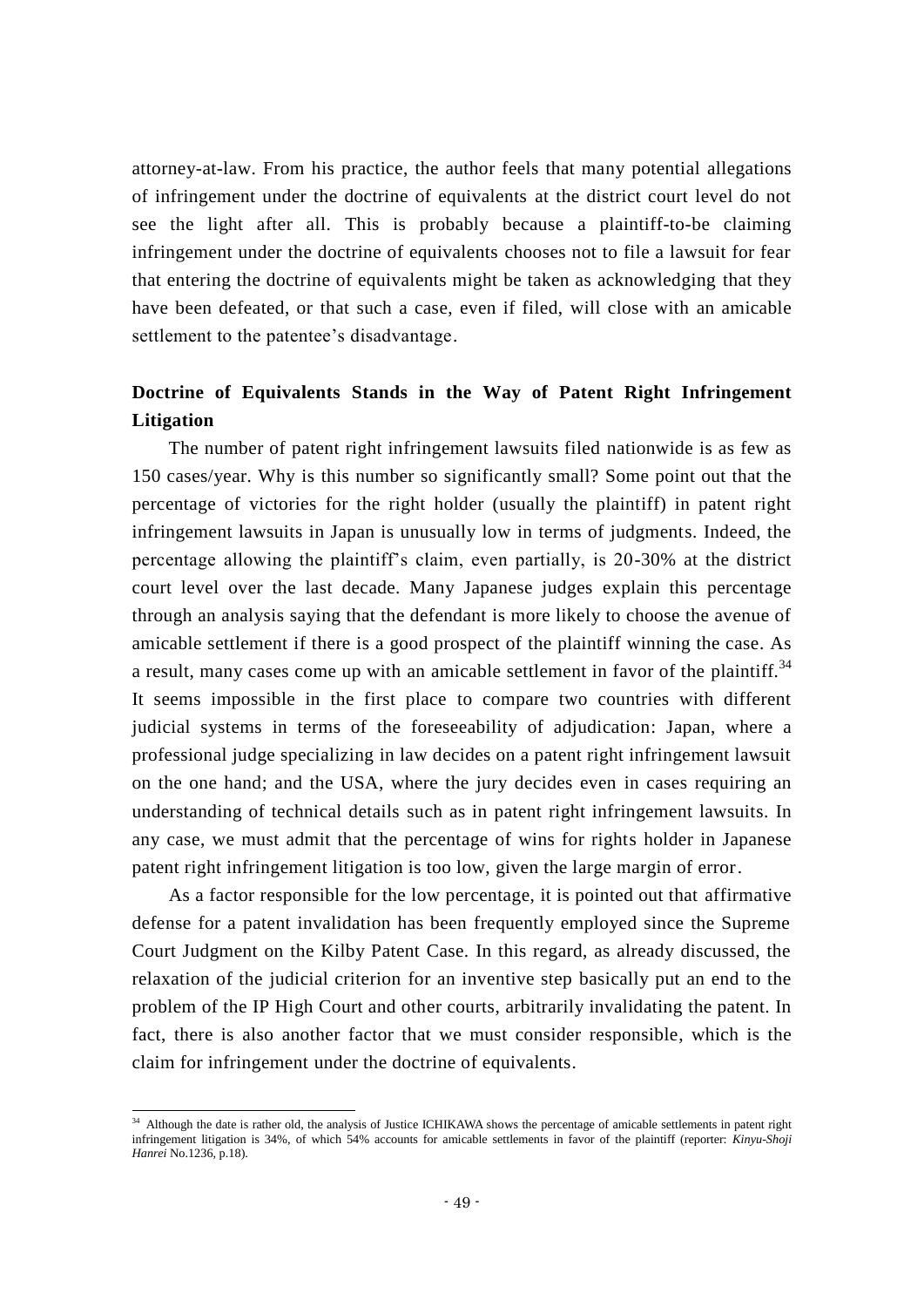attorney-at-law. From his practice, the author feels that many potential allegations of infringement under the doctrine of equivalents at the district court level do not see the light after all. This is probably because a plaintiff-to-be claiming infringement under the doctrine of equivalents chooses not to file a lawsuit for fear that entering the doctrine of equivalents might be taken as acknowledging that they have been defeated, or that such a case, even if filed, will close with an amicable settlement to the patentee's disadvantage.

## Doctrine of Equivalents Stands in the Way of Patent Right Infringement Litigation

The number of patent right infringement lawsuits filed nationwide is as few as 150 cases/year. Why is this number so significantly small? Some point out that the percentage of victories for the right holder (usually the plaintiff) in patent right infringement lawsuits in Japan is unusually low in terms of judgments. Indeed, the percentage allowing the plaintiff's claim, even partially, is 20-30% at the district court level over the last decade. Many Japanese judges explain this percentage through an analysis saying that the defendant is more likely to choose the avenue of amicable settlement if there is a good prospect of the plaintiff winning the case. As a result, many cases come up with an amicable settlement in favor of the plaintiff.[34] It seems impossible in the first place to compare two countries with different judicial systems in terms of the foreseeability of adjudication: Japan, where a professional judge specializing in law decides on a patent right infringement lawsuit on the one hand; and the USA, where the jury decides even in cases requiring an understanding of technical details such as in patent right infringement lawsuits. In any case, we must admit that the percentage of wins for rights holder in Japanese patent right infringement litigation is too low, given the large margin of error.

As a factor responsible for the low percentage, it is pointed out that affirmative defense for a patent invalidation has been frequently employed since the Supreme Court Judgment on the Kilby Patent Case. In this regard, as already discussed, the relaxation of the judicial criterion for an inventive step basically put an end to the problem of the IP High Court and other courts, arbitrarily invalidating the patent. In fact, there is also another factor that we must consider responsible, which is the claim for infringement under the doctrine of equivalents.

---

[34] Although the date is rather old, the analysis of Justice ICHIKAWA shows the percentage of amicable settlements in patent right infringement litigation is 34%, of which 54% accounts for amicable settlements in favor of the plaintiff (reporter: *Kinyu-Shoji Hanrei* No.1236, p.18).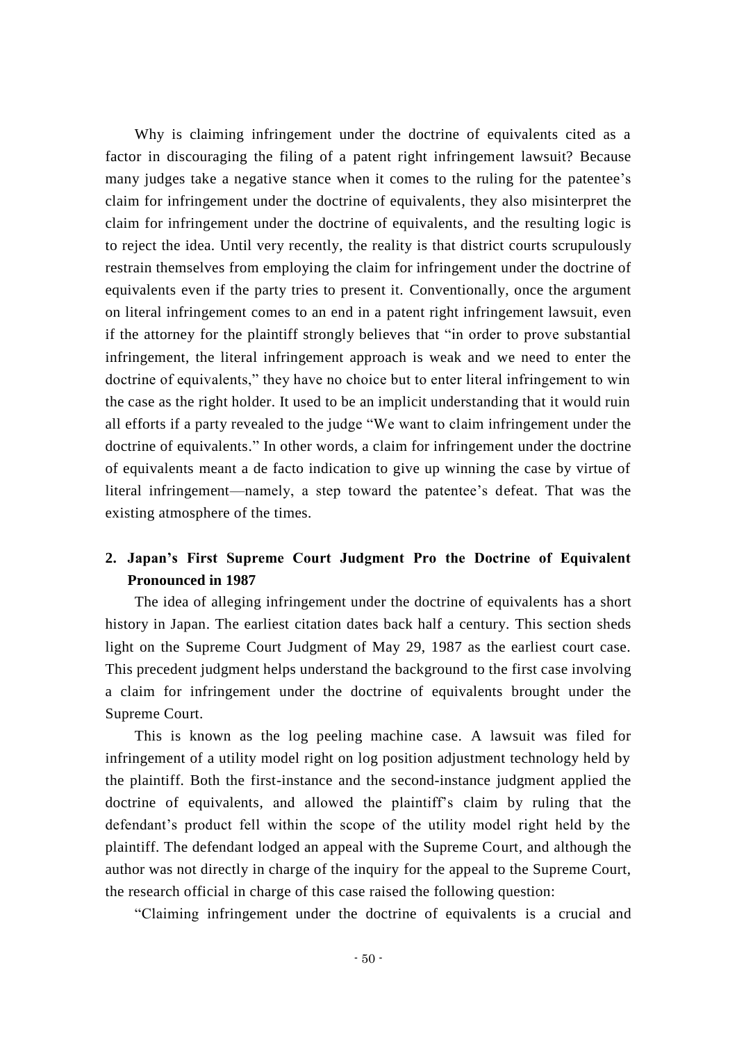Why is claiming infringement under the doctrine of equivalents cited as a factor in discouraging the filing of a patent right infringement lawsuit? Because many judges take a negative stance when it comes to the ruling for the patentee's claim for infringement under the doctrine of equivalents, they also misinterpret the claim for infringement under the doctrine of equivalents, and the resulting logic is to reject the idea. Until very recently, the reality is that district courts scrupulously restrain themselves from employing the claim for infringement under the doctrine of equivalents even if the party tries to present it. Conventionally, once the argument on literal infringement comes to an end in a patent right infringement lawsuit, even if the attorney for the plaintiff strongly believes that "in order to prove substantial infringement, the literal infringement approach is weak and we need to enter the doctrine of equivalents," they have no choice but to enter literal infringement to win the case as the right holder. It used to be an implicit understanding that it would ruin all efforts if a party revealed to the judge "We want to claim infringement under the doctrine of equivalents." In other words, a claim for infringement under the doctrine of equivalents meant a de facto indication to give up winning the case by virtue of literal infringement—namely, a step toward the patentee's defeat. That was the existing atmosphere of the times.

## 2. Japan's First Supreme Court Judgment Pro the Doctrine of Equivalent Pronounced in 1987

The idea of alleging infringement under the doctrine of equivalents has a short history in Japan. The earliest citation dates back half a century. This section sheds light on the Supreme Court Judgment of May 29, 1987 as the earliest court case. This precedent judgment helps understand the background to the first case involving a claim for infringement under the doctrine of equivalents brought under the Supreme Court.

This is known as the log peeling machine case. A lawsuit was filed for infringement of a utility model right on log position adjustment technology held by the plaintiff. Both the first-instance and the second-instance judgment applied the doctrine of equivalents, and allowed the plaintiff's claim by ruling that the defendant's product fell within the scope of the utility model right held by the plaintiff. The defendant lodged an appeal with the Supreme Court, and although the author was not directly in charge of the inquiry for the appeal to the Supreme Court, the research official in charge of this case raised the following question:

"Claiming infringement under the doctrine of equivalents is a crucial and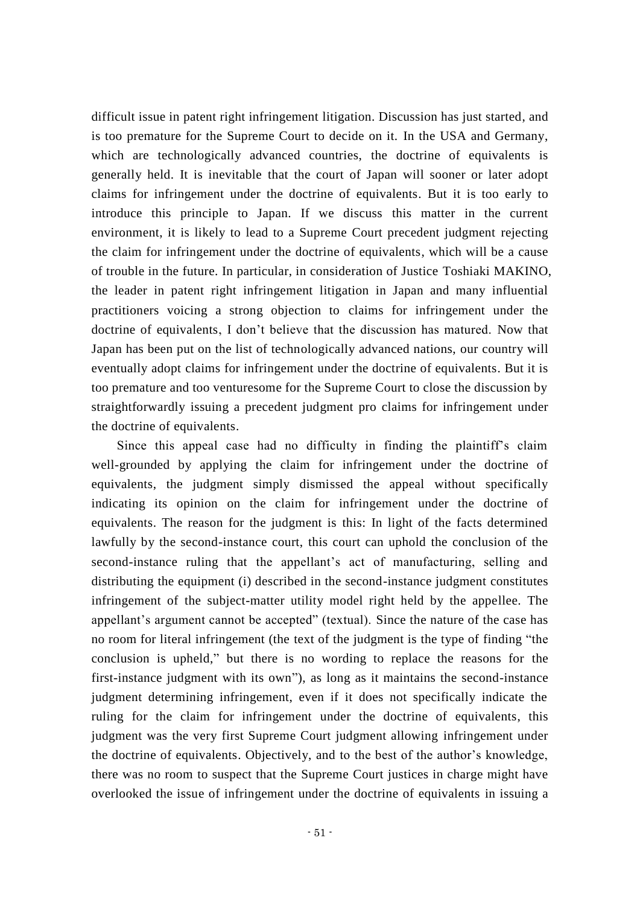difficult issue in patent right infringement litigation. Discussion has just started, and is too premature for the Supreme Court to decide on it. In the USA and Germany, which are technologically advanced countries, the doctrine of equivalents is generally held. It is inevitable that the court of Japan will sooner or later adopt claims for infringement under the doctrine of equivalents. But it is too early to introduce this principle to Japan. If we discuss this matter in the current environment, it is likely to lead to a Supreme Court precedent judgment rejecting the claim for infringement under the doctrine of equivalents, which will be a cause of trouble in the future. In particular, in consideration of Justice Toshiaki MAKINO, the leader in patent right infringement litigation in Japan and many influential practitioners voicing a strong objection to claims for infringement under the doctrine of equivalents, I don't believe that the discussion has matured. Now that Japan has been put on the list of technologically advanced nations, our country will eventually adopt claims for infringement under the doctrine of equivalents. But it is too premature and too venturesome for the Supreme Court to close the discussion by straightforwardly issuing a precedent judgment pro claims for infringement under the doctrine of equivalents.

Since this appeal case had no difficulty in finding the plaintiff's claim well-grounded by applying the claim for infringement under the doctrine of equivalents, the judgment simply dismissed the appeal without specifically indicating its opinion on the claim for infringement under the doctrine of equivalents. The reason for the judgment is this: In light of the facts determined lawfully by the second-instance court, this court can uphold the conclusion of the second-instance ruling that the appellant's act of manufacturing, selling and distributing the equipment (i) described in the second-instance judgment constitutes infringement of the subject-matter utility model right held by the appellee. The appellant's argument cannot be accepted" (textual). Since the nature of the case has no room for literal infringement (the text of the judgment is the type of finding "the conclusion is upheld," but there is no wording to replace the reasons for the first-instance judgment with its own"), as long as it maintains the second-instance judgment determining infringement, even if it does not specifically indicate the ruling for the claim for infringement under the doctrine of equivalents, this judgment was the very first Supreme Court judgment allowing infringement under the doctrine of equivalents. Objectively, and to the best of the author's knowledge, there was no room to suspect that the Supreme Court justices in charge might have overlooked the issue of infringement under the doctrine of equivalents in issuing a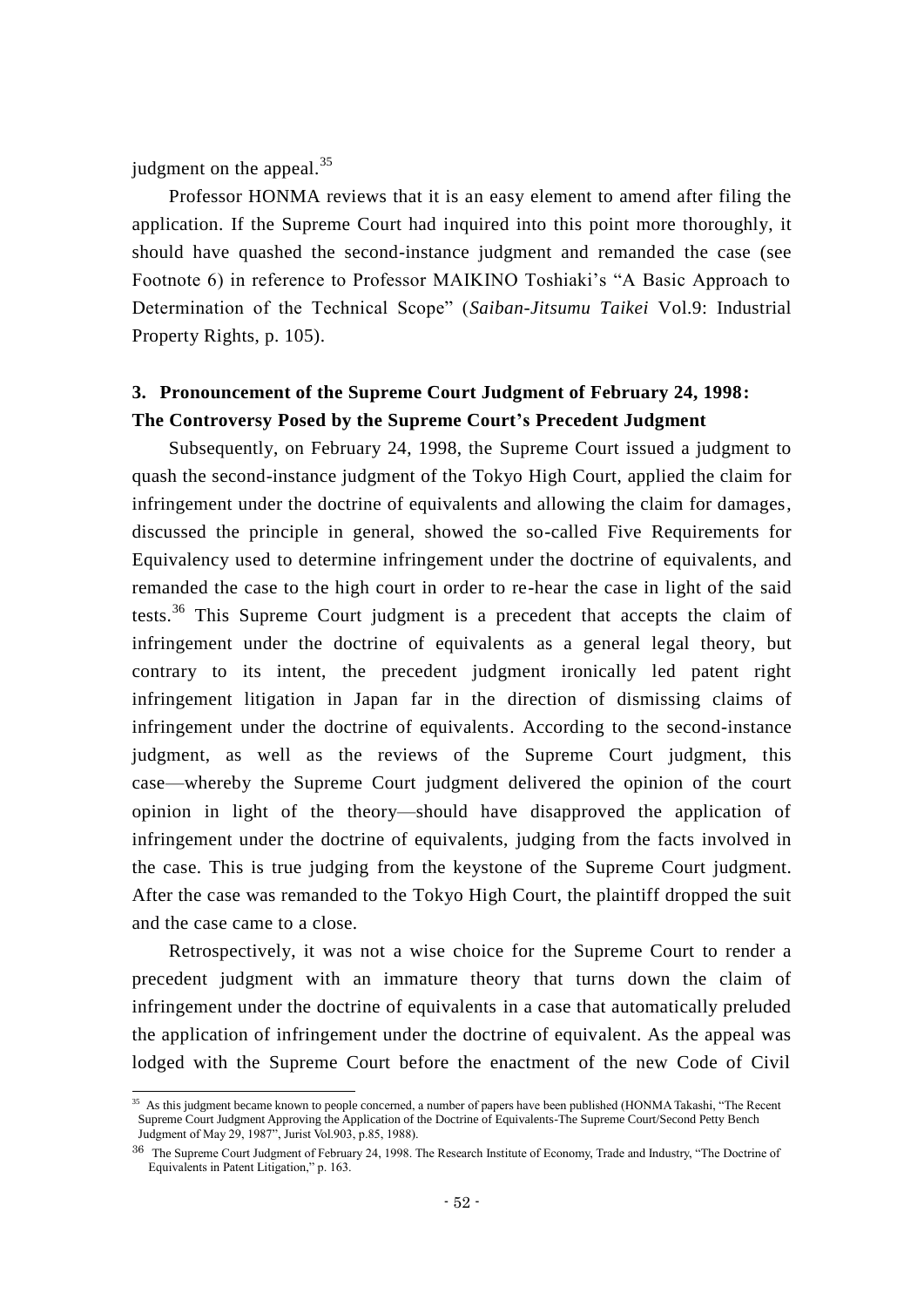judgment on the appeal.[35]

Professor HONMA reviews that it is an easy element to amend after filing the application. If the Supreme Court had inquired into this point more thoroughly, it should have quashed the second-instance judgment and remanded the case (see Footnote 6) in reference to Professor MAIKINO Toshiaki's "A Basic Approach to Determination of the Technical Scope" (*Saiban-Jitsumu Taikei* Vol.9: Industrial Property Rights, p. 105).

### 3. Pronouncement of the Supreme Court Judgment of February 24, 1998: The Controversy Posed by the Supreme Court's Precedent Judgment

Subsequently, on February 24, 1998, the Supreme Court issued a judgment to quash the second-instance judgment of the Tokyo High Court, applied the claim for infringement under the doctrine of equivalents and allowing the claim for damages, discussed the principle in general, showed the so-called Five Requirements for Equivalency used to determine infringement under the doctrine of equivalents, and remanded the case to the high court in order to re-hear the case in light of the said tests.[36] This Supreme Court judgment is a precedent that accepts the claim of infringement under the doctrine of equivalents as a general legal theory, but contrary to its intent, the precedent judgment ironically led patent right infringement litigation in Japan far in the direction of dismissing claims of infringement under the doctrine of equivalents. According to the second-instance judgment, as well as the reviews of the Supreme Court judgment, this case—whereby the Supreme Court judgment delivered the opinion of the court opinion in light of the theory—should have disapproved the application of infringement under the doctrine of equivalents, judging from the facts involved in the case. This is true judging from the keystone of the Supreme Court judgment. After the case was remanded to the Tokyo High Court, the plaintiff dropped the suit and the case came to a close.

Retrospectively, it was not a wise choice for the Supreme Court to render a precedent judgment with an immature theory that turns down the claim of infringement under the doctrine of equivalents in a case that automatically preluded the application of infringement under the doctrine of equivalent. As the appeal was lodged with the Supreme Court before the enactment of the new Code of Civil

---

[35] As this judgment became known to people concerned, a number of papers have been published (HONMA Takashi, "The Recent Supreme Court Judgment Approving the Application of the Doctrine of Equivalents-The Supreme Court/Second Petty Bench Judgment of May 29, 1987", Jurist Vol.903, p.85, 1988).

[36] The Supreme Court Judgment of February 24, 1998. The Research Institute of Economy, Trade and Industry, "The Doctrine of Equivalents in Patent Litigation," p. 163.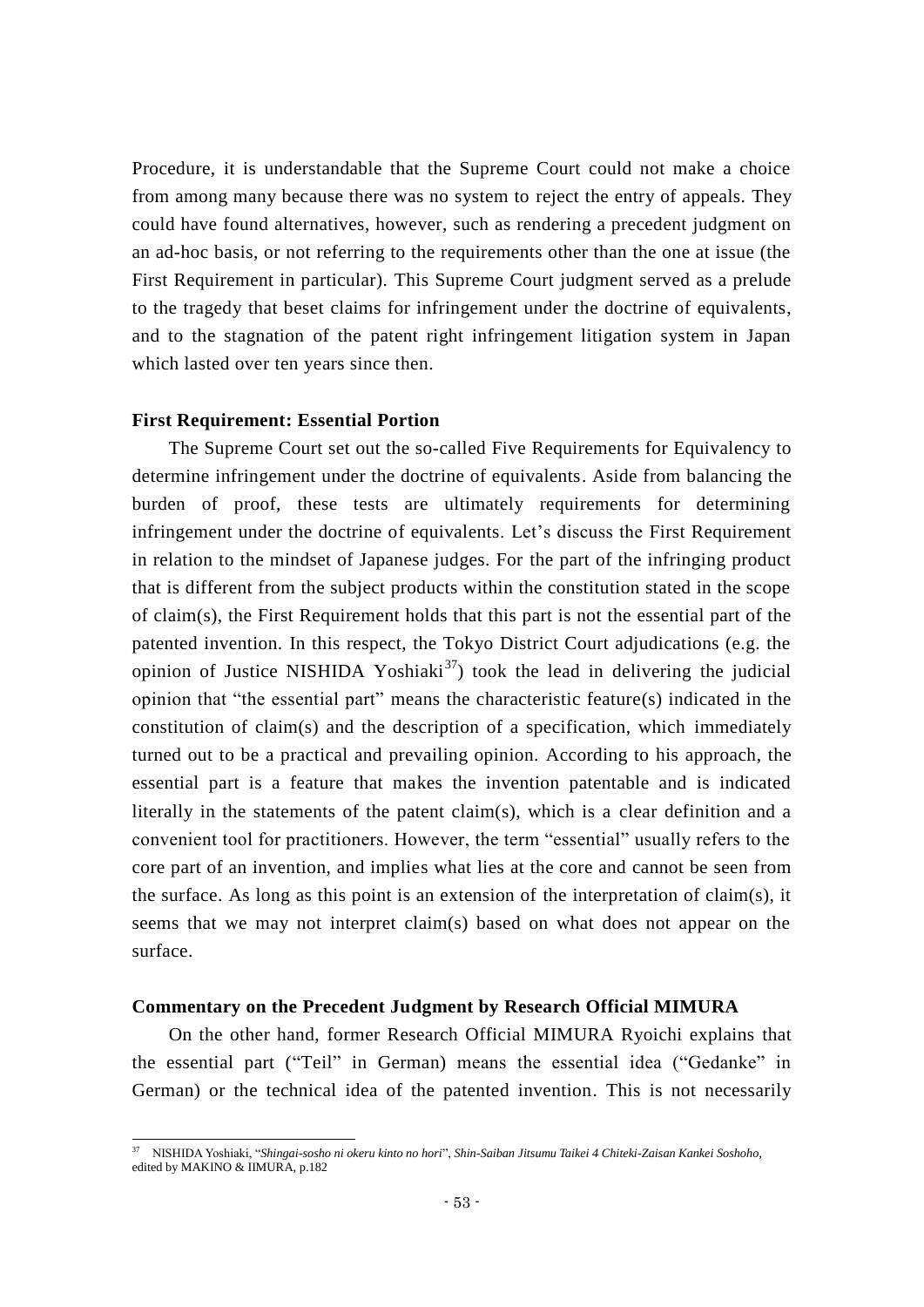Procedure, it is understandable that the Supreme Court could not make a choice from among many because there was no system to reject the entry of appeals. They could have found alternatives, however, such as rendering a precedent judgment on an ad-hoc basis, or not referring to the requirements other than the one at issue (the First Requirement in particular). This Supreme Court judgment served as a prelude to the tragedy that beset claims for infringement under the doctrine of equivalents, and to the stagnation of the patent right infringement litigation system in Japan which lasted over ten years since then.

### First Requirement: Essential Portion

The Supreme Court set out the so-called Five Requirements for Equivalency to determine infringement under the doctrine of equivalents. Aside from balancing the burden of proof, these tests are ultimately requirements for determining infringement under the doctrine of equivalents. Let's discuss the First Requirement in relation to the mindset of Japanese judges. For the part of the infringing product that is different from the subject products within the constitution stated in the scope of claim(s), the First Requirement holds that this part is not the essential part of the patented invention. In this respect, the Tokyo District Court adjudications (e.g. the opinion of Justice NISHIDA Yoshiaki[37]) took the lead in delivering the judicial opinion that "the essential part" means the characteristic feature(s) indicated in the constitution of claim(s) and the description of a specification, which immediately turned out to be a practical and prevailing opinion. According to his approach, the essential part is a feature that makes the invention patentable and is indicated literally in the statements of the patent claim(s), which is a clear definition and a convenient tool for practitioners. However, the term "essential" usually refers to the core part of an invention, and implies what lies at the core and cannot be seen from the surface. As long as this point is an extension of the interpretation of claim(s), it seems that we may not interpret claim(s) based on what does not appear on the surface.

### Commentary on the Precedent Judgment by Research Official MIMURA

On the other hand, former Research Official MIMURA Ryoichi explains that the essential part ("Teil" in German) means the essential idea ("Gedanke" in German) or the technical idea of the patented invention. This is not necessarily

[37] NISHIDA Yoshiaki, "*Shingai-sosho ni okeru kinto no hori*", *Shin-Saiban Jitsumu Taikei 4 Chiteki-Zaisan Kankei Soshoho*, edited by MAKINO & IIMURA, p.182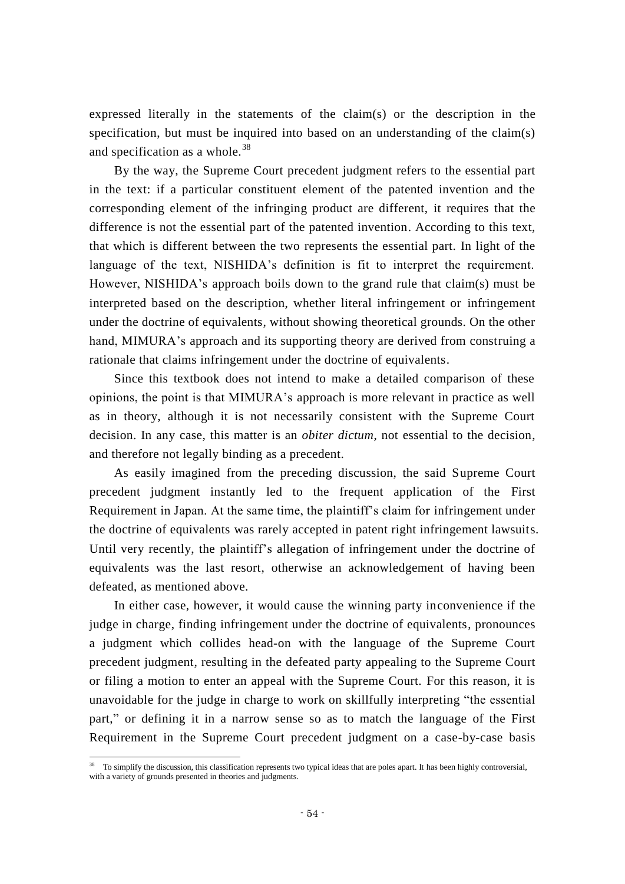expressed literally in the statements of the claim(s) or the description in the specification, but must be inquired into based on an understanding of the claim(s) and specification as a whole.[38]

By the way, the Supreme Court precedent judgment refers to the essential part in the text: if a particular constituent element of the patented invention and the corresponding element of the infringing product are different, it requires that the difference is not the essential part of the patented invention. According to this text, that which is different between the two represents the essential part. In light of the language of the text, NISHIDA's definition is fit to interpret the requirement. However, NISHIDA's approach boils down to the grand rule that claim(s) must be interpreted based on the description, whether literal infringement or infringement under the doctrine of equivalents, without showing theoretical grounds. On the other hand, MIMURA's approach and its supporting theory are derived from construing a rationale that claims infringement under the doctrine of equivalents.

Since this textbook does not intend to make a detailed comparison of these opinions, the point is that MIMURA's approach is more relevant in practice as well as in theory, although it is not necessarily consistent with the Supreme Court decision. In any case, this matter is an *obiter dictum*, not essential to the decision, and therefore not legally binding as a precedent.

As easily imagined from the preceding discussion, the said Supreme Court precedent judgment instantly led to the frequent application of the First Requirement in Japan. At the same time, the plaintiff's claim for infringement under the doctrine of equivalents was rarely accepted in patent right infringement lawsuits. Until very recently, the plaintiff's allegation of infringement under the doctrine of equivalents was the last resort, otherwise an acknowledgement of having been defeated, as mentioned above.

In either case, however, it would cause the winning party inconvenience if the judge in charge, finding infringement under the doctrine of equivalents, pronounces a judgment which collides head-on with the language of the Supreme Court precedent judgment, resulting in the defeated party appealing to the Supreme Court or filing a motion to enter an appeal with the Supreme Court. For this reason, it is unavoidable for the judge in charge to work on skillfully interpreting "the essential part," or defining it in a narrow sense so as to match the language of the First Requirement in the Supreme Court precedent judgment on a case-by-case basis

---

[38] To simplify the discussion, this classification represents two typical ideas that are poles apart. It has been highly controversial, with a variety of grounds presented in theories and judgments.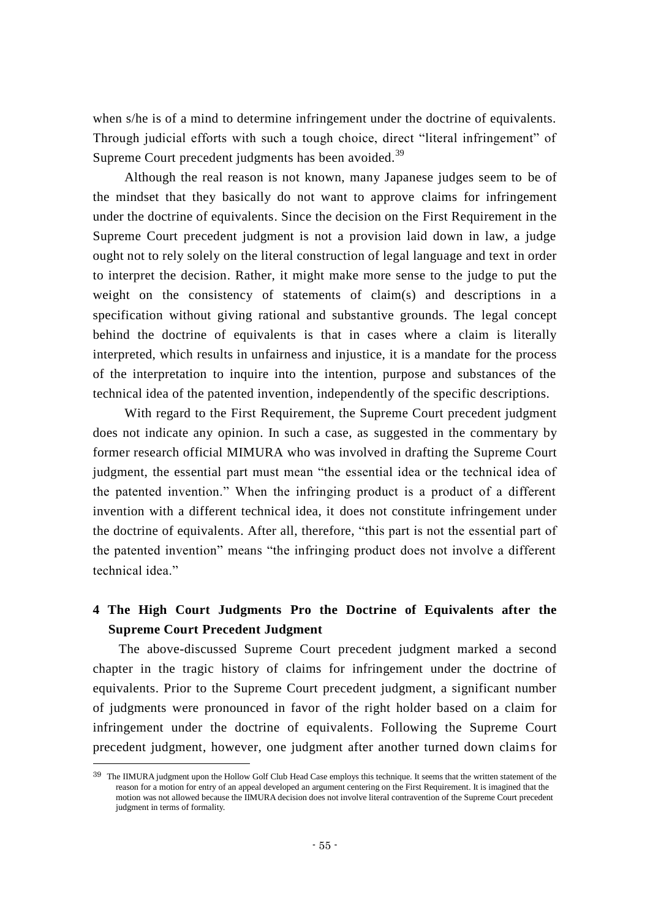when s/he is of a mind to determine infringement under the doctrine of equivalents. Through judicial efforts with such a tough choice, direct "literal infringement" of Supreme Court precedent judgments has been avoided.[39]

Although the real reason is not known, many Japanese judges seem to be of the mindset that they basically do not want to approve claims for infringement under the doctrine of equivalents. Since the decision on the First Requirement in the Supreme Court precedent judgment is not a provision laid down in law, a judge ought not to rely solely on the literal construction of legal language and text in order to interpret the decision. Rather, it might make more sense to the judge to put the weight on the consistency of statements of claim(s) and descriptions in a specification without giving rational and substantive grounds. The legal concept behind the doctrine of equivalents is that in cases where a claim is literally interpreted, which results in unfairness and injustice, it is a mandate for the process of the interpretation to inquire into the intention, purpose and substances of the technical idea of the patented invention, independently of the specific descriptions.

With regard to the First Requirement, the Supreme Court precedent judgment does not indicate any opinion. In such a case, as suggested in the commentary by former research official MIMURA who was involved in drafting the Supreme Court judgment, the essential part must mean "the essential idea or the technical idea of the patented invention." When the infringing product is a product of a different invention with a different technical idea, it does not constitute infringement under the doctrine of equivalents. After all, therefore, "this part is not the essential part of the patented invention" means "the infringing product does not involve a different technical idea."

## 4 The High Court Judgments Pro the Doctrine of Equivalents after the Supreme Court Precedent Judgment

The above-discussed Supreme Court precedent judgment marked a second chapter in the tragic history of claims for infringement under the doctrine of equivalents. Prior to the Supreme Court precedent judgment, a significant number of judgments were pronounced in favor of the right holder based on a claim for infringement under the doctrine of equivalents. Following the Supreme Court precedent judgment, however, one judgment after another turned down claims for

---

[39] The IIMURA judgment upon the Hollow Golf Club Head Case employs this technique. It seems that the written statement of the reason for a motion for entry of an appeal developed an argument centering on the First Requirement. It is imagined that the motion was not allowed because the IIMURA decision does not involve literal contravention of the Supreme Court precedent judgment in terms of formality.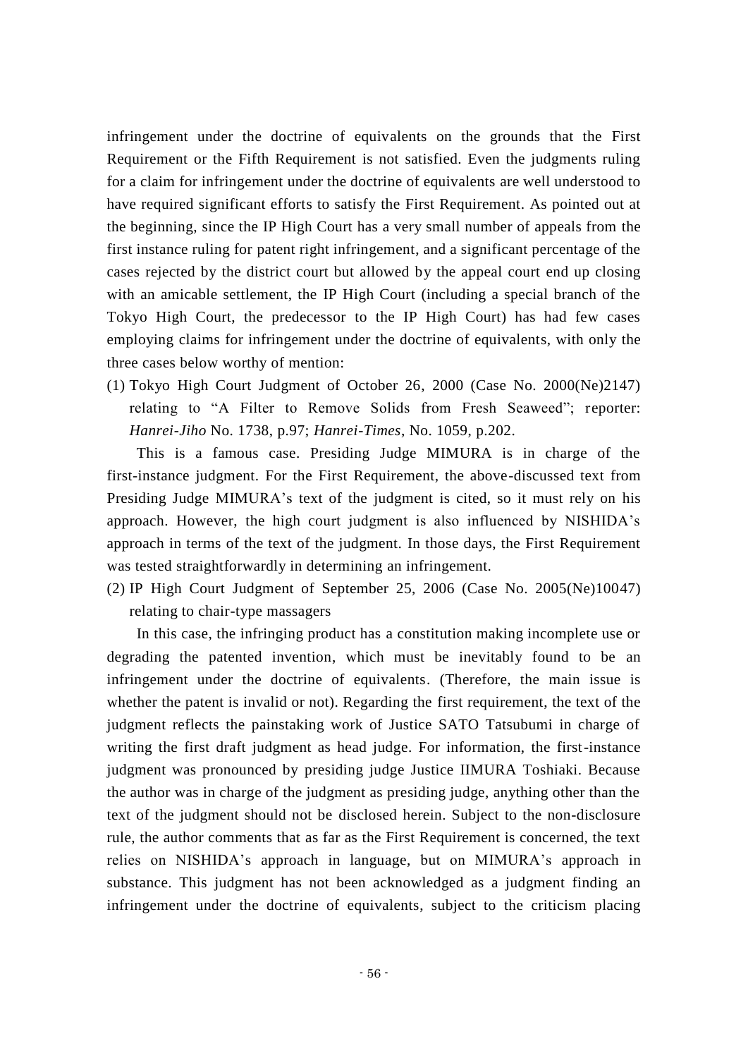infringement under the doctrine of equivalents on the grounds that the First Requirement or the Fifth Requirement is not satisfied. Even the judgments ruling for a claim for infringement under the doctrine of equivalents are well understood to have required significant efforts to satisfy the First Requirement. As pointed out at the beginning, since the IP High Court has a very small number of appeals from the first instance ruling for patent right infringement, and a significant percentage of the cases rejected by the district court but allowed by the appeal court end up closing with an amicable settlement, the IP High Court (including a special branch of the Tokyo High Court, the predecessor to the IP High Court) has had few cases employing claims for infringement under the doctrine of equivalents, with only the three cases below worthy of mention:

(1) Tokyo High Court Judgment of October 26, 2000 (Case No. 2000(Ne)2147) relating to "A Filter to Remove Solids from Fresh Seaweed"; reporter: *Hanrei-Jiho* No. 1738, p.97; *Hanrei-Times*, No. 1059, p.202.

This is a famous case. Presiding Judge MIMURA is in charge of the first-instance judgment. For the First Requirement, the above-discussed text from Presiding Judge MIMURA's text of the judgment is cited, so it must rely on his approach. However, the high court judgment is also influenced by NISHIDA's approach in terms of the text of the judgment. In those days, the First Requirement was tested straightforwardly in determining an infringement.

(2) IP High Court Judgment of September 25, 2006 (Case No. 2005(Ne)10047) relating to chair-type massagers

In this case, the infringing product has a constitution making incomplete use or degrading the patented invention, which must be inevitably found to be an infringement under the doctrine of equivalents. (Therefore, the main issue is whether the patent is invalid or not). Regarding the first requirement, the text of the judgment reflects the painstaking work of Justice SATO Tatsubumi in charge of writing the first draft judgment as head judge. For information, the first-instance judgment was pronounced by presiding judge Justice IIMURA Toshiaki. Because the author was in charge of the judgment as presiding judge, anything other than the text of the judgment should not be disclosed herein. Subject to the non-disclosure rule, the author comments that as far as the First Requirement is concerned, the text relies on NISHIDA's approach in language, but on MIMURA's approach in substance. This judgment has not been acknowledged as a judgment finding an infringement under the doctrine of equivalents, subject to the criticism placing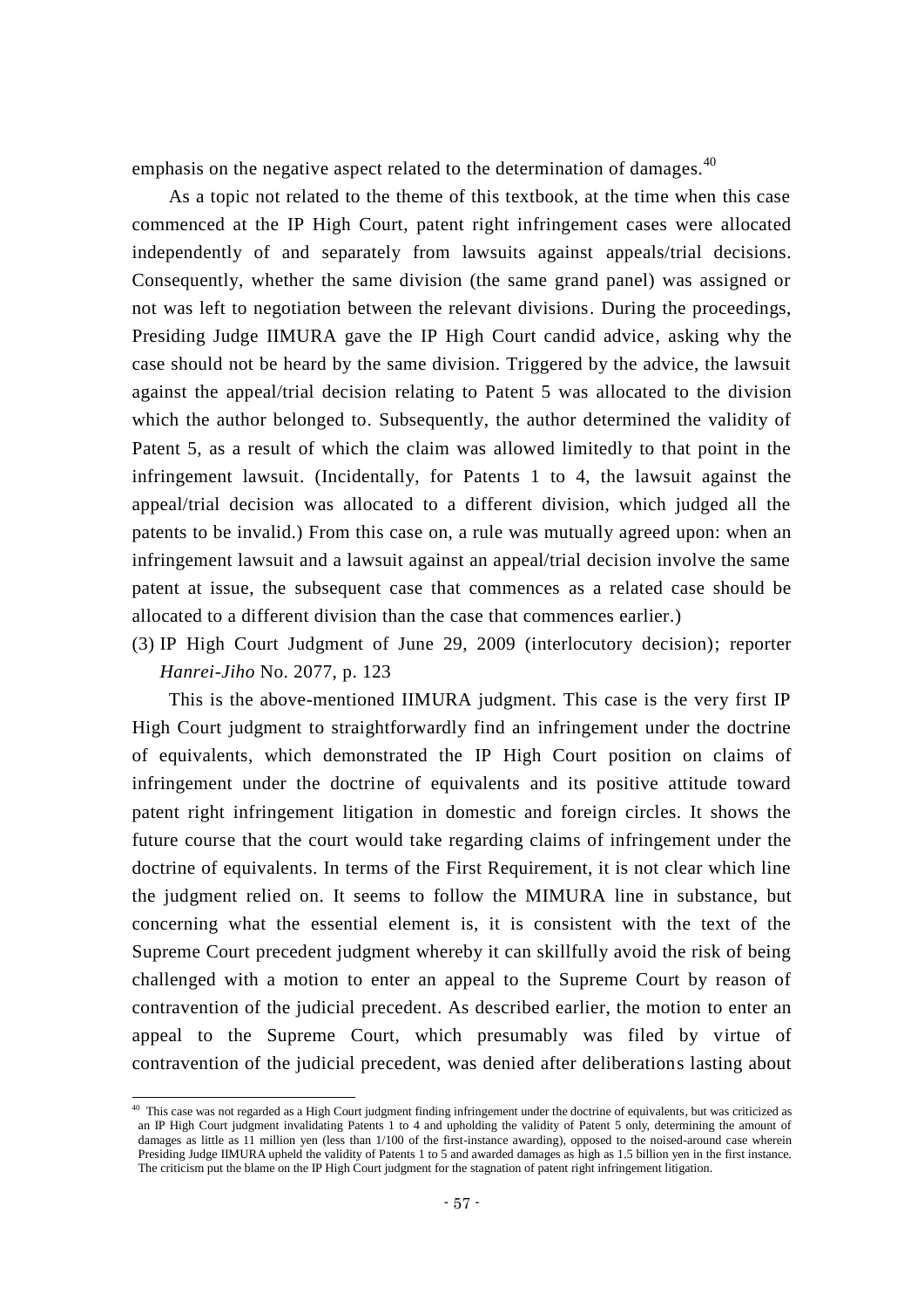emphasis on the negative aspect related to the determination of damages.[40]

As a topic not related to the theme of this textbook, at the time when this case commenced at the IP High Court, patent right infringement cases were allocated independently of and separately from lawsuits against appeals/trial decisions. Consequently, whether the same division (the same grand panel) was assigned or not was left to negotiation between the relevant divisions. During the proceedings, Presiding Judge IIMURA gave the IP High Court candid advice, asking why the case should not be heard by the same division. Triggered by the advice, the lawsuit against the appeal/trial decision relating to Patent 5 was allocated to the division which the author belonged to. Subsequently, the author determined the validity of Patent 5, as a result of which the claim was allowed limitedly to that point in the infringement lawsuit. (Incidentally, for Patents 1 to 4, the lawsuit against the appeal/trial decision was allocated to a different division, which judged all the patents to be invalid.) From this case on, a rule was mutually agreed upon: when an infringement lawsuit and a lawsuit against an appeal/trial decision involve the same patent at issue, the subsequent case that commences as a related case should be allocated to a different division than the case that commences earlier.)

(3) IP High Court Judgment of June 29, 2009 (interlocutory decision); reporter *Hanrei-Jiho* No. 2077, p. 123

This is the above-mentioned IIMURA judgment. This case is the very first IP High Court judgment to straightforwardly find an infringement under the doctrine of equivalents, which demonstrated the IP High Court position on claims of infringement under the doctrine of equivalents and its positive attitude toward patent right infringement litigation in domestic and foreign circles. It shows the future course that the court would take regarding claims of infringement under the doctrine of equivalents. In terms of the First Requirement, it is not clear which line the judgment relied on. It seems to follow the MIMURA line in substance, but concerning what the essential element is, it is consistent with the text of the Supreme Court precedent judgment whereby it can skillfully avoid the risk of being challenged with a motion to enter an appeal to the Supreme Court by reason of contravention of the judicial precedent. As described earlier, the motion to enter an appeal to the Supreme Court, which presumably was filed by virtue of contravention of the judicial precedent, was denied after deliberations lasting about

---

[40] This case was not regarded as a High Court judgment finding infringement under the doctrine of equivalents, but was criticized as an IP High Court judgment invalidating Patents 1 to 4 and upholding the validity of Patent 5 only, determining the amount of damages as little as 11 million yen (less than 1/100 of the first-instance awarding), opposed to the noised-around case wherein Presiding Judge IIMURA upheld the validity of Patents 1 to 5 and awarded damages as high as 1.5 billion yen in the first instance. The criticism put the blame on the IP High Court judgment for the stagnation of patent right infringement litigation.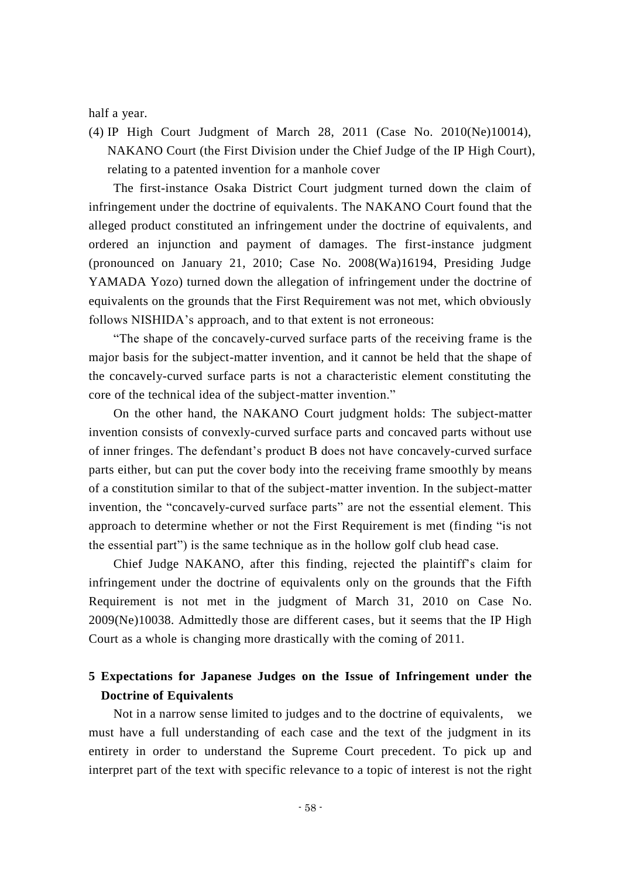half a year.

(4) IP High Court Judgment of March 28, 2011 (Case No. 2010(Ne)10014), NAKANO Court (the First Division under the Chief Judge of the IP High Court), relating to a patented invention for a manhole cover

The first-instance Osaka District Court judgment turned down the claim of infringement under the doctrine of equivalents. The NAKANO Court found that the alleged product constituted an infringement under the doctrine of equivalents, and ordered an injunction and payment of damages. The first-instance judgment (pronounced on January 21, 2010; Case No. 2008(Wa)16194, Presiding Judge YAMADA Yozo) turned down the allegation of infringement under the doctrine of equivalents on the grounds that the First Requirement was not met, which obviously follows NISHIDA's approach, and to that extent is not erroneous:

"The shape of the concavely-curved surface parts of the receiving frame is the major basis for the subject-matter invention, and it cannot be held that the shape of the concavely-curved surface parts is not a characteristic element constituting the core of the technical idea of the subject-matter invention."

On the other hand, the NAKANO Court judgment holds: The subject-matter invention consists of convexly-curved surface parts and concaved parts without use of inner fringes. The defendant's product B does not have concavely-curved surface parts either, but can put the cover body into the receiving frame smoothly by means of a constitution similar to that of the subject-matter invention. In the subject-matter invention, the "concavely-curved surface parts" are not the essential element. This approach to determine whether or not the First Requirement is met (finding "is not the essential part") is the same technique as in the hollow golf club head case.

Chief Judge NAKANO, after this finding, rejected the plaintiff's claim for infringement under the doctrine of equivalents only on the grounds that the Fifth Requirement is not met in the judgment of March 31, 2010 on Case No. 2009(Ne)10038. Admittedly those are different cases, but it seems that the IP High Court as a whole is changing more drastically with the coming of 2011.

## 5 Expectations for Japanese Judges on the Issue of Infringement under the Doctrine of Equivalents

Not in a narrow sense limited to judges and to the doctrine of equivalents, we must have a full understanding of each case and the text of the judgment in its entirety in order to understand the Supreme Court precedent. To pick up and interpret part of the text with specific relevance to a topic of interest is not the right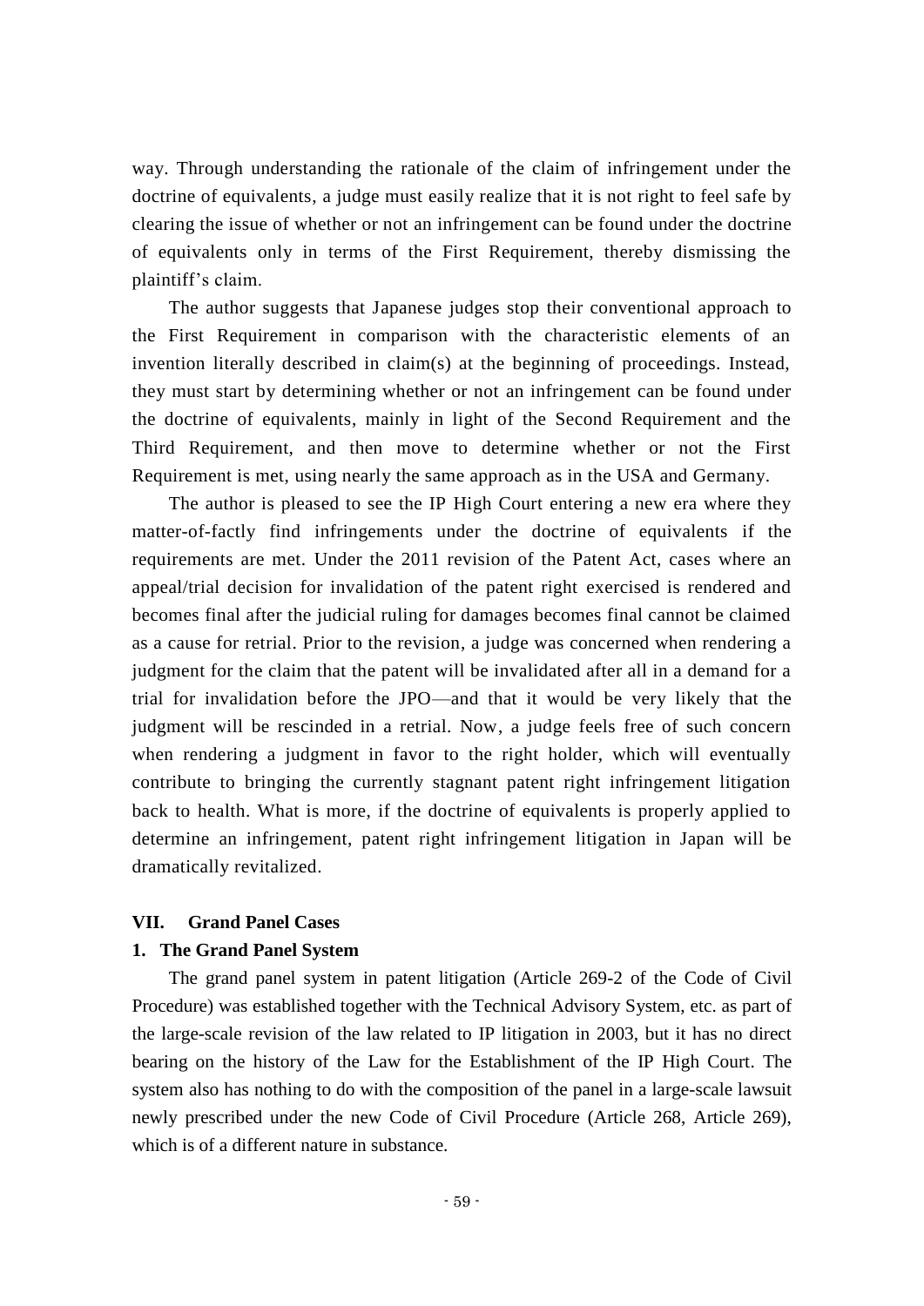way. Through understanding the rationale of the claim of infringement under the doctrine of equivalents, a judge must easily realize that it is not right to feel safe by clearing the issue of whether or not an infringement can be found under the doctrine of equivalents only in terms of the First Requirement, thereby dismissing the plaintiff's claim.

The author suggests that Japanese judges stop their conventional approach to the First Requirement in comparison with the characteristic elements of an invention literally described in claim(s) at the beginning of proceedings. Instead, they must start by determining whether or not an infringement can be found under the doctrine of equivalents, mainly in light of the Second Requirement and the Third Requirement, and then move to determine whether or not the First Requirement is met, using nearly the same approach as in the USA and Germany.

The author is pleased to see the IP High Court entering a new era where they matter-of-factly find infringements under the doctrine of equivalents if the requirements are met. Under the 2011 revision of the Patent Act, cases where an appeal/trial decision for invalidation of the patent right exercised is rendered and becomes final after the judicial ruling for damages becomes final cannot be claimed as a cause for retrial. Prior to the revision, a judge was concerned when rendering a judgment for the claim that the patent will be invalidated after all in a demand for a trial for invalidation before the JPO—and that it would be very likely that the judgment will be rescinded in a retrial. Now, a judge feels free of such concern when rendering a judgment in favor to the right holder, which will eventually contribute to bringing the currently stagnant patent right infringement litigation back to health. What is more, if the doctrine of equivalents is properly applied to determine an infringement, patent right infringement litigation in Japan will be dramatically revitalized.

## VII. Grand Panel Cases

### 1. The Grand Panel System

The grand panel system in patent litigation (Article 269-2 of the Code of Civil Procedure) was established together with the Technical Advisory System, etc. as part of the large-scale revision of the law related to IP litigation in 2003, but it has no direct bearing on the history of the Law for the Establishment of the IP High Court. The system also has nothing to do with the composition of the panel in a large-scale lawsuit newly prescribed under the new Code of Civil Procedure (Article 268, Article 269), which is of a different nature in substance.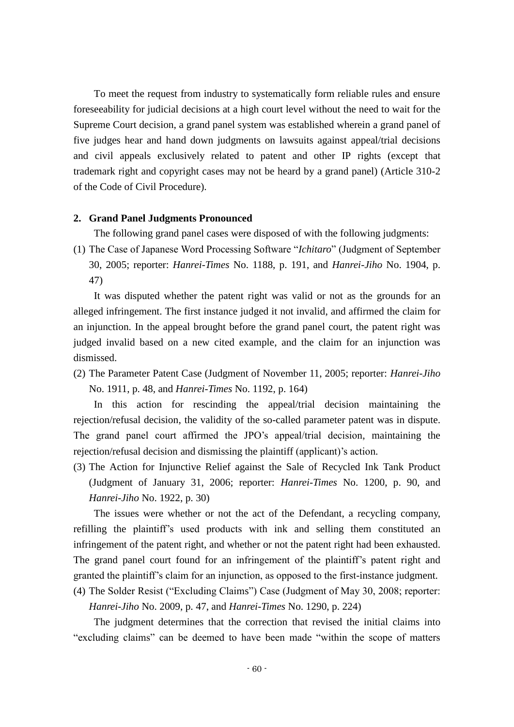To meet the request from industry to systematically form reliable rules and ensure foreseeability for judicial decisions at a high court level without the need to wait for the Supreme Court decision, a grand panel system was established wherein a grand panel of five judges hear and hand down judgments on lawsuits against appeal/trial decisions and civil appeals exclusively related to patent and other IP rights (except that trademark right and copyright cases may not be heard by a grand panel) (Article 310-2 of the Code of Civil Procedure).

## 2. Grand Panel Judgments Pronounced

The following grand panel cases were disposed of with the following judgments:

(1) The Case of Japanese Word Processing Software "*Ichitaro*" (Judgment of September 30, 2005; reporter: *Hanrei-Times* No. 1188, p. 191, and *Hanrei-Jiho* No. 1904, p. 47)

It was disputed whether the patent right was valid or not as the grounds for an alleged infringement. The first instance judged it not invalid, and affirmed the claim for an injunction. In the appeal brought before the grand panel court, the patent right was judged invalid based on a new cited example, and the claim for an injunction was dismissed.

(2) The Parameter Patent Case (Judgment of November 11, 2005; reporter: *Hanrei-Jiho* No. 1911, p. 48, and *Hanrei-Times* No. 1192, p. 164)

In this action for rescinding the appeal/trial decision maintaining the rejection/refusal decision, the validity of the so-called parameter patent was in dispute. The grand panel court affirmed the JPO's appeal/trial decision, maintaining the rejection/refusal decision and dismissing the plaintiff (applicant)'s action.

(3) The Action for Injunctive Relief against the Sale of Recycled Ink Tank Product (Judgment of January 31, 2006; reporter: *Hanrei-Times* No. 1200, p. 90, and *Hanrei-Jiho* No. 1922, p. 30)

The issues were whether or not the act of the Defendant, a recycling company, refilling the plaintiff's used products with ink and selling them constituted an infringement of the patent right, and whether or not the patent right had been exhausted. The grand panel court found for an infringement of the plaintiff's patent right and granted the plaintiff's claim for an injunction, as opposed to the first-instance judgment.

(4) The Solder Resist ("Excluding Claims") Case (Judgment of May 30, 2008; reporter: *Hanrei-Jiho* No. 2009, p. 47, and *Hanrei-Times* No. 1290, p. 224)

The judgment determines that the correction that revised the initial claims into "excluding claims" can be deemed to have been made "within the scope of matters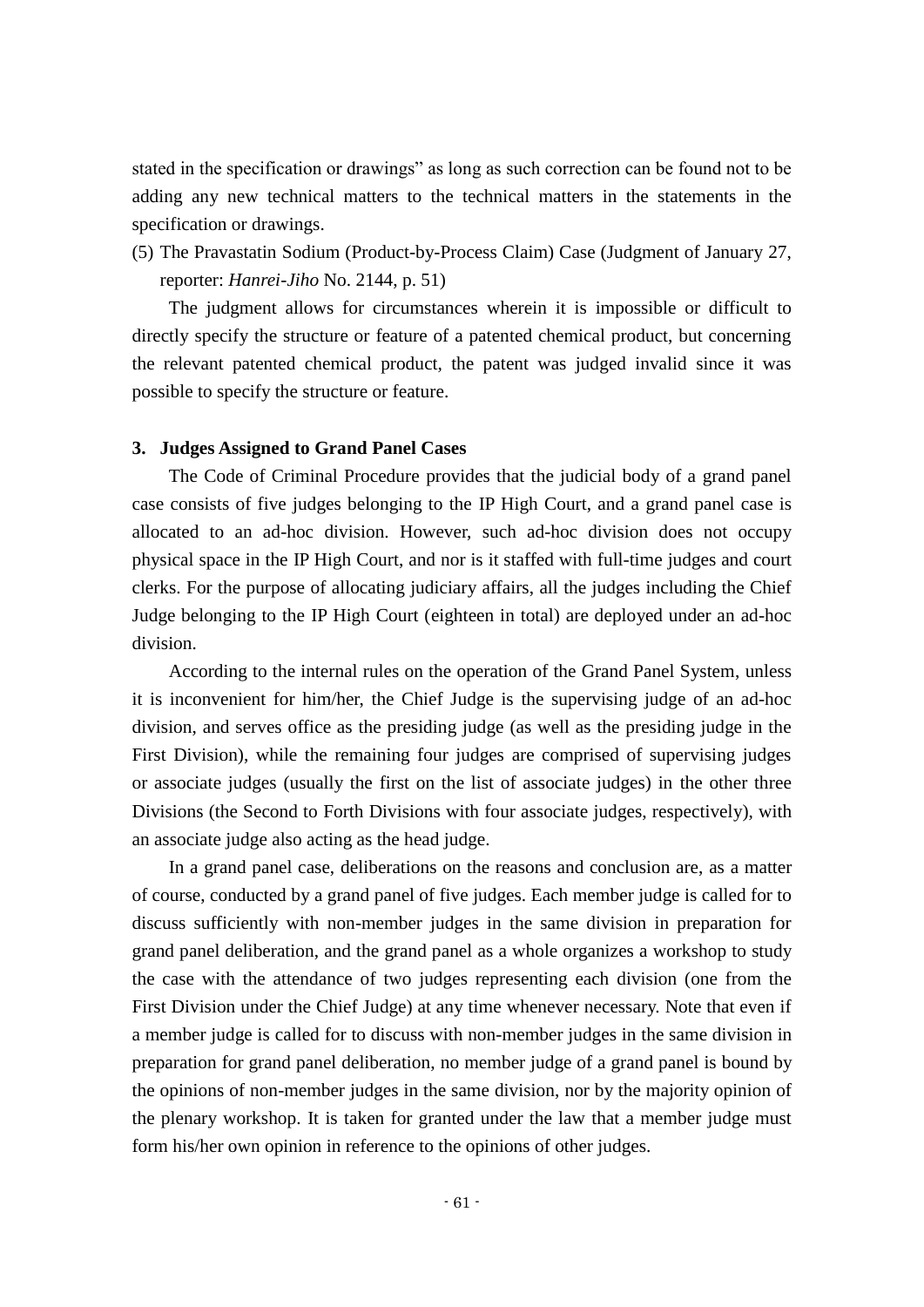stated in the specification or drawings" as long as such correction can be found not to be adding any new technical matters to the technical matters in the statements in the specification or drawings.

(5) The Pravastatin Sodium (Product-by-Process Claim) Case (Judgment of January 27, reporter: *Hanrei-Jiho* No. 2144, p. 51)

The judgment allows for circumstances wherein it is impossible or difficult to directly specify the structure or feature of a patented chemical product, but concerning the relevant patented chemical product, the patent was judged invalid since it was possible to specify the structure or feature.

### 3. Judges Assigned to Grand Panel Cases

The Code of Criminal Procedure provides that the judicial body of a grand panel case consists of five judges belonging to the IP High Court, and a grand panel case is allocated to an ad-hoc division. However, such ad-hoc division does not occupy physical space in the IP High Court, and nor is it staffed with full-time judges and court clerks. For the purpose of allocating judiciary affairs, all the judges including the Chief Judge belonging to the IP High Court (eighteen in total) are deployed under an ad-hoc division.

According to the internal rules on the operation of the Grand Panel System, unless it is inconvenient for him/her, the Chief Judge is the supervising judge of an ad-hoc division, and serves office as the presiding judge (as well as the presiding judge in the First Division), while the remaining four judges are comprised of supervising judges or associate judges (usually the first on the list of associate judges) in the other three Divisions (the Second to Forth Divisions with four associate judges, respectively), with an associate judge also acting as the head judge.

In a grand panel case, deliberations on the reasons and conclusion are, as a matter of course, conducted by a grand panel of five judges. Each member judge is called for to discuss sufficiently with non-member judges in the same division in preparation for grand panel deliberation, and the grand panel as a whole organizes a workshop to study the case with the attendance of two judges representing each division (one from the First Division under the Chief Judge) at any time whenever necessary. Note that even if a member judge is called for to discuss with non-member judges in the same division in preparation for grand panel deliberation, no member judge of a grand panel is bound by the opinions of non-member judges in the same division, nor by the majority opinion of the plenary workshop. It is taken for granted under the law that a member judge must form his/her own opinion in reference to the opinions of other judges.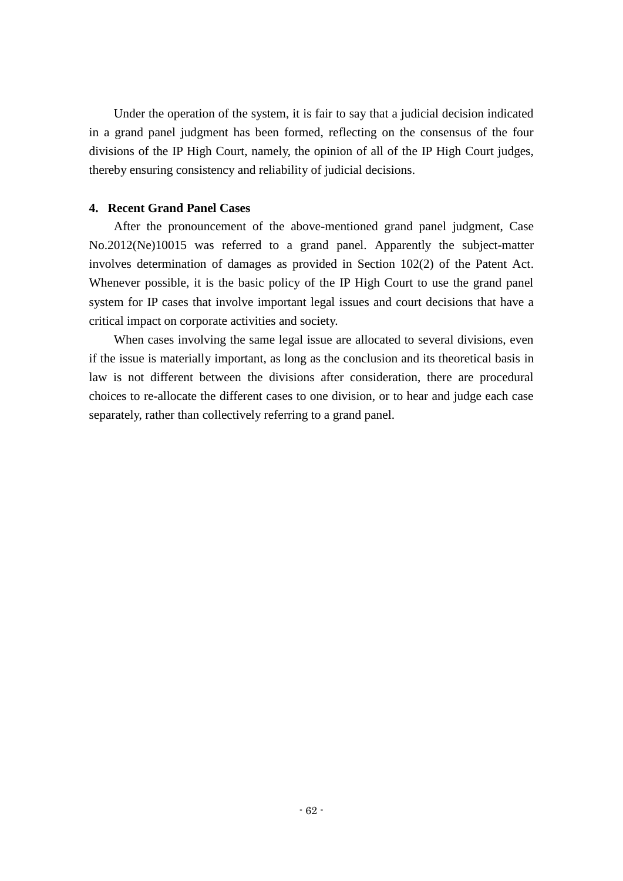Under the operation of the system, it is fair to say that a judicial decision indicated in a grand panel judgment has been formed, reflecting on the consensus of the four divisions of the IP High Court, namely, the opinion of all of the IP High Court judges, thereby ensuring consistency and reliability of judicial decisions.

**4. Recent Grand Panel Cases**

After the pronouncement of the above-mentioned grand panel judgment, Case No.2012(Ne)10015 was referred to a grand panel. Apparently the subject-matter involves determination of damages as provided in Section 102(2) of the Patent Act. Whenever possible, it is the basic policy of the IP High Court to use the grand panel system for IP cases that involve important legal issues and court decisions that have a critical impact on corporate activities and society.

When cases involving the same legal issue are allocated to several divisions, even if the issue is materially important, as long as the conclusion and its theoretical basis in law is not different between the divisions after consideration, there are procedural choices to re-allocate the different cases to one division, or to hear and judge each case separately, rather than collectively referring to a grand panel.